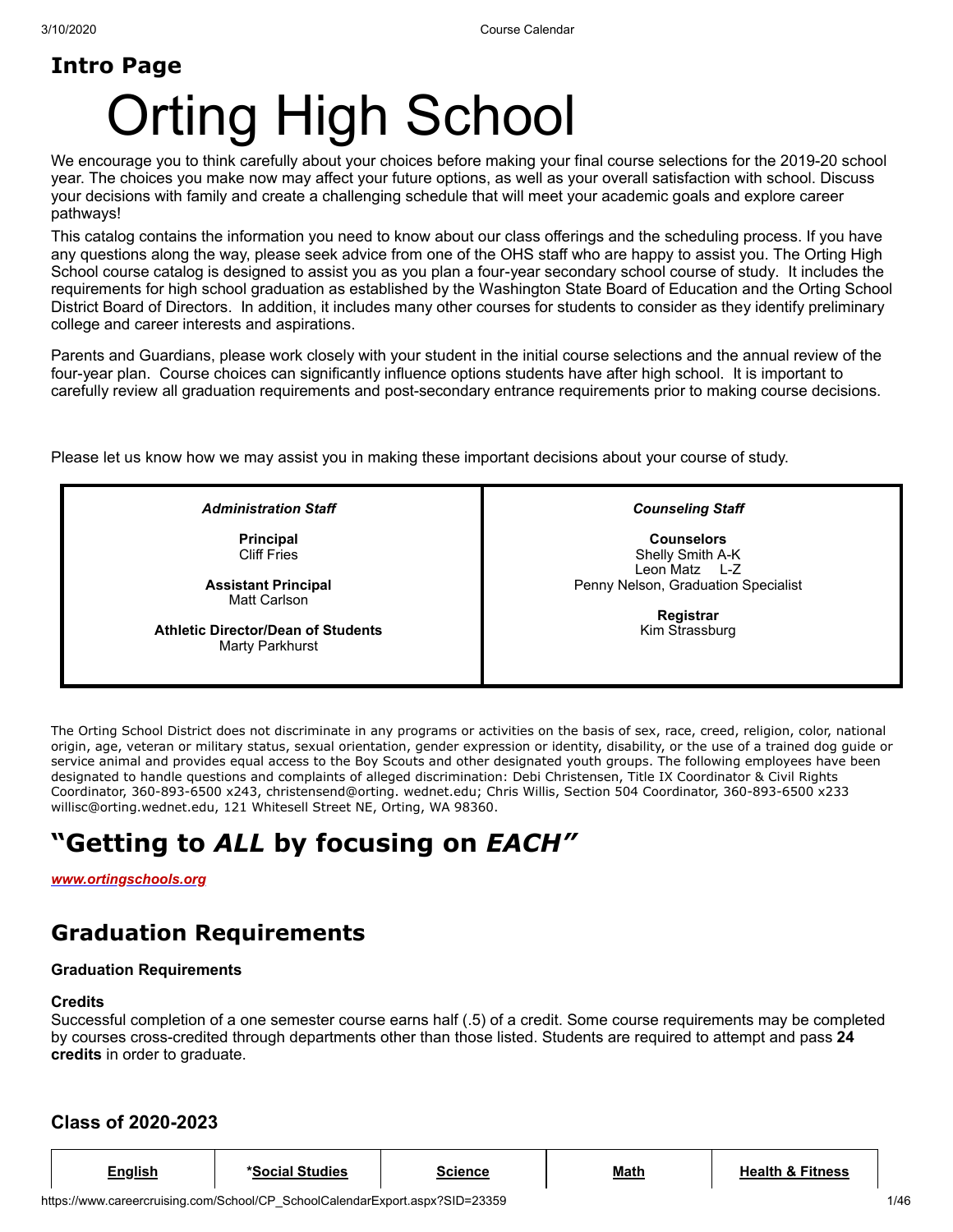## Intro Page

# Orting High School

We encourage you to think carefully about your choices before making your final course selections for the 2019-20 school year. The choices you make now may affect your future options, as well as your overall satisfaction with school. Discuss your decisions with family and create a challenging schedule that will meet your academic goals and explore career pathways!

This catalog contains the information you need to know about our class offerings and the scheduling process. If you have any questions along the way, please seek advice from one of the OHS staff who are happy to assist you. The Orting High School course catalog is designed to assist you as you plan a four-year secondary school course of study. It includes the requirements for high school graduation as established by the Washington State Board of Education and the Orting School District Board of Directors. In addition, it includes many other courses for students to consider as they identify preliminary college and career interests and aspirations.

Parents and Guardians, please work closely with your student in the initial course selections and the annual review of the four-year plan. Course choices can significantly influence options students have after high school. It is important to carefully review all graduation requirements and post-secondary entrance requirements prior to making course decisions.

Please let us know how we may assist you in making these important decisions about your course of study.

| *Administration Staff* | *Counseling Staff* |
|---|---|
| **Principal**<br>Cliff Fries | **Counselors**<br>Shelly Smith A-K<br>Leon Matz L-Z<br>Penny Nelson, Graduation Specialist |
| **Assistant Principal**<br>Matt Carlson | **Registrar**<br>Kim Strassburg |
| **Athletic Director/Dean of Students**<br>Marty Parkhurst | |

The Orting School District does not discriminate in any programs or activities on the basis of sex, race, creed, religion, color, national origin, age, veteran or military status, sexual orientation, gender expression or identity, disability, or the use of a trained dog guide or service animal and provides equal access to the Boy Scouts and other designated youth groups. The following employees have been designated to handle questions and complaints of alleged discrimination: Debi Christensen, Title IX Coordinator & Civil Rights Coordinator, 360-893-6500 x243, christensend@orting. wednet.edu; Chris Willis, Section 504 Coordinator, 360-893-6500 x233 willisc@orting.wednet.edu, 121 Whitesell Street NE, Orting, WA 98360.

# "Getting to *ALL* by focusing on *EACH*"

***www.ortingschools.org***

## Graduation Requirements

**Graduation Requirements**

**Credits**
Successful completion of a one semester course earns half (.5) of a credit. Some course requirements may be completed by courses cross-credited through departments other than those listed. Students are required to attempt and pass **24 credits** in order to graduate.

### Class of 2020-2023

| English | *Social Studies | Science | Math | Health & Fitness |
|---|---|---|---|---|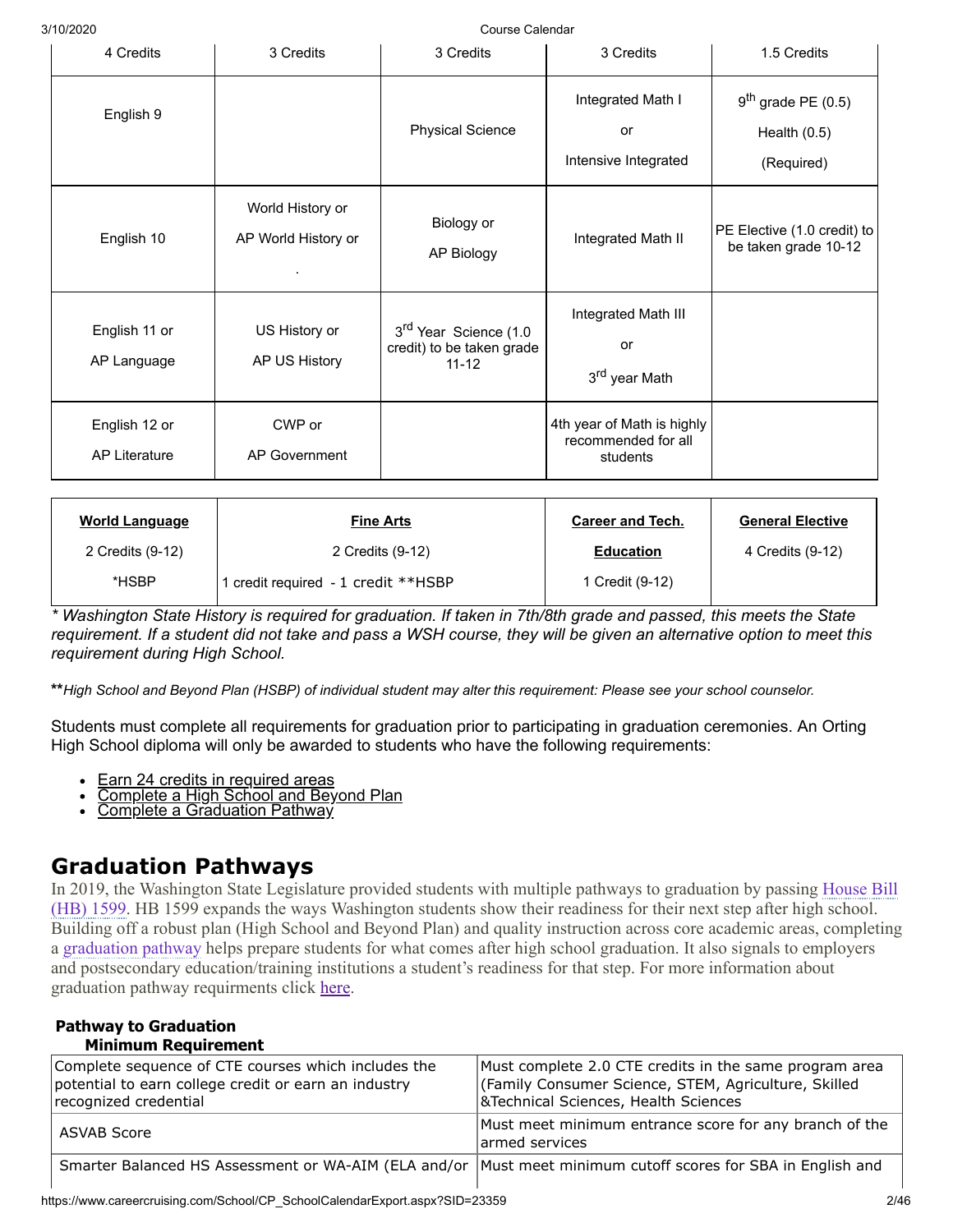| 4 Credits | 3 Credits | 3 Credits | 3 Credits | 1.5 Credits |
|---|---|---|---|---|
| English 9 | | Physical Science | Integrated Math I or Intensive Integrated | 9th grade PE (0.5) Health (0.5) (Required) |
| English 10 | World History or AP World History or . | Biology or AP Biology | Integrated Math II | PE Elective (1.0 credit) to be taken grade 10-12 |
| English 11 or AP Language | US History or AP US History | 3rd Year Science (1.0 credit) to be taken grade 11-12 | Integrated Math III or 3rd year Math | |
| English 12 or AP Literature | CWP or AP Government | | 4th year of Math is highly recommended for all students | |

| **World Language** | **Fine Arts** | **Career and Tech. Education** | **General Elective** |
|---|---|---|---|
| 2 Credits (9-12) *HSBP | 2 Credits (9-12) 1 credit required - 1 credit **HSBP | 1 Credit (9-12) | 4 Credits (9-12) |

*\* Washington State History is required for graduation. If taken in 7th/8th grade and passed, this meets the State requirement. If a student did not take and pass a WSH course, they will be given an alternative option to meet this requirement during High School.*

***\*High School and Beyond Plan (HSBP) of individual student may alter this requirement: Please see your school counselor.*

Students must complete all requirements for graduation prior to participating in graduation ceremonies. An Orting High School diploma will only be awarded to students who have the following requirements:

- Earn 24 credits in required areas
- Complete a High School and Beyond Plan
- Complete a Graduation Pathway

# Graduation Pathways

In 2019, the Washington State Legislature provided students with multiple pathways to graduation by passing House Bill (HB) 1599. HB 1599 expands the ways Washington students show their readiness for their next step after high school. Building off a robust plan (High School and Beyond Plan) and quality instruction across core academic areas, completing a graduation pathway helps prepare students for what comes after high school graduation. It also signals to employers and postsecondary education/training institutions a student's readiness for that step. For more information about graduation pathway requirments click here.

| **Pathway to Graduation** | **Minimum Requirement** |
|---|---|
| Complete sequence of CTE courses which includes the potential to earn college credit or earn an industry recognized credential | Must complete 2.0 CTE credits in the same program area (Family Consumer Science, STEM, Agriculture, Skilled &Technical Sciences, Health Sciences |
| ASVAB Score | Must meet minimum entrance score for any branch of the armed services |
| Smarter Balanced HS Assessment or WA-AIM (ELA and/or | Must meet minimum cutoff scores for SBA in English and |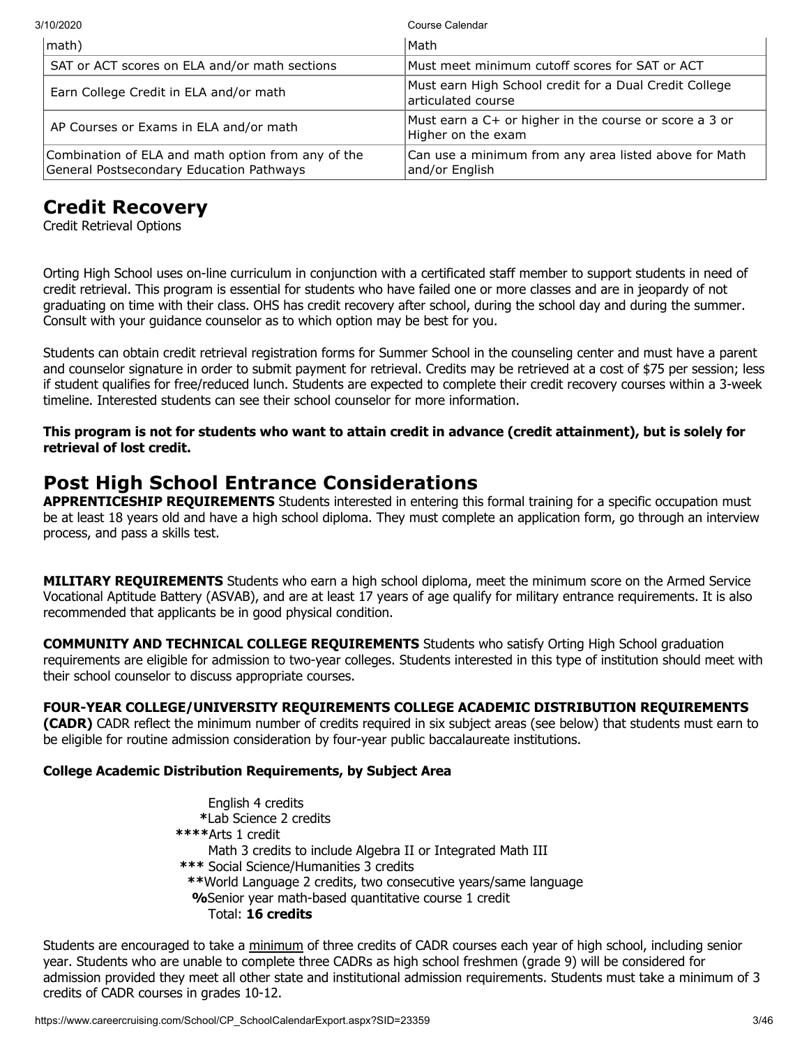| math) | Math |
|---|---|
| SAT or ACT scores on ELA and/or math sections | Must meet minimum cutoff scores for SAT or ACT |
| Earn College Credit in ELA and/or math | Must earn High School credit for a Dual Credit College articulated course |
| AP Courses or Exams in ELA and/or math | Must earn a C+ or higher in the course or score a 3 or Higher on the exam |
| Combination of ELA and math option from any of the General Postsecondary Education Pathways | Can use a minimum from any area listed above for Math and/or English |

## Credit Recovery

Credit Retrieval Options

Orting High School uses on-line curriculum in conjunction with a certificated staff member to support students in need of credit retrieval. This program is essential for students who have failed one or more classes and are in jeopardy of not graduating on time with their class. OHS has credit recovery after school, during the school day and during the summer. Consult with your guidance counselor as to which option may be best for you.

Students can obtain credit retrieval registration forms for Summer School in the counseling center and must have a parent and counselor signature in order to submit payment for retrieval. Credits may be retrieved at a cost of $75 per session; less if student qualifies for free/reduced lunch. Students are expected to complete their credit recovery courses within a 3-week timeline. Interested students can see their school counselor for more information.

**This program is not for students who want to attain credit in advance (credit attainment), but is solely for retrieval of lost credit.**

## Post High School Entrance Considerations

**APPRENTICESHIP REQUIREMENTS** Students interested in entering this formal training for a specific occupation must be at least 18 years old and have a high school diploma. They must complete an application form, go through an interview process, and pass a skills test.

**MILITARY REQUIREMENTS** Students who earn a high school diploma, meet the minimum score on the Armed Service Vocational Aptitude Battery (ASVAB), and are at least 17 years of age qualify for military entrance requirements. It is also recommended that applicants be in good physical condition.

**COMMUNITY AND TECHNICAL COLLEGE REQUIREMENTS** Students who satisfy Orting High School graduation requirements are eligible for admission to two-year colleges. Students interested in this type of institution should meet with their school counselor to discuss appropriate courses.

**FOUR-YEAR COLLEGE/UNIVERSITY REQUIREMENTS COLLEGE ACADEMIC DISTRIBUTION REQUIREMENTS (CADR)** CADR reflect the minimum number of credits required in six subject areas (see below) that students must earn to be eligible for routine admission consideration by four-year public baccalaureate institutions.

**College Academic Distribution Requirements, by Subject Area**

English 4 credits
**\***Lab Science 2 credits
**\*\*\*\***Arts 1 credit
Math 3 credits to include Algebra II or Integrated Math III
**\*\*\*** Social Science/Humanities 3 credits
**\*\***World Language 2 credits, two consecutive years/same language
**%**Senior year math-based quantitative course 1 credit
Total: **16 credits**

Students are encouraged to take a <u>minimum</u> of three credits of CADR courses each year of high school, including senior year. Students who are unable to complete three CADRs as high school freshmen (grade 9) will be considered for admission provided they meet all other state and institutional admission requirements. Students must take a minimum of 3 credits of CADR courses in grades 10-12.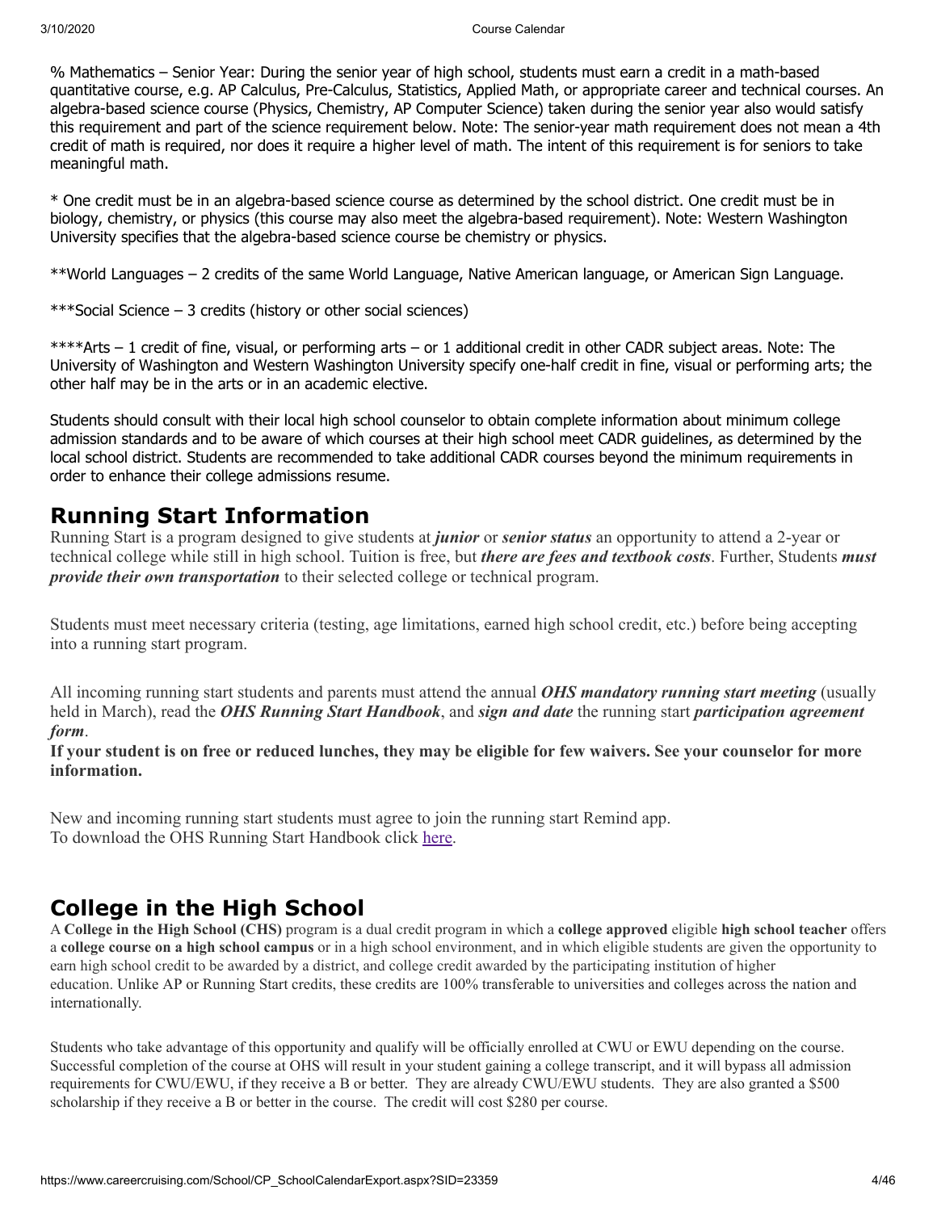% Mathematics – Senior Year: During the senior year of high school, students must earn a credit in a math-based quantitative course, e.g. AP Calculus, Pre-Calculus, Statistics, Applied Math, or appropriate career and technical courses. An algebra-based science course (Physics, Chemistry, AP Computer Science) taken during the senior year also would satisfy this requirement and part of the science requirement below. Note: The senior-year math requirement does not mean a 4th credit of math is required, nor does it require a higher level of math. The intent of this requirement is for seniors to take meaningful math.

* One credit must be in an algebra-based science course as determined by the school district. One credit must be in biology, chemistry, or physics (this course may also meet the algebra-based requirement). Note: Western Washington University specifies that the algebra-based science course be chemistry or physics.

**World Languages – 2 credits of the same World Language, Native American language, or American Sign Language.

***Social Science – 3 credits (history or other social sciences)

****Arts – 1 credit of fine, visual, or performing arts – or 1 additional credit in other CADR subject areas. Note: The University of Washington and Western Washington University specify one-half credit in fine, visual or performing arts; the other half may be in the arts or in an academic elective.

Students should consult with their local high school counselor to obtain complete information about minimum college admission standards and to be aware of which courses at their high school meet CADR guidelines, as determined by the local school district. Students are recommended to take additional CADR courses beyond the minimum requirements in order to enhance their college admissions resume.

## Running Start Information

Running Start is a program designed to give students at ***junior*** or ***senior status*** an opportunity to attend a 2-year or technical college while still in high school. Tuition is free, but ***there are fees and textbook costs***. Further, Students ***must provide their own transportation*** to their selected college or technical program.

Students must meet necessary criteria (testing, age limitations, earned high school credit, etc.) before being accepting into a running start program.

All incoming running start students and parents must attend the annual ***OHS mandatory running start meeting*** (usually held in March), read the ***OHS Running Start Handbook***, and ***sign and date*** the running start ***participation agreement form***.

**If your student is on free or reduced lunches, they may be eligible for few waivers. See your counselor for more information.**

New and incoming running start students must agree to join the running start Remind app.
To download the OHS Running Start Handbook click here.

## College in the High School

A **College in the High School (CHS)** program is a dual credit program in which a **college approved** eligible **high school teacher** offers a **college course on a high school campus** or in a high school environment, and in which eligible students are given the opportunity to earn high school credit to be awarded by a district, and college credit awarded by the participating institution of higher education. Unlike AP or Running Start credits, these credits are 100% transferable to universities and colleges across the nation and internationally.

Students who take advantage of this opportunity and qualify will be officially enrolled at CWU or EWU depending on the course. Successful completion of the course at OHS will result in your student gaining a college transcript, and it will bypass all admission requirements for CWU/EWU, if they receive a B or better. They are already CWU/EWU students. They are also granted a $500 scholarship if they receive a B or better in the course. The credit will cost $280 per course.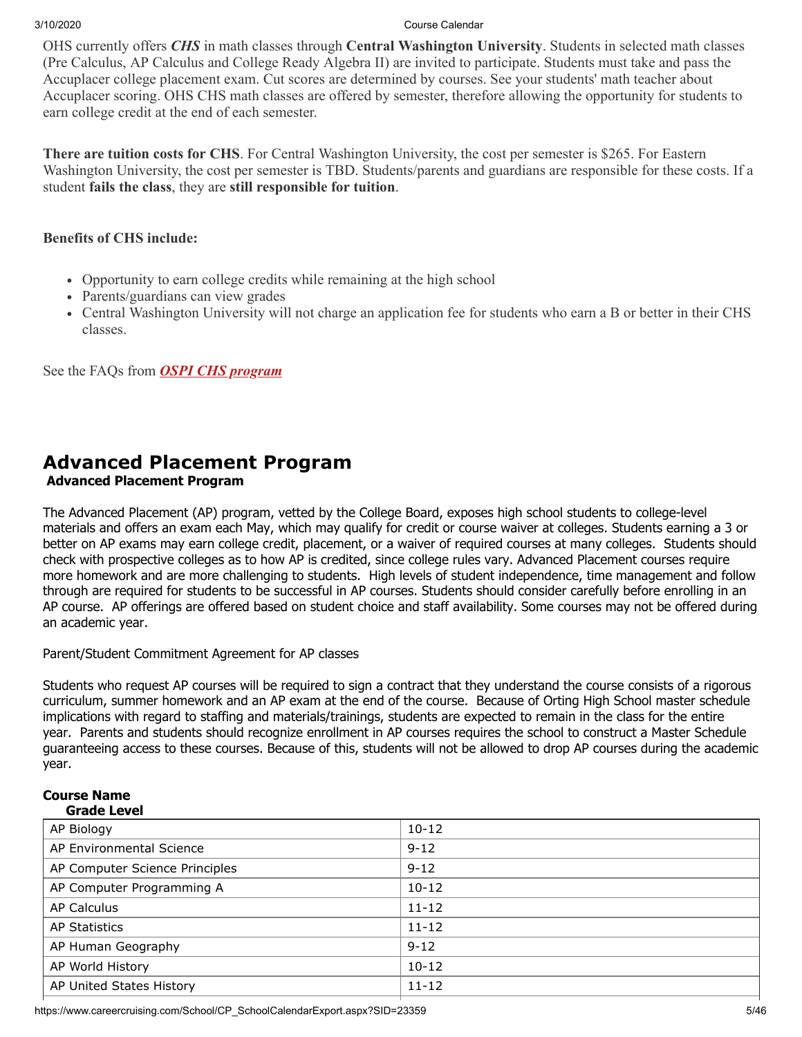OHS currently offers ***CHS*** in math classes through **Central Washington University**. Students in selected math classes (Pre Calculus, AP Calculus and College Ready Algebra II) are invited to participate. Students must take and pass the Accuplacer college placement exam. Cut scores are determined by courses. See your students' math teacher about Accuplacer scoring. OHS CHS math classes are offered by semester, therefore allowing the opportunity for students to earn college credit at the end of each semester.

**There are tuition costs for CHS**. For Central Washington University, the cost per semester is $265. For Eastern Washington University, the cost per semester is TBD. Students/parents and guardians are responsible for these costs. If a student **fails the class**, they are **still responsible for tuition**.

**Benefits of CHS include:**

- Opportunity to earn college credits while remaining at the high school
- Parents/guardians can view grades
- Central Washington University will not charge an application fee for students who earn a B or better in their CHS classes.

See the FAQs from ***OSPI CHS program***

# Advanced Placement Program

**Advanced Placement Program**

The Advanced Placement (AP) program, vetted by the College Board, exposes high school students to college-level materials and offers an exam each May, which may qualify for credit or course waiver at colleges. Students earning a 3 or better on AP exams may earn college credit, placement, or a waiver of required courses at many colleges. Students should check with prospective colleges as to how AP is credited, since college rules vary. Advanced Placement courses require more homework and are more challenging to students. High levels of student independence, time management and follow through are required for students to be successful in AP courses. Students should consider carefully before enrolling in an AP course. AP offerings are offered based on student choice and staff availability. Some courses may not be offered during an academic year.

Parent/Student Commitment Agreement for AP classes

Students who request AP courses will be required to sign a contract that they understand the course consists of a rigorous curriculum, summer homework and an AP exam at the end of the course. Because of Orting High School master schedule implications with regard to staffing and materials/trainings, students are expected to remain in the class for the entire year. Parents and students should recognize enrollment in AP courses requires the school to construct a Master Schedule guaranteeing access to these courses. Because of this, students will not be allowed to drop AP courses during the academic year.

| Course Name | Grade Level |
|---|---|
| AP Biology | 10-12 |
| AP Environmental Science | 9-12 |
| AP Computer Science Principles | 9-12 |
| AP Computer Programming A | 10-12 |
| AP Calculus | 11-12 |
| AP Statistics | 11-12 |
| AP Human Geography | 9-12 |
| AP World History | 10-12 |
| AP United States History | 11-12 |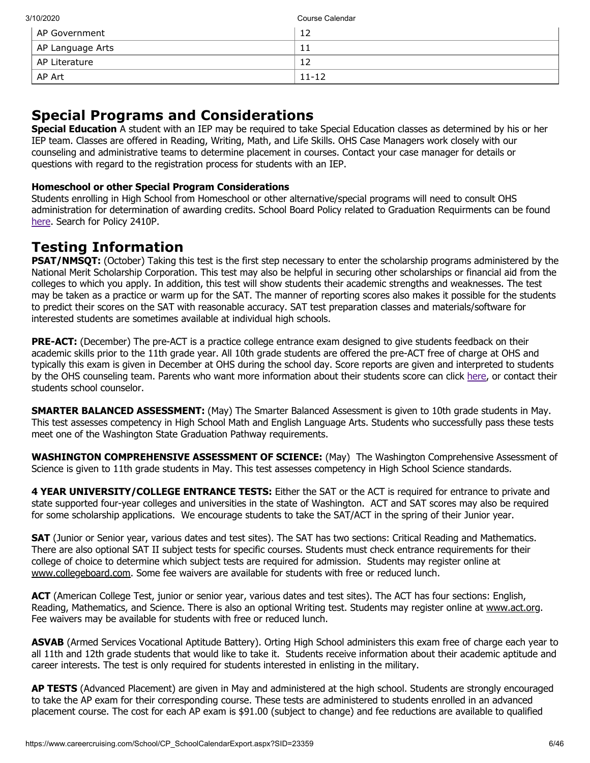| AP Government | 12 |
|---|---|
| AP Language Arts | 11 |
| AP Literature | 12 |
| AP Art | 11-12 |

# Special Programs and Considerations

**Special Education** A student with an IEP may be required to take Special Education classes as determined by his or her IEP team. Classes are offered in Reading, Writing, Math, and Life Skills. OHS Case Managers work closely with our counseling and administrative teams to determine placement in courses. Contact your case manager for details or questions with regard to the registration process for students with an IEP.

### Homeschool or other Special Program Considerations

Students enrolling in High School from Homeschool or other alternative/special programs will need to consult OHS administration for determination of awarding credits. School Board Policy related to Graduation Requirments can be found here. Search for Policy 2410P.

# Testing Information

**PSAT/NMSQT:** (October) Taking this test is the first step necessary to enter the scholarship programs administered by the National Merit Scholarship Corporation. This test may also be helpful in securing other scholarships or financial aid from the colleges to which you apply. In addition, this test will show students their academic strengths and weaknesses. The test may be taken as a practice or warm up for the SAT. The manner of reporting scores also makes it possible for the students to predict their scores on the SAT with reasonable accuracy. SAT test preparation classes and materials/software for interested students are sometimes available at individual high schools.

**PRE-ACT:** (December) The pre-ACT is a practice college entrance exam designed to give students feedback on their academic skills prior to the 11th grade year. All 10th grade students are offered the pre-ACT free of charge at OHS and typically this exam is given in December at OHS during the school day. Score reports are given and interpreted to students by the OHS counseling team. Parents who want more information about their students score can click here, or contact their students school counselor.

**SMARTER BALANCED ASSESSMENT:** (May) The Smarter Balanced Assessment is given to 10th grade students in May. This test assesses competency in High School Math and English Language Arts. Students who successfully pass these tests meet one of the Washington State Graduation Pathway requirements.

**WASHINGTON COMPREHENSIVE ASSESSMENT OF SCIENCE:** (May) The Washington Comprehensive Assessment of Science is given to 11th grade students in May. This test assesses competency in High School Science standards.

**4 YEAR UNIVERSITY/COLLEGE ENTRANCE TESTS:** Either the SAT or the ACT is required for entrance to private and state supported four-year colleges and universities in the state of Washington. ACT and SAT scores may also be required for some scholarship applications. We encourage students to take the SAT/ACT in the spring of their Junior year.

**SAT** (Junior or Senior year, various dates and test sites). The SAT has two sections: Critical Reading and Mathematics. There are also optional SAT II subject tests for specific courses. Students must check entrance requirements for their college of choice to determine which subject tests are required for admission. Students may register online at www.collegeboard.com. Some fee waivers are available for students with free or reduced lunch.

**ACT** (American College Test, junior or senior year, various dates and test sites). The ACT has four sections: English, Reading, Mathematics, and Science. There is also an optional Writing test. Students may register online at www.act.org. Fee waivers may be available for students with free or reduced lunch.

**ASVAB** (Armed Services Vocational Aptitude Battery). Orting High School administers this exam free of charge each year to all 11th and 12th grade students that would like to take it. Students receive information about their academic aptitude and career interests. The test is only required for students interested in enlisting in the military.

**AP TESTS** (Advanced Placement) are given in May and administered at the high school. Students are strongly encouraged to take the AP exam for their corresponding course. These tests are administered to students enrolled in an advanced placement course. The cost for each AP exam is $91.00 (subject to change) and fee reductions are available to qualified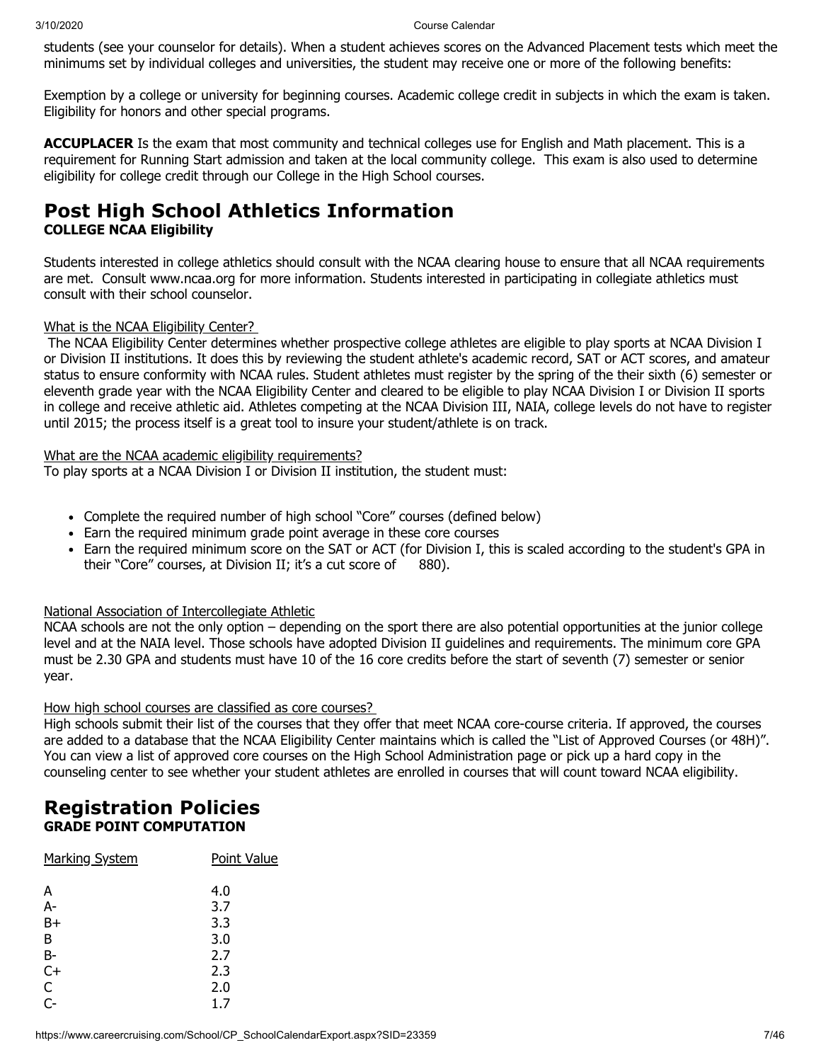students (see your counselor for details). When a student achieves scores on the Advanced Placement tests which meet the minimums set by individual colleges and universities, the student may receive one or more of the following benefits:

Exemption by a college or university for beginning courses. Academic college credit in subjects in which the exam is taken. Eligibility for honors and other special programs.

**ACCUPLACER** Is the exam that most community and technical colleges use for English and Math placement. This is a requirement for Running Start admission and taken at the local community college. This exam is also used to determine eligibility for college credit through our College in the High School courses.

# Post High School Athletics Information

**COLLEGE NCAA Eligibility**

Students interested in college athletics should consult with the NCAA clearing house to ensure that all NCAA requirements are met. Consult www.ncaa.org for more information. Students interested in participating in collegiate athletics must consult with their school counselor.

What is the NCAA Eligibility Center?

The NCAA Eligibility Center determines whether prospective college athletes are eligible to play sports at NCAA Division I or Division II institutions. It does this by reviewing the student athlete's academic record, SAT or ACT scores, and amateur status to ensure conformity with NCAA rules. Student athletes must register by the spring of the their sixth (6) semester or eleventh grade year with the NCAA Eligibility Center and cleared to be eligible to play NCAA Division I or Division II sports in college and receive athletic aid. Athletes competing at the NCAA Division III, NAIA, college levels do not have to register until 2015; the process itself is a great tool to insure your student/athlete is on track.

What are the NCAA academic eligibility requirements?

To play sports at a NCAA Division I or Division II institution, the student must:

- Complete the required number of high school "Core" courses (defined below)
- Earn the required minimum grade point average in these core courses
- Earn the required minimum score on the SAT or ACT (for Division I, this is scaled according to the student's GPA in their "Core" courses, at Division II; it's a cut score of 880).

National Association of Intercollegiate Athletic

NCAA schools are not the only option – depending on the sport there are also potential opportunities at the junior college level and at the NAIA level. Those schools have adopted Division II guidelines and requirements. The minimum core GPA must be 2.30 GPA and students must have 10 of the 16 core credits before the start of seventh (7) semester or senior year.

How high school courses are classified as core courses?

High schools submit their list of the courses that they offer that meet NCAA core-course criteria. If approved, the courses are added to a database that the NCAA Eligibility Center maintains which is called the "List of Approved Courses (or 48H)". You can view a list of approved core courses on the High School Administration page or pick up a hard copy in the counseling center to see whether your student athletes are enrolled in courses that will count toward NCAA eligibility.

# Registration Policies

**GRADE POINT COMPUTATION**

| Marking System | Point Value |
|---|---|
| A | 4.0 |
| A- | 3.7 |
| B+ | 3.3 |
| B | 3.0 |
| B- | 2.7 |
| C+ | 2.3 |
| C | 2.0 |
| C- | 1.7 |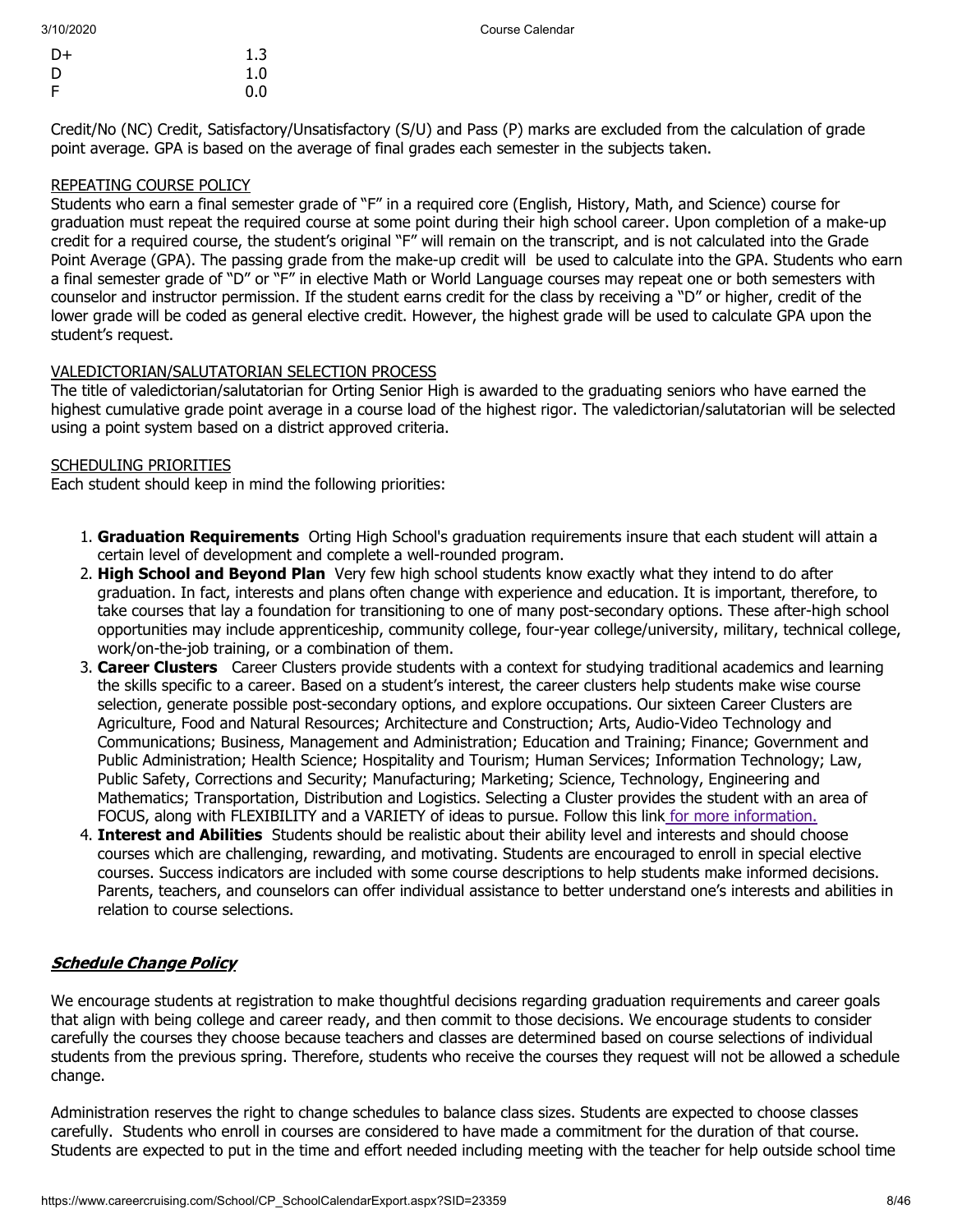| | |
|---|---|
| D+ | 1.3 |
| D | 1.0 |
| F | 0.0 |

Credit/No (NC) Credit, Satisfactory/Unsatisfactory (S/U) and Pass (P) marks are excluded from the calculation of grade point average. GPA is based on the average of final grades each semester in the subjects taken.

REPEATING COURSE POLICY

Students who earn a final semester grade of "F" in a required core (English, History, Math, and Science) course for graduation must repeat the required course at some point during their high school career. Upon completion of a make-up credit for a required course, the student's original "F" will remain on the transcript, and is not calculated into the Grade Point Average (GPA). The passing grade from the make-up credit will be used to calculate into the GPA. Students who earn a final semester grade of "D" or "F" in elective Math or World Language courses may repeat one or both semesters with counselor and instructor permission. If the student earns credit for the class by receiving a "D" or higher, credit of the lower grade will be coded as general elective credit. However, the highest grade will be used to calculate GPA upon the student's request.

VALEDICTORIAN/SALUTATORIAN SELECTION PROCESS

The title of valedictorian/salutatorian for Orting Senior High is awarded to the graduating seniors who have earned the highest cumulative grade point average in a course load of the highest rigor. The valedictorian/salutatorian will be selected using a point system based on a district approved criteria.

SCHEDULING PRIORITIES

Each student should keep in mind the following priorities:

1. **Graduation Requirements** Orting High School's graduation requirements insure that each student will attain a certain level of development and complete a well-rounded program.
2. **High School and Beyond Plan** Very few high school students know exactly what they intend to do after graduation. In fact, interests and plans often change with experience and education. It is important, therefore, to take courses that lay a foundation for transitioning to one of many post-secondary options. These after-high school opportunities may include apprenticeship, community college, four-year college/university, military, technical college, work/on-the-job training, or a combination of them.
3. **Career Clusters** Career Clusters provide students with a context for studying traditional academics and learning the skills specific to a career. Based on a student's interest, the career clusters help students make wise course selection, generate possible post-secondary options, and explore occupations. Our sixteen Career Clusters are Agriculture, Food and Natural Resources; Architecture and Construction; Arts, Audio-Video Technology and Communications; Business, Management and Administration; Education and Training; Finance; Government and Public Administration; Health Science; Hospitality and Tourism; Human Services; Information Technology; Law, Public Safety, Corrections and Security; Manufacturing; Marketing; Science, Technology, Engineering and Mathematics; Transportation, Distribution and Logistics. Selecting a Cluster provides the student with an area of FOCUS, along with FLEXIBILITY and a VARIETY of ideas to pursue. Follow this link for more information.
4. **Interest and Abilities** Students should be realistic about their ability level and interests and should choose courses which are challenging, rewarding, and motivating. Students are encouraged to enroll in special elective courses. Success indicators are included with some course descriptions to help students make informed decisions. Parents, teachers, and counselors can offer individual assistance to better understand one's interests and abilities in relation to course selections.

## ***Schedule Change Policy***

We encourage students at registration to make thoughtful decisions regarding graduation requirements and career goals that align with being college and career ready, and then commit to those decisions. We encourage students to consider carefully the courses they choose because teachers and classes are determined based on course selections of individual students from the previous spring. Therefore, students who receive the courses they request will not be allowed a schedule change.

Administration reserves the right to change schedules to balance class sizes. Students are expected to choose classes carefully. Students who enroll in courses are considered to have made a commitment for the duration of that course. Students are expected to put in the time and effort needed including meeting with the teacher for help outside school time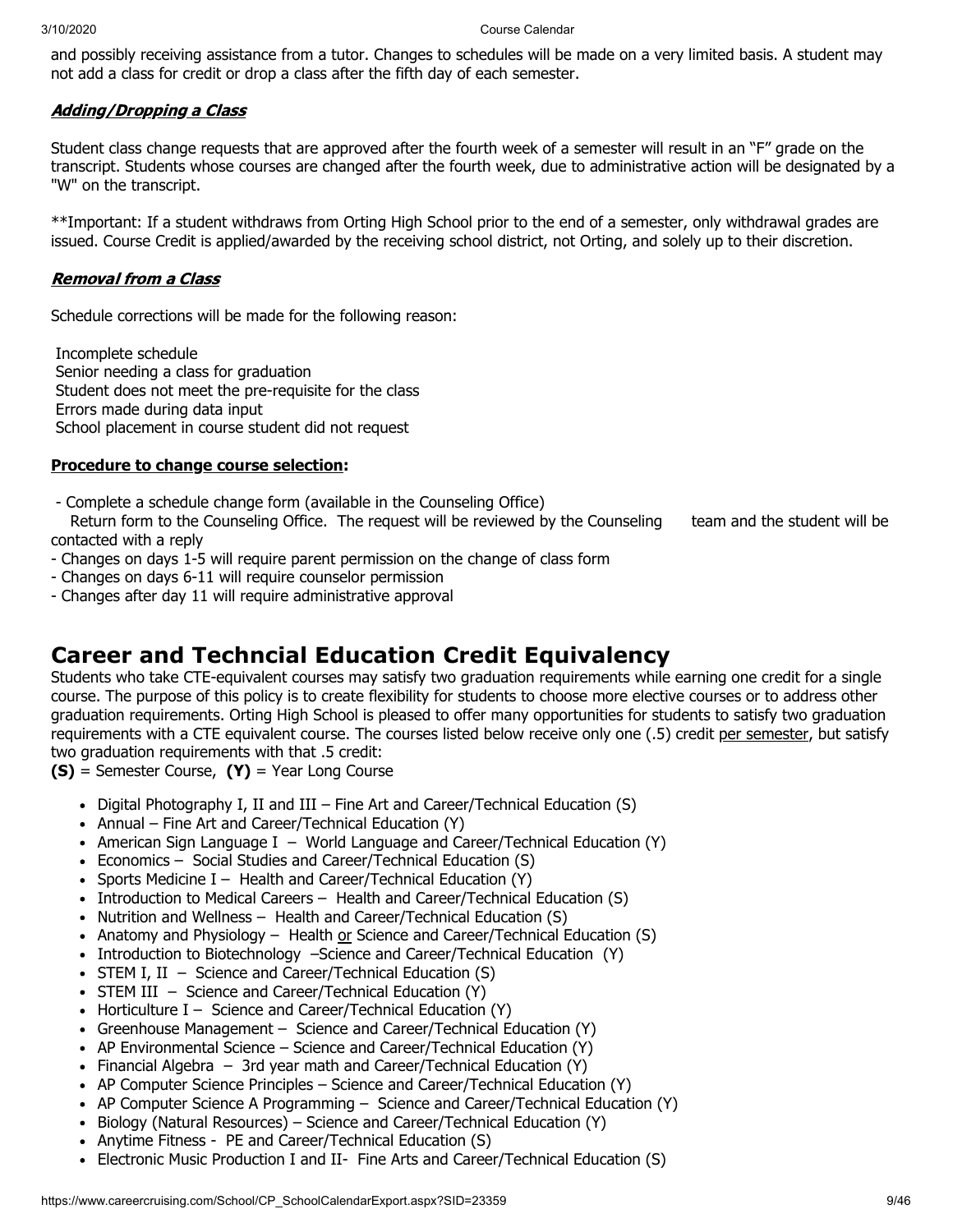and possibly receiving assistance from a tutor. Changes to schedules will be made on a very limited basis. A student may not add a class for credit or drop a class after the fifth day of each semester.

### ***Adding/Dropping a Class***

Student class change requests that are approved after the fourth week of a semester will result in an "F" grade on the transcript. Students whose courses are changed after the fourth week, due to administrative action will be designated by a "W" on the transcript.

**Important: If a student withdraws from Orting High School prior to the end of a semester, only withdrawal grades are issued. Course Credit is applied/awarded by the receiving school district, not Orting, and solely up to their discretion.

### ***Removal from a Class***

Schedule corrections will be made for the following reason:

Incomplete schedule
Senior needing a class for graduation
Student does not meet the pre-requisite for the class
Errors made during data input
School placement in course student did not request

**Procedure to change course selection:**

- Complete a schedule change form (available in the Counseling Office)
  Return form to the Counseling Office. The request will be reviewed by the Counseling team and the student will be contacted with a reply
- Changes on days 1-5 will require parent permission on the change of class form
- Changes on days 6-11 will require counselor permission
- Changes after day 11 will require administrative approval

## Career and Techncial Education Credit Equivalency

Students who take CTE-equivalent courses may satisfy two graduation requirements while earning one credit for a single course. The purpose of this policy is to create flexibility for students to choose more elective courses or to address other graduation requirements. Orting High School is pleased to offer many opportunities for students to satisfy two graduation requirements with a CTE equivalent course. The courses listed below receive only one (.5) credit per semester, but satisfy two graduation requirements with that .5 credit:

**(S)** = Semester Course, **(Y)** = Year Long Course

- Digital Photography I, II and III – Fine Art and Career/Technical Education (S)
- Annual – Fine Art and Career/Technical Education (Y)
- American Sign Language I – World Language and Career/Technical Education (Y)
- Economics – Social Studies and Career/Technical Education (S)
- Sports Medicine I – Health and Career/Technical Education (Y)
- Introduction to Medical Careers – Health and Career/Technical Education (S)
- Nutrition and Wellness – Health and Career/Technical Education (S)
- Anatomy and Physiology – Health or Science and Career/Technical Education (S)
- Introduction to Biotechnology –Science and Career/Technical Education (Y)
- STEM I, II – Science and Career/Technical Education (S)
- STEM III – Science and Career/Technical Education (Y)
- Horticulture I – Science and Career/Technical Education (Y)
- Greenhouse Management – Science and Career/Technical Education (Y)
- AP Environmental Science – Science and Career/Technical Education (Y)
- Financial Algebra – 3rd year math and Career/Technical Education (Y)
- AP Computer Science Principles – Science and Career/Technical Education (Y)
- AP Computer Science A Programming – Science and Career/Technical Education (Y)
- Biology (Natural Resources) – Science and Career/Technical Education (Y)
- Anytime Fitness - PE and Career/Technical Education (S)
- Electronic Music Production I and II- Fine Arts and Career/Technical Education (S)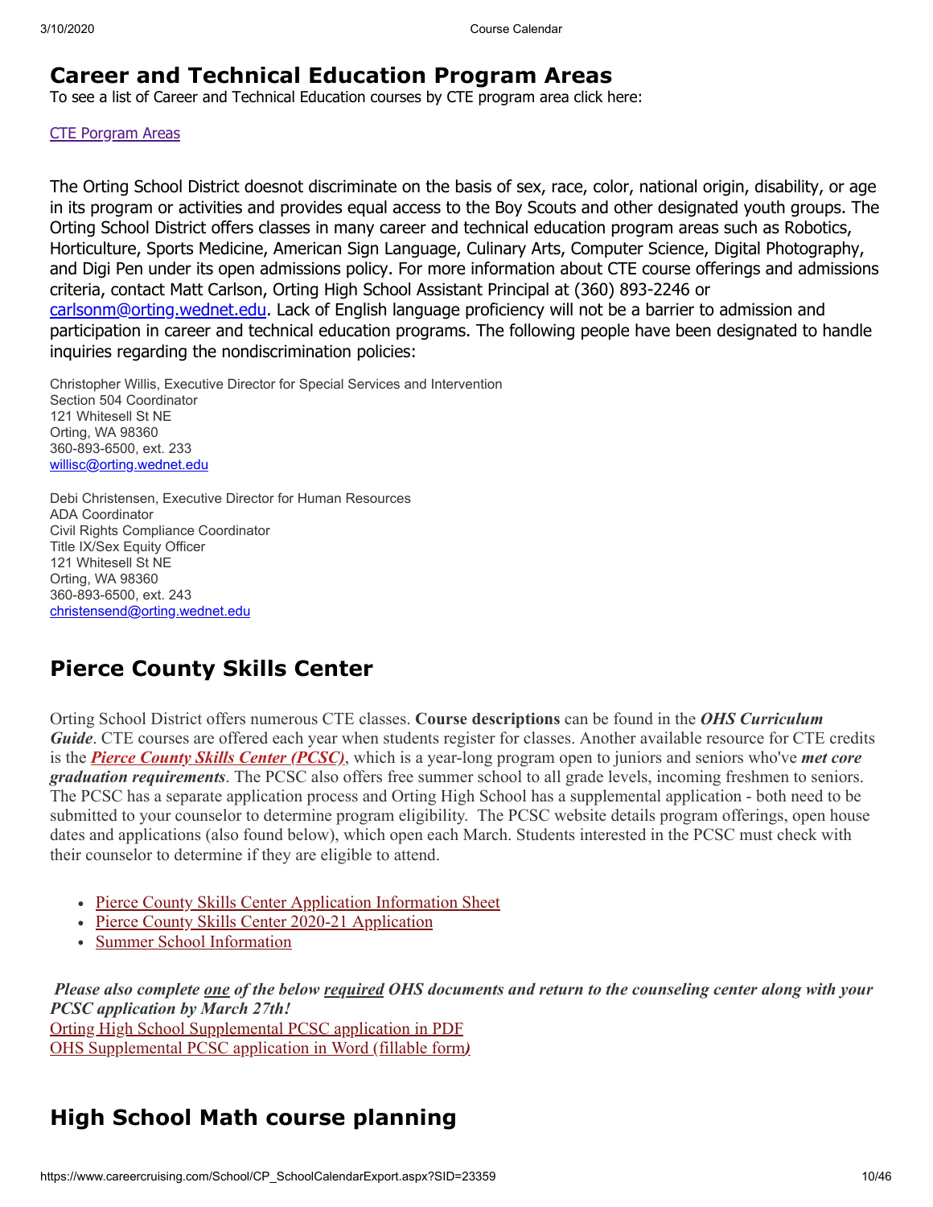## Career and Technical Education Program Areas

To see a list of Career and Technical Education courses by CTE program area click here:

CTE Porgram Areas

The Orting School District doesnot discriminate on the basis of sex, race, color, national origin, disability, or age in its program or activities and provides equal access to the Boy Scouts and other designated youth groups. The Orting School District offers classes in many career and technical education program areas such as Robotics, Horticulture, Sports Medicine, American Sign Language, Culinary Arts, Computer Science, Digital Photography, and Digi Pen under its open admissions policy. For more information about CTE course offerings and admissions criteria, contact Matt Carlson, Orting High School Assistant Principal at (360) 893-2246 or carlsonm@orting.wednet.edu. Lack of English language proficiency will not be a barrier to admission and participation in career and technical education programs. The following people have been designated to handle inquiries regarding the nondiscrimination policies:

Christopher Willis, Executive Director for Special Services and Intervention
Section 504 Coordinator
121 Whitesell St NE
Orting, WA 98360
360-893-6500, ext. 233
willisc@orting.wednet.edu

Debi Christensen, Executive Director for Human Resources
ADA Coordinator
Civil Rights Compliance Coordinator
Title IX/Sex Equity Officer
121 Whitesell St NE
Orting, WA 98360
360-893-6500, ext. 243
christensend@orting.wednet.edu

## Pierce County Skills Center

Orting School District offers numerous CTE classes. **Course descriptions** can be found in the ***OHS Curriculum Guide***. CTE courses are offered each year when students register for classes. Another available resource for CTE credits is the ***Pierce County Skills Center (PCSC)***, which is a year-long program open to juniors and seniors who've ***met core graduation requirements***. The PCSC also offers free summer school to all grade levels, incoming freshmen to seniors. The PCSC has a separate application process and Orting High School has a supplemental application - both need to be submitted to your counselor to determine program eligibility. The PCSC website details program offerings, open house dates and applications (also found below), which open each March. Students interested in the PCSC must check with their counselor to determine if they are eligible to attend.

- Pierce County Skills Center Application Information Sheet
- Pierce County Skills Center 2020-21 Application
- Summer School Information

***Please also complete one of the below required OHS documents and return to the counseling center along with your PCSC application by March 27th!***

Orting High School Supplemental PCSC application in PDF
OHS Supplemental PCSC application in Word (fillable form)

## High School Math course planning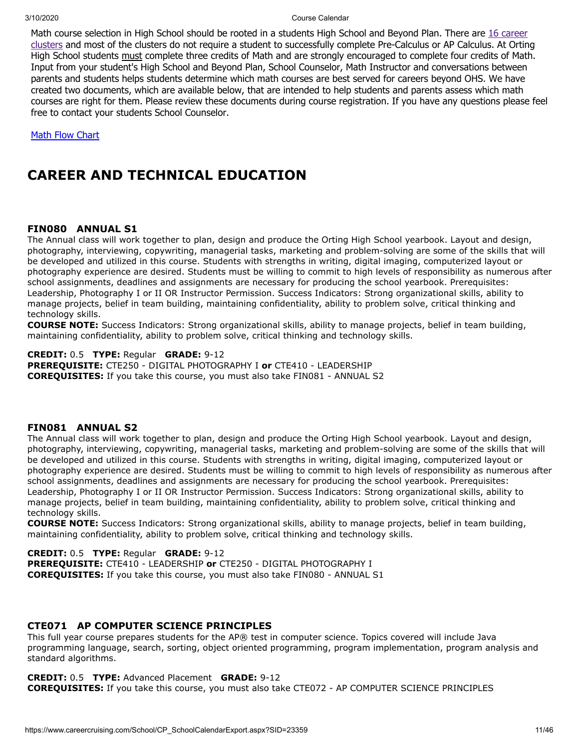Math course selection in High School should be rooted in a students High School and Beyond Plan. There are [16 career clusters] and most of the clusters do not require a student to successfully complete Pre-Calculus or AP Calculus. At Orting High School students must complete three credits of Math and are strongly encouraged to complete four credits of Math. Input from your student's High School and Beyond Plan, School Counselor, Math Instructor and conversations between parents and students helps students determine which math courses are best served for careers beyond OHS. We have created two documents, which are available below, that are intended to help students and parents assess which math courses are right for them. Please review these documents during course registration. If you have any questions please feel free to contact your students School Counselor.

Math Flow Chart

# CAREER AND TECHNICAL EDUCATION

### FIN080 ANNUAL S1

The Annual class will work together to plan, design and produce the Orting High School yearbook. Layout and design, photography, interviewing, copywriting, managerial tasks, marketing and problem-solving are some of the skills that will be developed and utilized in this course. Students with strengths in writing, digital imaging, computerized layout or photography experience are desired. Students must be willing to commit to high levels of responsibility as numerous after school assignments, deadlines and assignments are necessary for producing the school yearbook. Prerequisites: Leadership, Photography I or II OR Instructor Permission. Success Indicators: Strong organizational skills, ability to manage projects, belief in team building, maintaining confidentiality, ability to problem solve, critical thinking and technology skills.
**COURSE NOTE:** Success Indicators: Strong organizational skills, ability to manage projects, belief in team building, maintaining confidentiality, ability to problem solve, critical thinking and technology skills.

**CREDIT:** 0.5 **TYPE:** Regular **GRADE:** 9-12
**PREREQUISITE:** CTE250 - DIGITAL PHOTOGRAPHY I **or** CTE410 - LEADERSHIP
**COREQUISITES:** If you take this course, you must also take FIN081 - ANNUAL S2

### FIN081 ANNUAL S2

The Annual class will work together to plan, design and produce the Orting High School yearbook. Layout and design, photography, interviewing, copywriting, managerial tasks, marketing and problem-solving are some of the skills that will be developed and utilized in this course. Students with strengths in writing, digital imaging, computerized layout or photography experience are desired. Students must be willing to commit to high levels of responsibility as numerous after school assignments, deadlines and assignments are necessary for producing the school yearbook. Prerequisites: Leadership, Photography I or II OR Instructor Permission. Success Indicators: Strong organizational skills, ability to manage projects, belief in team building, maintaining confidentiality, ability to problem solve, critical thinking and technology skills.
**COURSE NOTE:** Success Indicators: Strong organizational skills, ability to manage projects, belief in team building, maintaining confidentiality, ability to problem solve, critical thinking and technology skills.

**CREDIT:** 0.5 **TYPE:** Regular **GRADE:** 9-12
**PREREQUISITE:** CTE410 - LEADERSHIP **or** CTE250 - DIGITAL PHOTOGRAPHY I
**COREQUISITES:** If you take this course, you must also take FIN080 - ANNUAL S1

### CTE071 AP COMPUTER SCIENCE PRINCIPLES

This full year course prepares students for the AP® test in computer science. Topics covered will include Java programming language, search, sorting, object oriented programming, program implementation, program analysis and standard algorithms.

**CREDIT:** 0.5 **TYPE:** Advanced Placement **GRADE:** 9-12
**COREQUISITES:** If you take this course, you must also take CTE072 - AP COMPUTER SCIENCE PRINCIPLES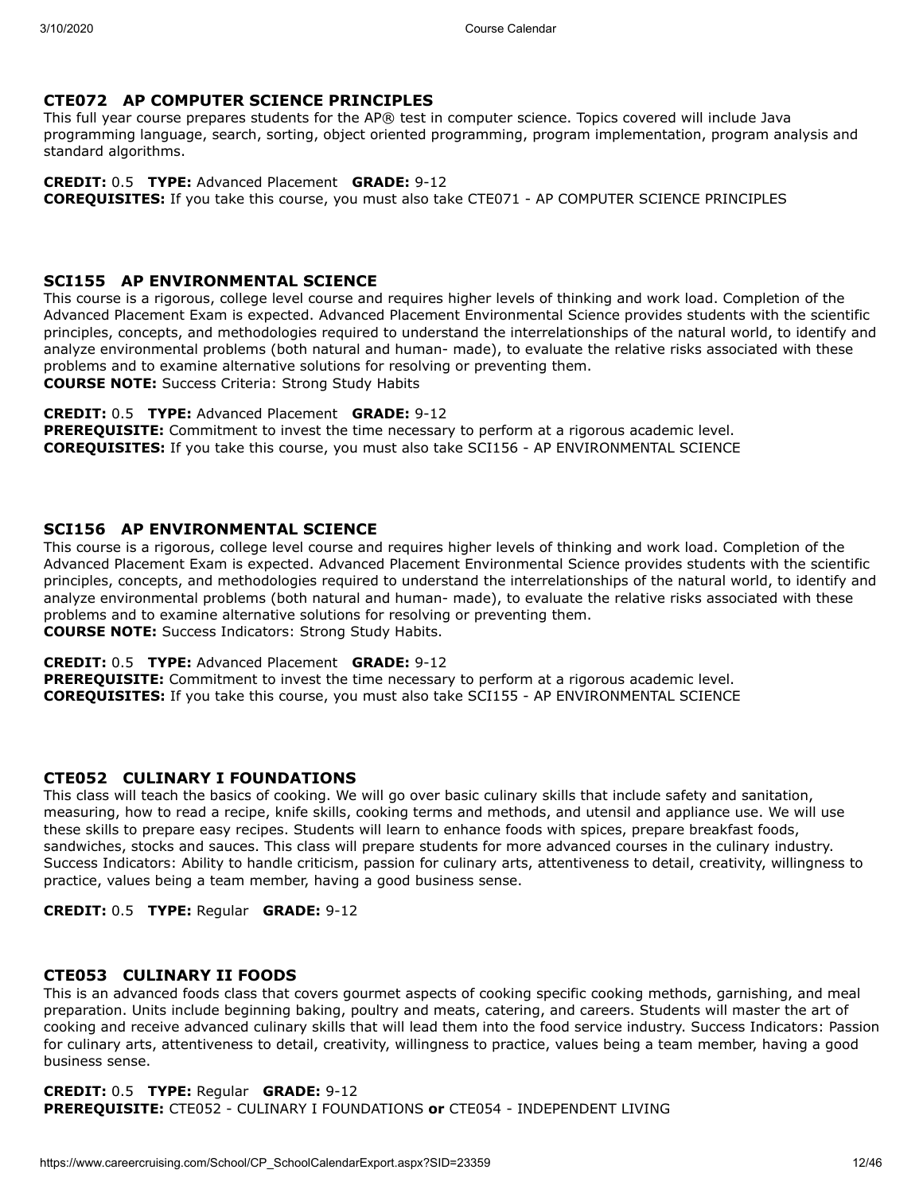### CTE072 AP COMPUTER SCIENCE PRINCIPLES

This full year course prepares students for the AP® test in computer science. Topics covered will include Java programming language, search, sorting, object oriented programming, program implementation, program analysis and standard algorithms.

**CREDIT:** 0.5 **TYPE:** Advanced Placement **GRADE:** 9-12
**COREQUISITES:** If you take this course, you must also take CTE071 - AP COMPUTER SCIENCE PRINCIPLES

### SCI155 AP ENVIRONMENTAL SCIENCE

This course is a rigorous, college level course and requires higher levels of thinking and work load. Completion of the Advanced Placement Exam is expected. Advanced Placement Environmental Science provides students with the scientific principles, concepts, and methodologies required to understand the interrelationships of the natural world, to identify and analyze environmental problems (both natural and human- made), to evaluate the relative risks associated with these problems and to examine alternative solutions for resolving or preventing them.
**COURSE NOTE:** Success Criteria: Strong Study Habits

**CREDIT:** 0.5 **TYPE:** Advanced Placement **GRADE:** 9-12
**PREREQUISITE:** Commitment to invest the time necessary to perform at a rigorous academic level.
**COREQUISITES:** If you take this course, you must also take SCI156 - AP ENVIRONMENTAL SCIENCE

### SCI156 AP ENVIRONMENTAL SCIENCE

This course is a rigorous, college level course and requires higher levels of thinking and work load. Completion of the Advanced Placement Exam is expected. Advanced Placement Environmental Science provides students with the scientific principles, concepts, and methodologies required to understand the interrelationships of the natural world, to identify and analyze environmental problems (both natural and human- made), to evaluate the relative risks associated with these problems and to examine alternative solutions for resolving or preventing them.
**COURSE NOTE:** Success Indicators: Strong Study Habits.

**CREDIT:** 0.5 **TYPE:** Advanced Placement **GRADE:** 9-12
**PREREQUISITE:** Commitment to invest the time necessary to perform at a rigorous academic level.
**COREQUISITES:** If you take this course, you must also take SCI155 - AP ENVIRONMENTAL SCIENCE

### CTE052 CULINARY I FOUNDATIONS

This class will teach the basics of cooking. We will go over basic culinary skills that include safety and sanitation, measuring, how to read a recipe, knife skills, cooking terms and methods, and utensil and appliance use. We will use these skills to prepare easy recipes. Students will learn to enhance foods with spices, prepare breakfast foods, sandwiches, stocks and sauces. This class will prepare students for more advanced courses in the culinary industry. Success Indicators: Ability to handle criticism, passion for culinary arts, attentiveness to detail, creativity, willingness to practice, values being a team member, having a good business sense.

**CREDIT:** 0.5 **TYPE:** Regular **GRADE:** 9-12

### CTE053 CULINARY II FOODS

This is an advanced foods class that covers gourmet aspects of cooking specific cooking methods, garnishing, and meal preparation. Units include beginning baking, poultry and meats, catering, and careers. Students will master the art of cooking and receive advanced culinary skills that will lead them into the food service industry. Success Indicators: Passion for culinary arts, attentiveness to detail, creativity, willingness to practice, values being a team member, having a good business sense.

**CREDIT:** 0.5 **TYPE:** Regular **GRADE:** 9-12
**PREREQUISITE:** CTE052 - CULINARY I FOUNDATIONS **or** CTE054 - INDEPENDENT LIVING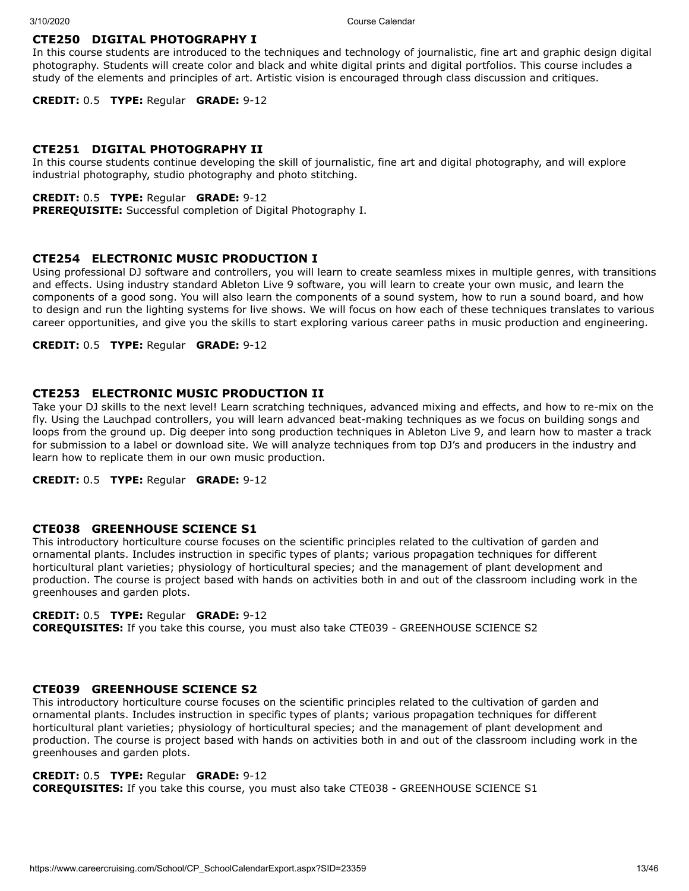### CTE250 DIGITAL PHOTOGRAPHY I

In this course students are introduced to the techniques and technology of journalistic, fine art and graphic design digital photography. Students will create color and black and white digital prints and digital portfolios. This course includes a study of the elements and principles of art. Artistic vision is encouraged through class discussion and critiques.

**CREDIT:** 0.5 **TYPE:** Regular **GRADE:** 9-12

### CTE251 DIGITAL PHOTOGRAPHY II

In this course students continue developing the skill of journalistic, fine art and digital photography, and will explore industrial photography, studio photography and photo stitching.

**CREDIT:** 0.5 **TYPE:** Regular **GRADE:** 9-12
**PREREQUISITE:** Successful completion of Digital Photography I.

### CTE254 ELECTRONIC MUSIC PRODUCTION I

Using professional DJ software and controllers, you will learn to create seamless mixes in multiple genres, with transitions and effects. Using industry standard Ableton Live 9 software, you will learn to create your own music, and learn the components of a good song. You will also learn the components of a sound system, how to run a sound board, and how to design and run the lighting systems for live shows. We will focus on how each of these techniques translates to various career opportunities, and give you the skills to start exploring various career paths in music production and engineering.

**CREDIT:** 0.5 **TYPE:** Regular **GRADE:** 9-12

### CTE253 ELECTRONIC MUSIC PRODUCTION II

Take your DJ skills to the next level! Learn scratching techniques, advanced mixing and effects, and how to re-mix on the fly. Using the Lauchpad controllers, you will learn advanced beat-making techniques as we focus on building songs and loops from the ground up. Dig deeper into song production techniques in Ableton Live 9, and learn how to master a track for submission to a label or download site. We will analyze techniques from top DJ's and producers in the industry and learn how to replicate them in our own music production.

**CREDIT:** 0.5 **TYPE:** Regular **GRADE:** 9-12

### CTE038 GREENHOUSE SCIENCE S1

This introductory horticulture course focuses on the scientific principles related to the cultivation of garden and ornamental plants. Includes instruction in specific types of plants; various propagation techniques for different horticultural plant varieties; physiology of horticultural species; and the management of plant development and production. The course is project based with hands on activities both in and out of the classroom including work in the greenhouses and garden plots.

**CREDIT:** 0.5 **TYPE:** Regular **GRADE:** 9-12
**COREQUISITES:** If you take this course, you must also take CTE039 - GREENHOUSE SCIENCE S2

### CTE039 GREENHOUSE SCIENCE S2

This introductory horticulture course focuses on the scientific principles related to the cultivation of garden and ornamental plants. Includes instruction in specific types of plants; various propagation techniques for different horticultural plant varieties; physiology of horticultural species; and the management of plant development and production. The course is project based with hands on activities both in and out of the classroom including work in the greenhouses and garden plots.

**CREDIT:** 0.5 **TYPE:** Regular **GRADE:** 9-12
**COREQUISITES:** If you take this course, you must also take CTE038 - GREENHOUSE SCIENCE S1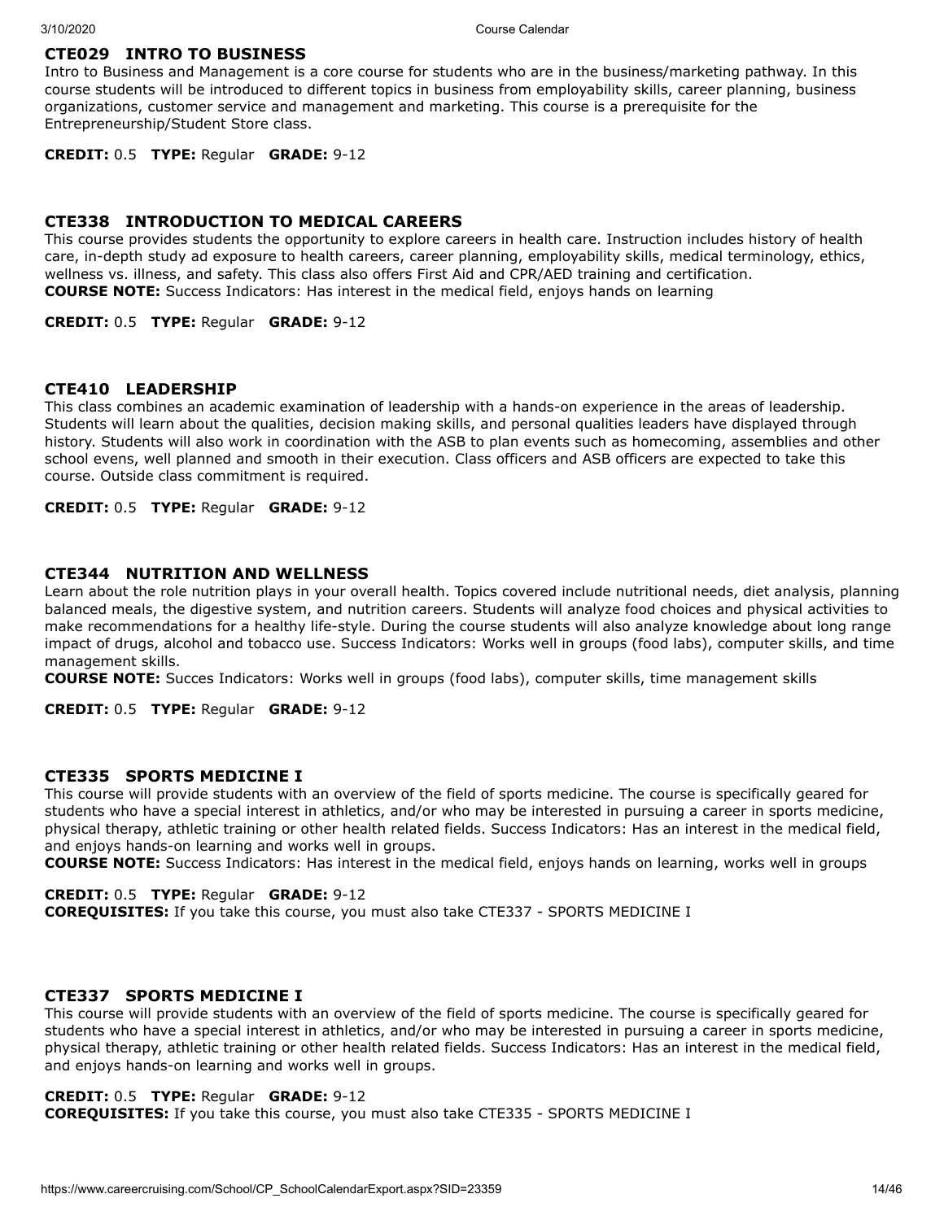### CTE029 INTRO TO BUSINESS

Intro to Business and Management is a core course for students who are in the business/marketing pathway. In this course students will be introduced to different topics in business from employability skills, career planning, business organizations, customer service and management and marketing. This course is a prerequisite for the Entrepreneurship/Student Store class.

**CREDIT:** 0.5 **TYPE:** Regular **GRADE:** 9-12

### CTE338 INTRODUCTION TO MEDICAL CAREERS

This course provides students the opportunity to explore careers in health care. Instruction includes history of health care, in-depth study ad exposure to health careers, career planning, employability skills, medical terminology, ethics, wellness vs. illness, and safety. This class also offers First Aid and CPR/AED training and certification.
**COURSE NOTE:** Success Indicators: Has interest in the medical field, enjoys hands on learning

**CREDIT:** 0.5 **TYPE:** Regular **GRADE:** 9-12

### CTE410 LEADERSHIP

This class combines an academic examination of leadership with a hands-on experience in the areas of leadership. Students will learn about the qualities, decision making skills, and personal qualities leaders have displayed through history. Students will also work in coordination with the ASB to plan events such as homecoming, assemblies and other school evens, well planned and smooth in their execution. Class officers and ASB officers are expected to take this course. Outside class commitment is required.

**CREDIT:** 0.5 **TYPE:** Regular **GRADE:** 9-12

### CTE344 NUTRITION AND WELLNESS

Learn about the role nutrition plays in your overall health. Topics covered include nutritional needs, diet analysis, planning balanced meals, the digestive system, and nutrition careers. Students will analyze food choices and physical activities to make recommendations for a healthy life-style. During the course students will also analyze knowledge about long range impact of drugs, alcohol and tobacco use. Success Indicators: Works well in groups (food labs), computer skills, and time management skills.
**COURSE NOTE:** Succes Indicators: Works well in groups (food labs), computer skills, time management skills

**CREDIT:** 0.5 **TYPE:** Regular **GRADE:** 9-12

### CTE335 SPORTS MEDICINE I

This course will provide students with an overview of the field of sports medicine. The course is specifically geared for students who have a special interest in athletics, and/or who may be interested in pursuing a career in sports medicine, physical therapy, athletic training or other health related fields. Success Indicators: Has an interest in the medical field, and enjoys hands-on learning and works well in groups.
**COURSE NOTE:** Success Indicators: Has interest in the medical field, enjoys hands on learning, works well in groups

**CREDIT:** 0.5 **TYPE:** Regular **GRADE:** 9-12
**COREQUISITES:** If you take this course, you must also take CTE337 - SPORTS MEDICINE I

### CTE337 SPORTS MEDICINE I

This course will provide students with an overview of the field of sports medicine. The course is specifically geared for students who have a special interest in athletics, and/or who may be interested in pursuing a career in sports medicine, physical therapy, athletic training or other health related fields. Success Indicators: Has an interest in the medical field, and enjoys hands-on learning and works well in groups.

**CREDIT:** 0.5 **TYPE:** Regular **GRADE:** 9-12
**COREQUISITES:** If you take this course, you must also take CTE335 - SPORTS MEDICINE I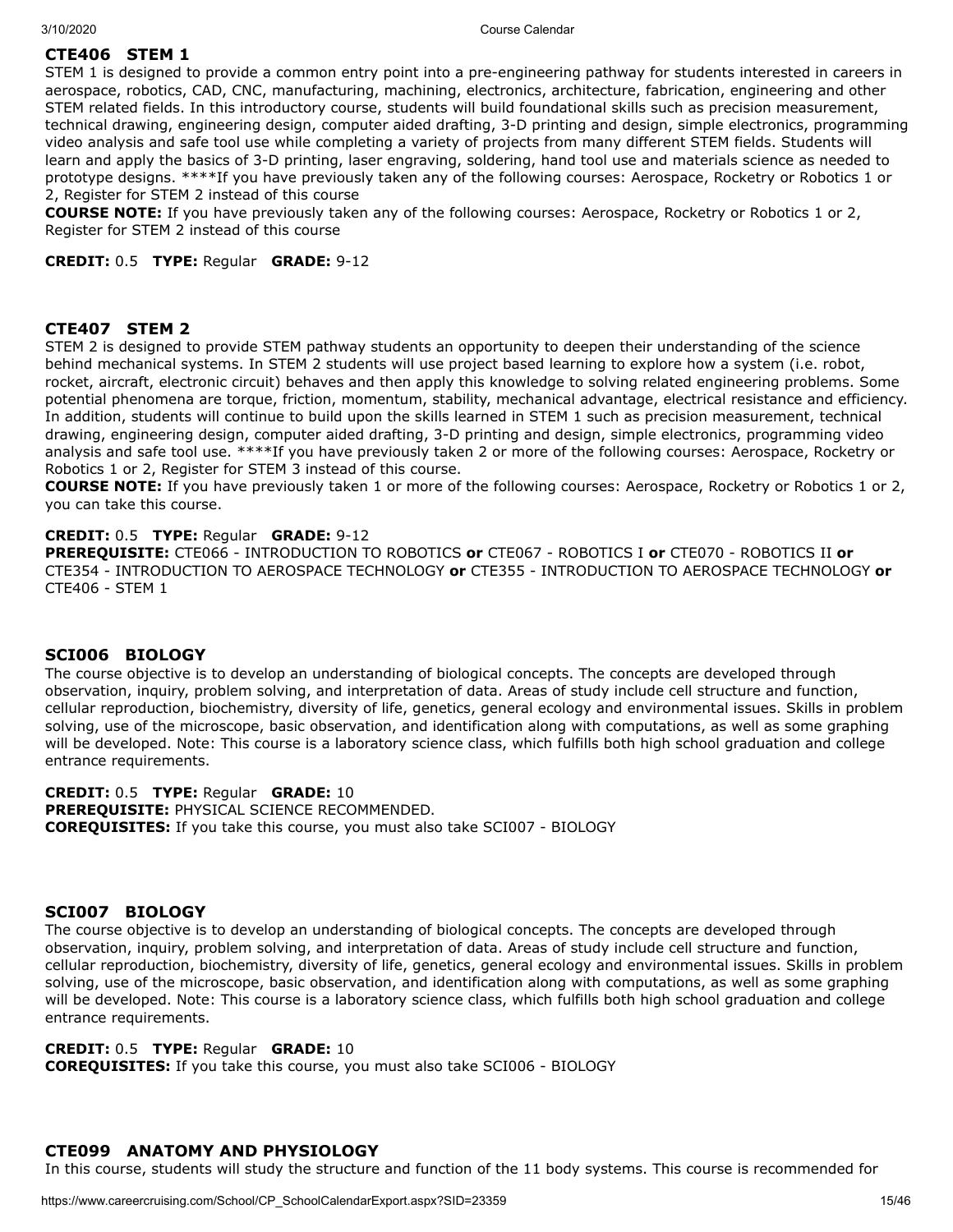## CTE406 STEM 1

STEM 1 is designed to provide a common entry point into a pre-engineering pathway for students interested in careers in aerospace, robotics, CAD, CNC, manufacturing, machining, electronics, architecture, fabrication, engineering and other STEM related fields. In this introductory course, students will build foundational skills such as precision measurement, technical drawing, engineering design, computer aided drafting, 3-D printing and design, simple electronics, programming video analysis and safe tool use while completing a variety of projects from many different STEM fields. Students will learn and apply the basics of 3-D printing, laser engraving, soldering, hand tool use and materials science as needed to prototype designs. ****If you have previously taken any of the following courses: Aerospace, Rocketry or Robotics 1 or 2, Register for STEM 2 instead of this course

**COURSE NOTE:** If you have previously taken any of the following courses: Aerospace, Rocketry or Robotics 1 or 2, Register for STEM 2 instead of this course

**CREDIT:** 0.5 **TYPE:** Regular **GRADE:** 9-12

## CTE407 STEM 2

STEM 2 is designed to provide STEM pathway students an opportunity to deepen their understanding of the science behind mechanical systems. In STEM 2 students will use project based learning to explore how a system (i.e. robot, rocket, aircraft, electronic circuit) behaves and then apply this knowledge to solving related engineering problems. Some potential phenomena are torque, friction, momentum, stability, mechanical advantage, electrical resistance and efficiency. In addition, students will continue to build upon the skills learned in STEM 1 such as precision measurement, technical drawing, engineering design, computer aided drafting, 3-D printing and design, simple electronics, programming video analysis and safe tool use. ****If you have previously taken 2 or more of the following courses: Aerospace, Rocketry or Robotics 1 or 2, Register for STEM 3 instead of this course.

**COURSE NOTE:** If you have previously taken 1 or more of the following courses: Aerospace, Rocketry or Robotics 1 or 2, you can take this course.

**CREDIT:** 0.5 **TYPE:** Regular **GRADE:** 9-12
**PREREQUISITE:** CTE066 - INTRODUCTION TO ROBOTICS **or** CTE067 - ROBOTICS I **or** CTE070 - ROBOTICS II **or** CTE354 - INTRODUCTION TO AEROSPACE TECHNOLOGY **or** CTE355 - INTRODUCTION TO AEROSPACE TECHNOLOGY **or** CTE406 - STEM 1

## SCI006 BIOLOGY

The course objective is to develop an understanding of biological concepts. The concepts are developed through observation, inquiry, problem solving, and interpretation of data. Areas of study include cell structure and function, cellular reproduction, biochemistry, diversity of life, genetics, general ecology and environmental issues. Skills in problem solving, use of the microscope, basic observation, and identification along with computations, as well as some graphing will be developed. Note: This course is a laboratory science class, which fulfills both high school graduation and college entrance requirements.

**CREDIT:** 0.5 **TYPE:** Regular **GRADE:** 10
**PREREQUISITE:** PHYSICAL SCIENCE RECOMMENDED.
**COREQUISITES:** If you take this course, you must also take SCI007 - BIOLOGY

## SCI007 BIOLOGY

The course objective is to develop an understanding of biological concepts. The concepts are developed through observation, inquiry, problem solving, and interpretation of data. Areas of study include cell structure and function, cellular reproduction, biochemistry, diversity of life, genetics, general ecology and environmental issues. Skills in problem solving, use of the microscope, basic observation, and identification along with computations, as well as some graphing will be developed. Note: This course is a laboratory science class, which fulfills both high school graduation and college entrance requirements.

**CREDIT:** 0.5 **TYPE:** Regular **GRADE:** 10
**COREQUISITES:** If you take this course, you must also take SCI006 - BIOLOGY

## CTE099 ANATOMY AND PHYSIOLOGY

In this course, students will study the structure and function of the 11 body systems. This course is recommended for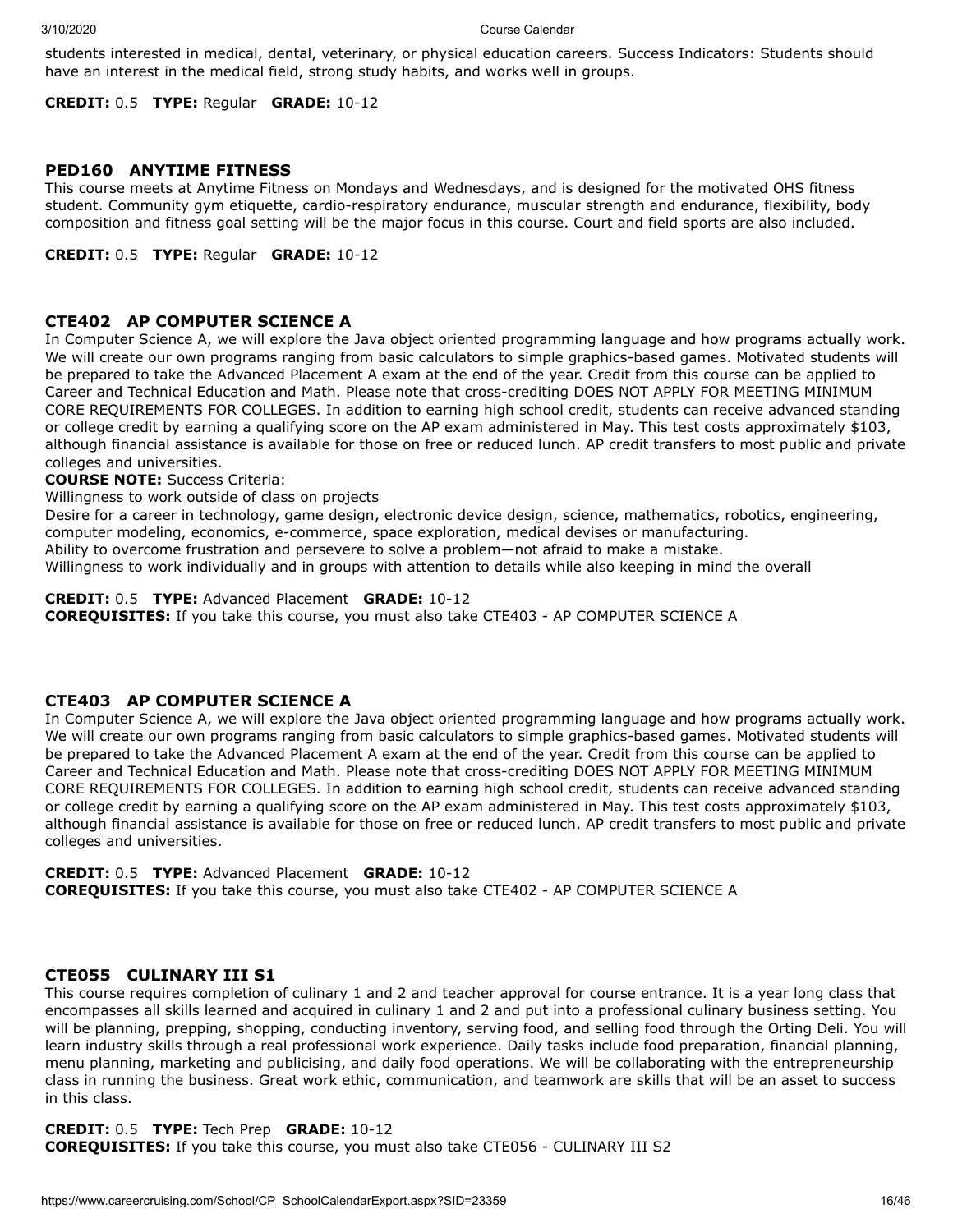students interested in medical, dental, veterinary, or physical education careers. Success Indicators: Students should have an interest in the medical field, strong study habits, and works well in groups.

**CREDIT:** 0.5 **TYPE:** Regular **GRADE:** 10-12

### PED160 ANYTIME FITNESS

This course meets at Anytime Fitness on Mondays and Wednesdays, and is designed for the motivated OHS fitness student. Community gym etiquette, cardio-respiratory endurance, muscular strength and endurance, flexibility, body composition and fitness goal setting will be the major focus in this course. Court and field sports are also included.

**CREDIT:** 0.5 **TYPE:** Regular **GRADE:** 10-12

### CTE402 AP COMPUTER SCIENCE A

In Computer Science A, we will explore the Java object oriented programming language and how programs actually work. We will create our own programs ranging from basic calculators to simple graphics-based games. Motivated students will be prepared to take the Advanced Placement A exam at the end of the year. Credit from this course can be applied to Career and Technical Education and Math. Please note that cross-crediting DOES NOT APPLY FOR MEETING MINIMUM CORE REQUIREMENTS FOR COLLEGES. In addition to earning high school credit, students can receive advanced standing or college credit by earning a qualifying score on the AP exam administered in May. This test costs approximately $103, although financial assistance is available for those on free or reduced lunch. AP credit transfers to most public and private colleges and universities.

**COURSE NOTE:** Success Criteria:
Willingness to work outside of class on projects
Desire for a career in technology, game design, electronic device design, science, mathematics, robotics, engineering, computer modeling, economics, e-commerce, space exploration, medical devises or manufacturing.
Ability to overcome frustration and persevere to solve a problem—not afraid to make a mistake.
Willingness to work individually and in groups with attention to details while also keeping in mind the overall

**CREDIT:** 0.5 **TYPE:** Advanced Placement **GRADE:** 10-12
**COREQUISITES:** If you take this course, you must also take CTE403 - AP COMPUTER SCIENCE A

### CTE403 AP COMPUTER SCIENCE A

In Computer Science A, we will explore the Java object oriented programming language and how programs actually work. We will create our own programs ranging from basic calculators to simple graphics-based games. Motivated students will be prepared to take the Advanced Placement A exam at the end of the year. Credit from this course can be applied to Career and Technical Education and Math. Please note that cross-crediting DOES NOT APPLY FOR MEETING MINIMUM CORE REQUIREMENTS FOR COLLEGES. In addition to earning high school credit, students can receive advanced standing or college credit by earning a qualifying score on the AP exam administered in May. This test costs approximately $103, although financial assistance is available for those on free or reduced lunch. AP credit transfers to most public and private colleges and universities.

**CREDIT:** 0.5 **TYPE:** Advanced Placement **GRADE:** 10-12
**COREQUISITES:** If you take this course, you must also take CTE402 - AP COMPUTER SCIENCE A

### CTE055 CULINARY III S1

This course requires completion of culinary 1 and 2 and teacher approval for course entrance. It is a year long class that encompasses all skills learned and acquired in culinary 1 and 2 and put into a professional culinary business setting. You will be planning, prepping, shopping, conducting inventory, serving food, and selling food through the Orting Deli. You will learn industry skills through a real professional work experience. Daily tasks include food preparation, financial planning, menu planning, marketing and publicising, and daily food operations. We will be collaborating with the entrepreneurship class in running the business. Great work ethic, communication, and teamwork are skills that will be an asset to success in this class.

**CREDIT:** 0.5 **TYPE:** Tech Prep **GRADE:** 10-12
**COREQUISITES:** If you take this course, you must also take CTE056 - CULINARY III S2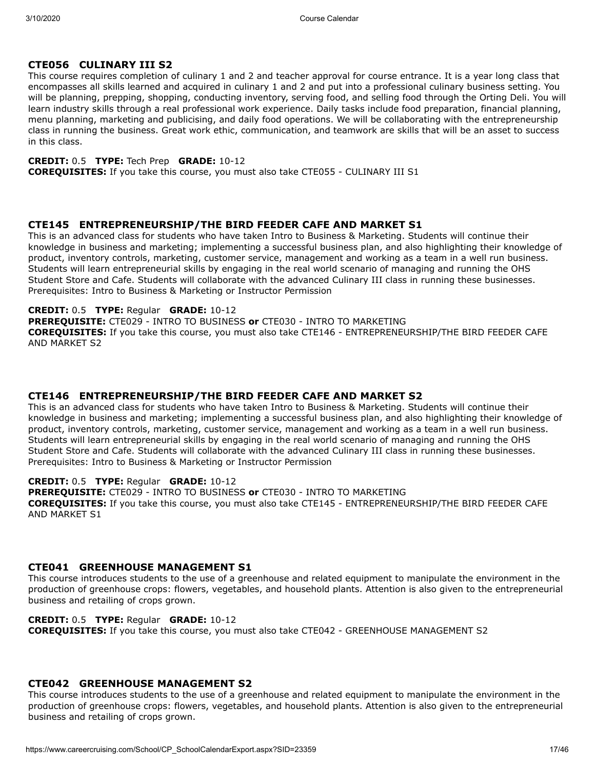### CTE056 CULINARY III S2

This course requires completion of culinary 1 and 2 and teacher approval for course entrance. It is a year long class that encompasses all skills learned and acquired in culinary 1 and 2 and put into a professional culinary business setting. You will be planning, prepping, shopping, conducting inventory, serving food, and selling food through the Orting Deli. You will learn industry skills through a real professional work experience. Daily tasks include food preparation, financial planning, menu planning, marketing and publicising, and daily food operations. We will be collaborating with the entrepreneurship class in running the business. Great work ethic, communication, and teamwork are skills that will be an asset to success in this class.

**CREDIT:** 0.5 **TYPE:** Tech Prep **GRADE:** 10-12
**COREQUISITES:** If you take this course, you must also take CTE055 - CULINARY III S1

### CTE145 ENTREPRENEURSHIP/THE BIRD FEEDER CAFE AND MARKET S1

This is an advanced class for students who have taken Intro to Business & Marketing. Students will continue their knowledge in business and marketing; implementing a successful business plan, and also highlighting their knowledge of product, inventory controls, marketing, customer service, management and working as a team in a well run business. Students will learn entrepreneurial skills by engaging in the real world scenario of managing and running the OHS Student Store and Cafe. Students will collaborate with the advanced Culinary III class in running these businesses. Prerequisites: Intro to Business & Marketing or Instructor Permission

**CREDIT:** 0.5 **TYPE:** Regular **GRADE:** 10-12
**PREREQUISITE:** CTE029 - INTRO TO BUSINESS **or** CTE030 - INTRO TO MARKETING
**COREQUISITES:** If you take this course, you must also take CTE146 - ENTREPRENEURSHIP/THE BIRD FEEDER CAFE AND MARKET S2

### CTE146 ENTREPRENEURSHIP/THE BIRD FEEDER CAFE AND MARKET S2

This is an advanced class for students who have taken Intro to Business & Marketing. Students will continue their knowledge in business and marketing; implementing a successful business plan, and also highlighting their knowledge of product, inventory controls, marketing, customer service, management and working as a team in a well run business. Students will learn entrepreneurial skills by engaging in the real world scenario of managing and running the OHS Student Store and Cafe. Students will collaborate with the advanced Culinary III class in running these businesses. Prerequisites: Intro to Business & Marketing or Instructor Permission

**CREDIT:** 0.5 **TYPE:** Regular **GRADE:** 10-12
**PREREQUISITE:** CTE029 - INTRO TO BUSINESS **or** CTE030 - INTRO TO MARKETING
**COREQUISITES:** If you take this course, you must also take CTE145 - ENTREPRENEURSHIP/THE BIRD FEEDER CAFE AND MARKET S1

### CTE041 GREENHOUSE MANAGEMENT S1

This course introduces students to the use of a greenhouse and related equipment to manipulate the environment in the production of greenhouse crops: flowers, vegetables, and household plants. Attention is also given to the entrepreneurial business and retailing of crops grown.

**CREDIT:** 0.5 **TYPE:** Regular **GRADE:** 10-12
**COREQUISITES:** If you take this course, you must also take CTE042 - GREENHOUSE MANAGEMENT S2

### CTE042 GREENHOUSE MANAGEMENT S2

This course introduces students to the use of a greenhouse and related equipment to manipulate the environment in the production of greenhouse crops: flowers, vegetables, and household plants. Attention is also given to the entrepreneurial business and retailing of crops grown.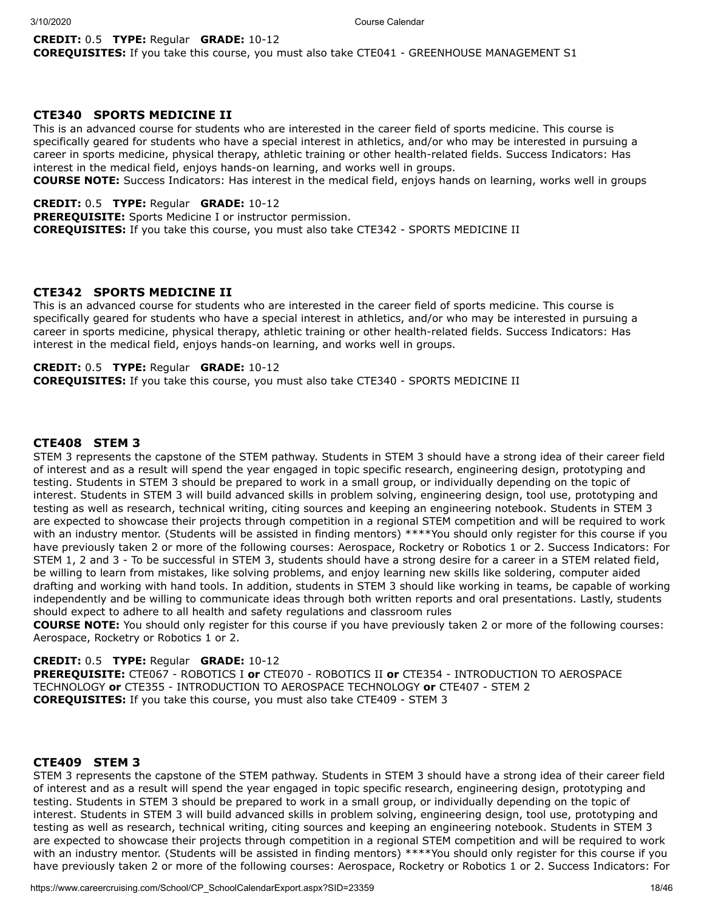**CREDIT:** 0.5 **TYPE:** Regular **GRADE:** 10-12
**COREQUISITES:** If you take this course, you must also take CTE041 - GREENHOUSE MANAGEMENT S1

### CTE340 SPORTS MEDICINE II

This is an advanced course for students who are interested in the career field of sports medicine. This course is specifically geared for students who have a special interest in athletics, and/or who may be interested in pursuing a career in sports medicine, physical therapy, athletic training or other health-related fields. Success Indicators: Has interest in the medical field, enjoys hands-on learning, and works well in groups.
**COURSE NOTE:** Success Indicators: Has interest in the medical field, enjoys hands on learning, works well in groups

**CREDIT:** 0.5 **TYPE:** Regular **GRADE:** 10-12
**PREREQUISITE:** Sports Medicine I or instructor permission.
**COREQUISITES:** If you take this course, you must also take CTE342 - SPORTS MEDICINE II

### CTE342 SPORTS MEDICINE II

This is an advanced course for students who are interested in the career field of sports medicine. This course is specifically geared for students who have a special interest in athletics, and/or who may be interested in pursuing a career in sports medicine, physical therapy, athletic training or other health-related fields. Success Indicators: Has interest in the medical field, enjoys hands-on learning, and works well in groups.

**CREDIT:** 0.5 **TYPE:** Regular **GRADE:** 10-12
**COREQUISITES:** If you take this course, you must also take CTE340 - SPORTS MEDICINE II

### CTE408 STEM 3

STEM 3 represents the capstone of the STEM pathway. Students in STEM 3 should have a strong idea of their career field of interest and as a result will spend the year engaged in topic specific research, engineering design, prototyping and testing. Students in STEM 3 should be prepared to work in a small group, or individually depending on the topic of interest. Students in STEM 3 will build advanced skills in problem solving, engineering design, tool use, prototyping and testing as well as research, technical writing, citing sources and keeping an engineering notebook. Students in STEM 3 are expected to showcase their projects through competition in a regional STEM competition and will be required to work with an industry mentor. (Students will be assisted in finding mentors) ****You should only register for this course if you have previously taken 2 or more of the following courses: Aerospace, Rocketry or Robotics 1 or 2. Success Indicators: For STEM 1, 2 and 3 - To be successful in STEM 3, students should have a strong desire for a career in a STEM related field, be willing to learn from mistakes, like solving problems, and enjoy learning new skills like soldering, computer aided drafting and working with hand tools. In addition, students in STEM 3 should like working in teams, be capable of working independently and be willing to communicate ideas through both written reports and oral presentations. Lastly, students should expect to adhere to all health and safety regulations and classroom rules
**COURSE NOTE:** You should only register for this course if you have previously taken 2 or more of the following courses: Aerospace, Rocketry or Robotics 1 or 2.

**CREDIT:** 0.5 **TYPE:** Regular **GRADE:** 10-12
**PREREQUISITE:** CTE067 - ROBOTICS I **or** CTE070 - ROBOTICS II **or** CTE354 - INTRODUCTION TO AEROSPACE TECHNOLOGY **or** CTE355 - INTRODUCTION TO AEROSPACE TECHNOLOGY **or** CTE407 - STEM 2
**COREQUISITES:** If you take this course, you must also take CTE409 - STEM 3

### CTE409 STEM 3

STEM 3 represents the capstone of the STEM pathway. Students in STEM 3 should have a strong idea of their career field of interest and as a result will spend the year engaged in topic specific research, engineering design, prototyping and testing. Students in STEM 3 should be prepared to work in a small group, or individually depending on the topic of interest. Students in STEM 3 will build advanced skills in problem solving, engineering design, tool use, prototyping and testing as well as research, technical writing, citing sources and keeping an engineering notebook. Students in STEM 3 are expected to showcase their projects through competition in a regional STEM competition and will be required to work with an industry mentor. (Students will be assisted in finding mentors) ****You should only register for this course if you have previously taken 2 or more of the following courses: Aerospace, Rocketry or Robotics 1 or 2. Success Indicators: For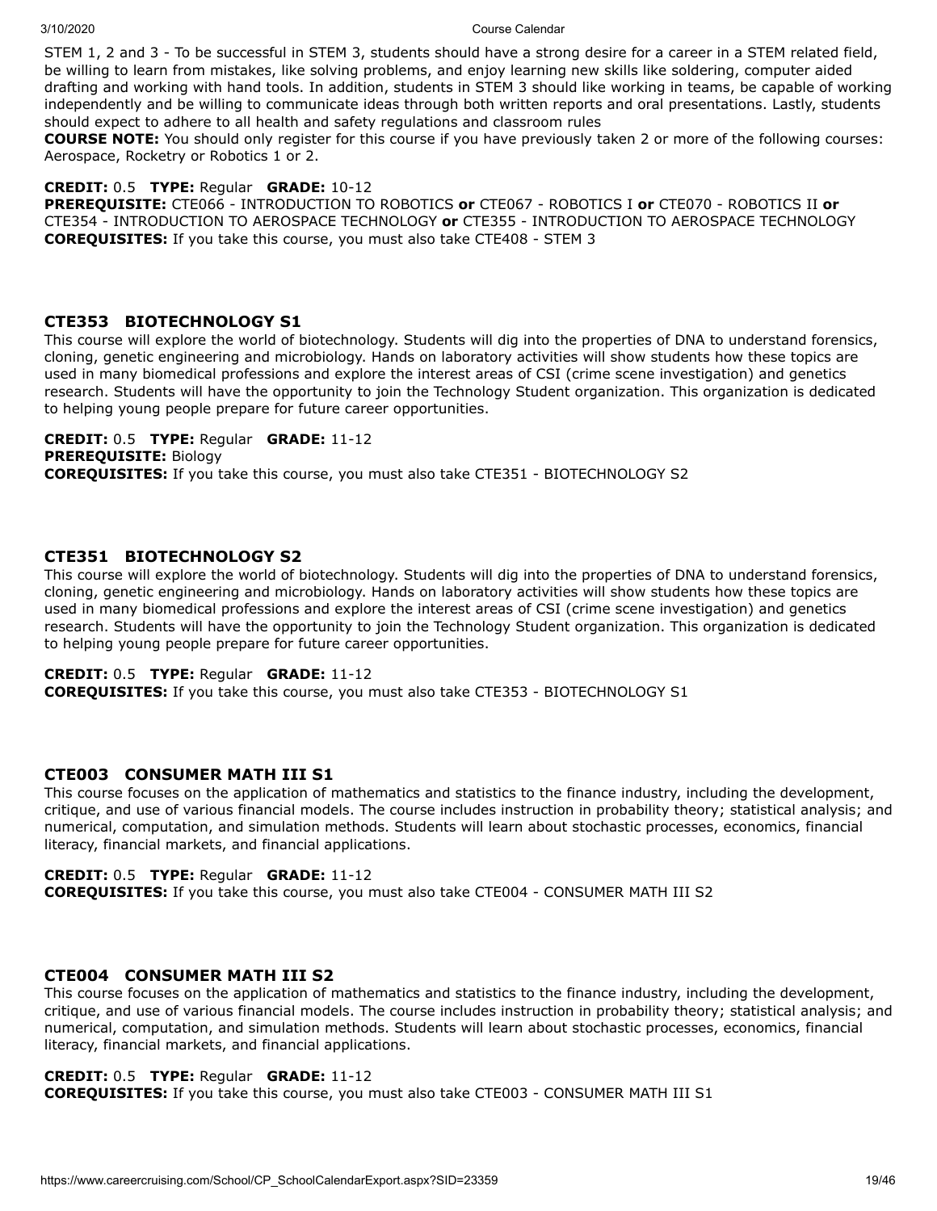STEM 1, 2 and 3 - To be successful in STEM 3, students should have a strong desire for a career in a STEM related field, be willing to learn from mistakes, like solving problems, and enjoy learning new skills like soldering, computer aided drafting and working with hand tools. In addition, students in STEM 3 should like working in teams, be capable of working independently and be willing to communicate ideas through both written reports and oral presentations. Lastly, students should expect to adhere to all health and safety regulations and classroom rules

**COURSE NOTE:** You should only register for this course if you have previously taken 2 or more of the following courses: Aerospace, Rocketry or Robotics 1 or 2.

**CREDIT:** 0.5 **TYPE:** Regular **GRADE:** 10-12
**PREREQUISITE:** CTE066 - INTRODUCTION TO ROBOTICS **or** CTE067 - ROBOTICS I **or** CTE070 - ROBOTICS II **or** CTE354 - INTRODUCTION TO AEROSPACE TECHNOLOGY **or** CTE355 - INTRODUCTION TO AEROSPACE TECHNOLOGY
**COREQUISITES:** If you take this course, you must also take CTE408 - STEM 3

### CTE353 BIOTECHNOLOGY S1

This course will explore the world of biotechnology. Students will dig into the properties of DNA to understand forensics, cloning, genetic engineering and microbiology. Hands on laboratory activities will show students how these topics are used in many biomedical professions and explore the interest areas of CSI (crime scene investigation) and genetics research. Students will have the opportunity to join the Technology Student organization. This organization is dedicated to helping young people prepare for future career opportunities.

**CREDIT:** 0.5 **TYPE:** Regular **GRADE:** 11-12
**PREREQUISITE:** Biology
**COREQUISITES:** If you take this course, you must also take CTE351 - BIOTECHNOLOGY S2

### CTE351 BIOTECHNOLOGY S2

This course will explore the world of biotechnology. Students will dig into the properties of DNA to understand forensics, cloning, genetic engineering and microbiology. Hands on laboratory activities will show students how these topics are used in many biomedical professions and explore the interest areas of CSI (crime scene investigation) and genetics research. Students will have the opportunity to join the Technology Student organization. This organization is dedicated to helping young people prepare for future career opportunities.

**CREDIT:** 0.5 **TYPE:** Regular **GRADE:** 11-12
**COREQUISITES:** If you take this course, you must also take CTE353 - BIOTECHNOLOGY S1

### CTE003 CONSUMER MATH III S1

This course focuses on the application of mathematics and statistics to the finance industry, including the development, critique, and use of various financial models. The course includes instruction in probability theory; statistical analysis; and numerical, computation, and simulation methods. Students will learn about stochastic processes, economics, financial literacy, financial markets, and financial applications.

**CREDIT:** 0.5 **TYPE:** Regular **GRADE:** 11-12
**COREQUISITES:** If you take this course, you must also take CTE004 - CONSUMER MATH III S2

### CTE004 CONSUMER MATH III S2

This course focuses on the application of mathematics and statistics to the finance industry, including the development, critique, and use of various financial models. The course includes instruction in probability theory; statistical analysis; and numerical, computation, and simulation methods. Students will learn about stochastic processes, economics, financial literacy, financial markets, and financial applications.

**CREDIT:** 0.5 **TYPE:** Regular **GRADE:** 11-12
**COREQUISITES:** If you take this course, you must also take CTE003 - CONSUMER MATH III S1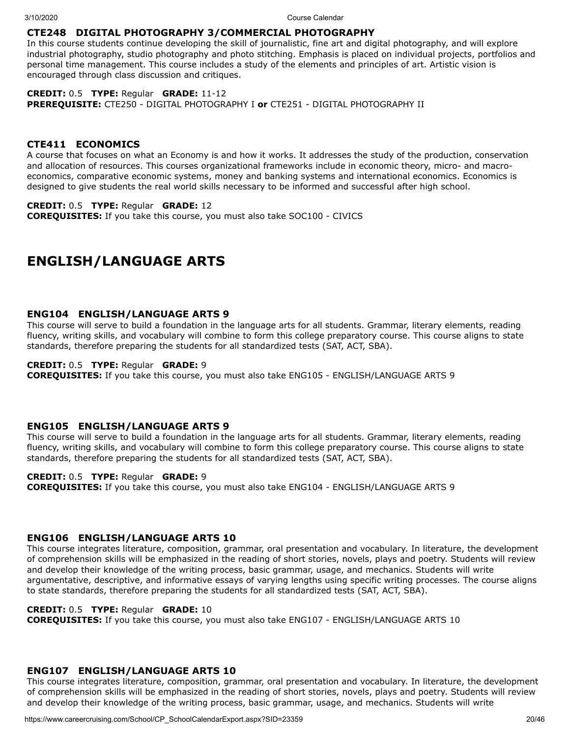### CTE248 DIGITAL PHOTOGRAPHY 3/COMMERCIAL PHOTOGRAPHY

In this course students continue developing the skill of journalistic, fine art and digital photography, and will explore industrial photography, studio photography and photo stitching. Emphasis is placed on individual projects, portfolios and personal time management. This course includes a study of the elements and principles of art. Artistic vision is encouraged through class discussion and critiques.

**CREDIT:** 0.5 **TYPE:** Regular **GRADE:** 11-12
**PREREQUISITE:** CTE250 - DIGITAL PHOTOGRAPHY I **or** CTE251 - DIGITAL PHOTOGRAPHY II

### CTE411 ECONOMICS

A course that focuses on what an Economy is and how it works. It addresses the study of the production, conservation and allocation of resources. This courses organizational frameworks include in economic theory, micro- and macro-economics, comparative economic systems, money and banking systems and international economics. Economics is designed to give students the real world skills necessary to be informed and successful after high school.

**CREDIT:** 0.5 **TYPE:** Regular **GRADE:** 12
**COREQUISITES:** If you take this course, you must also take SOC100 - CIVICS

## ENGLISH/LANGUAGE ARTS

### ENG104 ENGLISH/LANGUAGE ARTS 9

This course will serve to build a foundation in the language arts for all students. Grammar, literary elements, reading fluency, writing skills, and vocabulary will combine to form this college preparatory course. This course aligns to state standards, therefore preparing the students for all standardized tests (SAT, ACT, SBA).

**CREDIT:** 0.5 **TYPE:** Regular **GRADE:** 9
**COREQUISITES:** If you take this course, you must also take ENG105 - ENGLISH/LANGUAGE ARTS 9

### ENG105 ENGLISH/LANGUAGE ARTS 9

This course will serve to build a foundation in the language arts for all students. Grammar, literary elements, reading fluency, writing skills, and vocabulary will combine to form this college preparatory course. This course aligns to state standards, therefore preparing the students for all standardized tests (SAT, ACT, SBA).

**CREDIT:** 0.5 **TYPE:** Regular **GRADE:** 9
**COREQUISITES:** If you take this course, you must also take ENG104 - ENGLISH/LANGUAGE ARTS 9

### ENG106 ENGLISH/LANGUAGE ARTS 10

This course integrates literature, composition, grammar, oral presentation and vocabulary. In literature, the development of comprehension skills will be emphasized in the reading of short stories, novels, plays and poetry. Students will review and develop their knowledge of the writing process, basic grammar, usage, and mechanics. Students will write argumentative, descriptive, and informative essays of varying lengths using specific writing processes. The course aligns to state standards, therefore preparing the students for all standardized tests (SAT, ACT, SBA).

**CREDIT:** 0.5 **TYPE:** Regular **GRADE:** 10
**COREQUISITES:** If you take this course, you must also take ENG107 - ENGLISH/LANGUAGE ARTS 10

### ENG107 ENGLISH/LANGUAGE ARTS 10

This course integrates literature, composition, grammar, oral presentation and vocabulary. In literature, the development of comprehension skills will be emphasized in the reading of short stories, novels, plays and poetry. Students will review and develop their knowledge of the writing process, basic grammar, usage, and mechanics. Students will write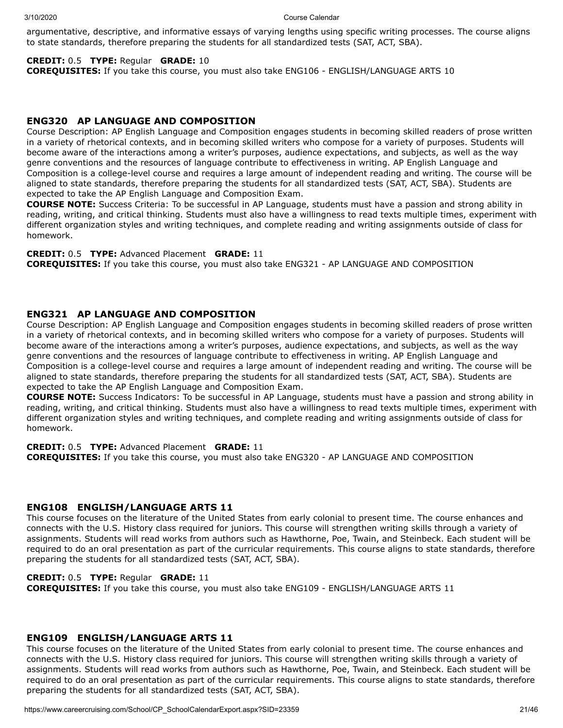argumentative, descriptive, and informative essays of varying lengths using specific writing processes. The course aligns to state standards, therefore preparing the students for all standardized tests (SAT, ACT, SBA).

**CREDIT:** 0.5 **TYPE:** Regular **GRADE:** 10
**COREQUISITES:** If you take this course, you must also take ENG106 - ENGLISH/LANGUAGE ARTS 10

## ENG320 AP LANGUAGE AND COMPOSITION

Course Description: AP English Language and Composition engages students in becoming skilled readers of prose written in a variety of rhetorical contexts, and in becoming skilled writers who compose for a variety of purposes. Students will become aware of the interactions among a writer's purposes, audience expectations, and subjects, as well as the way genre conventions and the resources of language contribute to effectiveness in writing. AP English Language and Composition is a college-level course and requires a large amount of independent reading and writing. The course will be aligned to state standards, therefore preparing the students for all standardized tests (SAT, ACT, SBA). Students are expected to take the AP English Language and Composition Exam.
**COURSE NOTE:** Success Criteria: To be successful in AP Language, students must have a passion and strong ability in reading, writing, and critical thinking. Students must also have a willingness to read texts multiple times, experiment with different organization styles and writing techniques, and complete reading and writing assignments outside of class for homework.

**CREDIT:** 0.5 **TYPE:** Advanced Placement **GRADE:** 11
**COREQUISITES:** If you take this course, you must also take ENG321 - AP LANGUAGE AND COMPOSITION

## ENG321 AP LANGUAGE AND COMPOSITION

Course Description: AP English Language and Composition engages students in becoming skilled readers of prose written in a variety of rhetorical contexts, and in becoming skilled writers who compose for a variety of purposes. Students will become aware of the interactions among a writer's purposes, audience expectations, and subjects, as well as the way genre conventions and the resources of language contribute to effectiveness in writing. AP English Language and Composition is a college-level course and requires a large amount of independent reading and writing. The course will be aligned to state standards, therefore preparing the students for all standardized tests (SAT, ACT, SBA). Students are expected to take the AP English Language and Composition Exam.
**COURSE NOTE:** Success Indicators: To be successful in AP Language, students must have a passion and strong ability in reading, writing, and critical thinking. Students must also have a willingness to read texts multiple times, experiment with different organization styles and writing techniques, and complete reading and writing assignments outside of class for homework.

**CREDIT:** 0.5 **TYPE:** Advanced Placement **GRADE:** 11
**COREQUISITES:** If you take this course, you must also take ENG320 - AP LANGUAGE AND COMPOSITION

## ENG108 ENGLISH/LANGUAGE ARTS 11

This course focuses on the literature of the United States from early colonial to present time. The course enhances and connects with the U.S. History class required for juniors. This course will strengthen writing skills through a variety of assignments. Students will read works from authors such as Hawthorne, Poe, Twain, and Steinbeck. Each student will be required to do an oral presentation as part of the curricular requirements. This course aligns to state standards, therefore preparing the students for all standardized tests (SAT, ACT, SBA).

**CREDIT:** 0.5 **TYPE:** Regular **GRADE:** 11
**COREQUISITES:** If you take this course, you must also take ENG109 - ENGLISH/LANGUAGE ARTS 11

## ENG109 ENGLISH/LANGUAGE ARTS 11

This course focuses on the literature of the United States from early colonial to present time. The course enhances and connects with the U.S. History class required for juniors. This course will strengthen writing skills through a variety of assignments. Students will read works from authors such as Hawthorne, Poe, Twain, and Steinbeck. Each student will be required to do an oral presentation as part of the curricular requirements. This course aligns to state standards, therefore preparing the students for all standardized tests (SAT, ACT, SBA).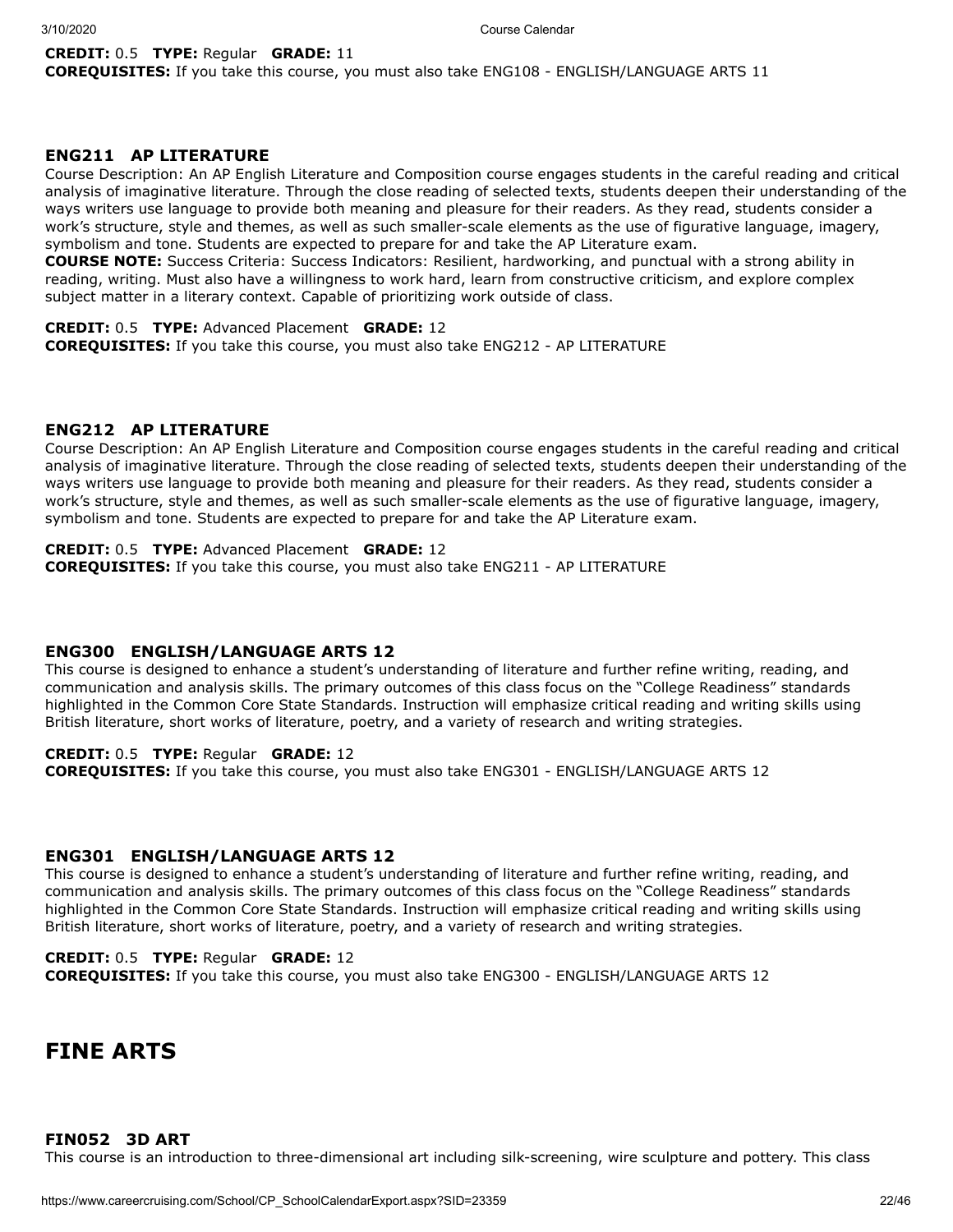**CREDIT:** 0.5 **TYPE:** Regular **GRADE:** 11
**COREQUISITES:** If you take this course, you must also take ENG108 - ENGLISH/LANGUAGE ARTS 11

### ENG211 AP LITERATURE

Course Description: An AP English Literature and Composition course engages students in the careful reading and critical analysis of imaginative literature. Through the close reading of selected texts, students deepen their understanding of the ways writers use language to provide both meaning and pleasure for their readers. As they read, students consider a work's structure, style and themes, as well as such smaller-scale elements as the use of figurative language, imagery, symbolism and tone. Students are expected to prepare for and take the AP Literature exam.
**COURSE NOTE:** Success Criteria: Success Indicators: Resilient, hardworking, and punctual with a strong ability in reading, writing. Must also have a willingness to work hard, learn from constructive criticism, and explore complex subject matter in a literary context. Capable of prioritizing work outside of class.

**CREDIT:** 0.5 **TYPE:** Advanced Placement **GRADE:** 12
**COREQUISITES:** If you take this course, you must also take ENG212 - AP LITERATURE

### ENG212 AP LITERATURE

Course Description: An AP English Literature and Composition course engages students in the careful reading and critical analysis of imaginative literature. Through the close reading of selected texts, students deepen their understanding of the ways writers use language to provide both meaning and pleasure for their readers. As they read, students consider a work's structure, style and themes, as well as such smaller-scale elements as the use of figurative language, imagery, symbolism and tone. Students are expected to prepare for and take the AP Literature exam.

**CREDIT:** 0.5 **TYPE:** Advanced Placement **GRADE:** 12
**COREQUISITES:** If you take this course, you must also take ENG211 - AP LITERATURE

### ENG300 ENGLISH/LANGUAGE ARTS 12

This course is designed to enhance a student's understanding of literature and further refine writing, reading, and communication and analysis skills. The primary outcomes of this class focus on the "College Readiness" standards highlighted in the Common Core State Standards. Instruction will emphasize critical reading and writing skills using British literature, short works of literature, poetry, and a variety of research and writing strategies.

**CREDIT:** 0.5 **TYPE:** Regular **GRADE:** 12
**COREQUISITES:** If you take this course, you must also take ENG301 - ENGLISH/LANGUAGE ARTS 12

### ENG301 ENGLISH/LANGUAGE ARTS 12

This course is designed to enhance a student's understanding of literature and further refine writing, reading, and communication and analysis skills. The primary outcomes of this class focus on the "College Readiness" standards highlighted in the Common Core State Standards. Instruction will emphasize critical reading and writing skills using British literature, short works of literature, poetry, and a variety of research and writing strategies.

**CREDIT:** 0.5 **TYPE:** Regular **GRADE:** 12
**COREQUISITES:** If you take this course, you must also take ENG300 - ENGLISH/LANGUAGE ARTS 12

## FINE ARTS

### FIN052 3D ART

This course is an introduction to three-dimensional art including silk-screening, wire sculpture and pottery. This class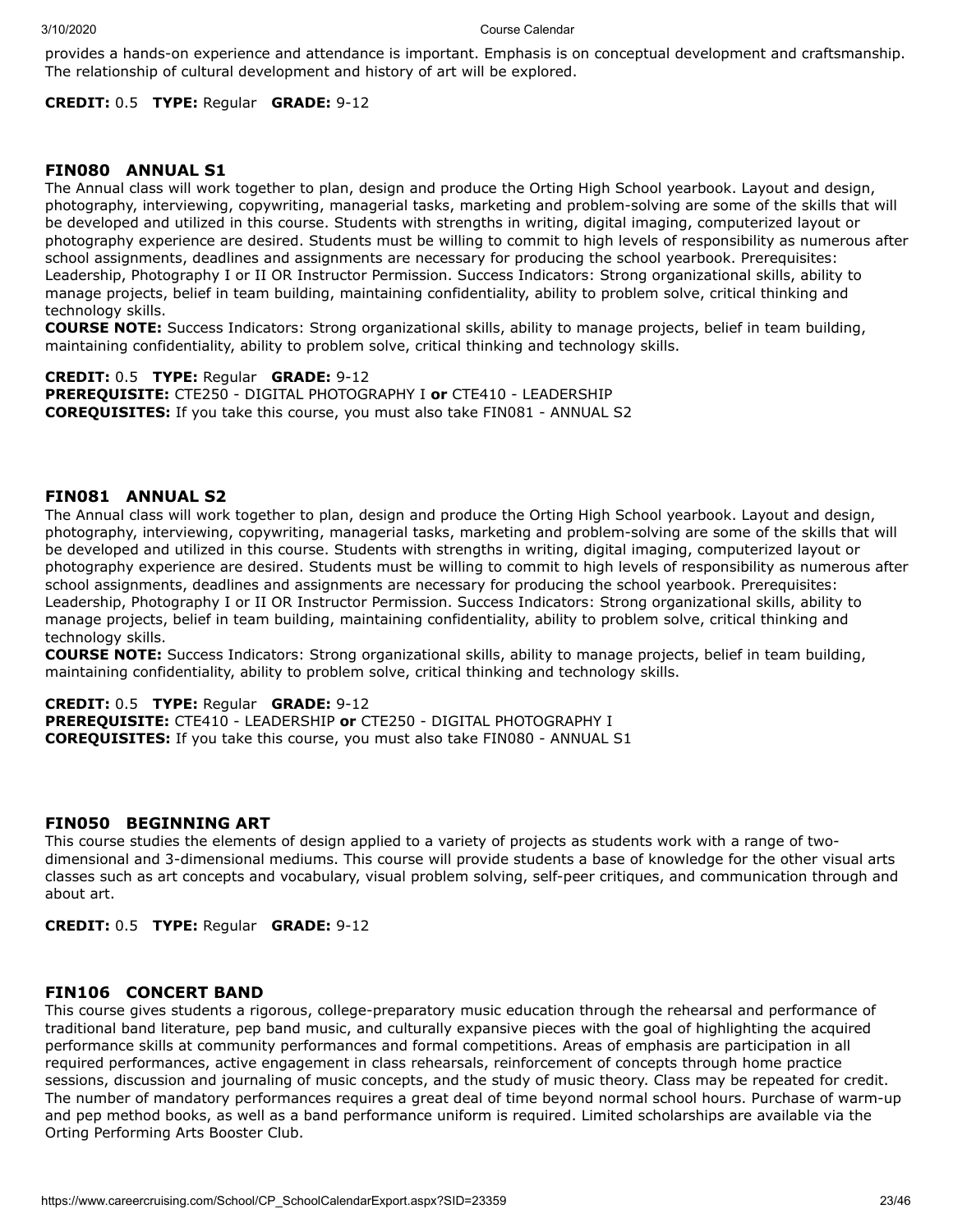provides a hands-on experience and attendance is important. Emphasis is on conceptual development and craftsmanship. The relationship of cultural development and history of art will be explored.

**CREDIT:** 0.5 **TYPE:** Regular **GRADE:** 9-12

### FIN080 ANNUAL S1

The Annual class will work together to plan, design and produce the Orting High School yearbook. Layout and design, photography, interviewing, copywriting, managerial tasks, marketing and problem-solving are some of the skills that will be developed and utilized in this course. Students with strengths in writing, digital imaging, computerized layout or photography experience are desired. Students must be willing to commit to high levels of responsibility as numerous after school assignments, deadlines and assignments are necessary for producing the school yearbook. Prerequisites: Leadership, Photography I or II OR Instructor Permission. Success Indicators: Strong organizational skills, ability to manage projects, belief in team building, maintaining confidentiality, ability to problem solve, critical thinking and technology skills.

**COURSE NOTE:** Success Indicators: Strong organizational skills, ability to manage projects, belief in team building, maintaining confidentiality, ability to problem solve, critical thinking and technology skills.

**CREDIT:** 0.5 **TYPE:** Regular **GRADE:** 9-12
**PREREQUISITE:** CTE250 - DIGITAL PHOTOGRAPHY I **or** CTE410 - LEADERSHIP
**COREQUISITES:** If you take this course, you must also take FIN081 - ANNUAL S2

### FIN081 ANNUAL S2

The Annual class will work together to plan, design and produce the Orting High School yearbook. Layout and design, photography, interviewing, copywriting, managerial tasks, marketing and problem-solving are some of the skills that will be developed and utilized in this course. Students with strengths in writing, digital imaging, computerized layout or photography experience are desired. Students must be willing to commit to high levels of responsibility as numerous after school assignments, deadlines and assignments are necessary for producing the school yearbook. Prerequisites: Leadership, Photography I or II OR Instructor Permission. Success Indicators: Strong organizational skills, ability to manage projects, belief in team building, maintaining confidentiality, ability to problem solve, critical thinking and technology skills.

**COURSE NOTE:** Success Indicators: Strong organizational skills, ability to manage projects, belief in team building, maintaining confidentiality, ability to problem solve, critical thinking and technology skills.

**CREDIT:** 0.5 **TYPE:** Regular **GRADE:** 9-12
**PREREQUISITE:** CTE410 - LEADERSHIP **or** CTE250 - DIGITAL PHOTOGRAPHY I
**COREQUISITES:** If you take this course, you must also take FIN080 - ANNUAL S1

### FIN050 BEGINNING ART

This course studies the elements of design applied to a variety of projects as students work with a range of two-dimensional and 3-dimensional mediums. This course will provide students a base of knowledge for the other visual arts classes such as art concepts and vocabulary, visual problem solving, self-peer critiques, and communication through and about art.

**CREDIT:** 0.5 **TYPE:** Regular **GRADE:** 9-12

### FIN106 CONCERT BAND

This course gives students a rigorous, college-preparatory music education through the rehearsal and performance of traditional band literature, pep band music, and culturally expansive pieces with the goal of highlighting the acquired performance skills at community performances and formal competitions. Areas of emphasis are participation in all required performances, active engagement in class rehearsals, reinforcement of concepts through home practice sessions, discussion and journaling of music concepts, and the study of music theory. Class may be repeated for credit. The number of mandatory performances requires a great deal of time beyond normal school hours. Purchase of warm-up and pep method books, as well as a band performance uniform is required. Limited scholarships are available via the Orting Performing Arts Booster Club.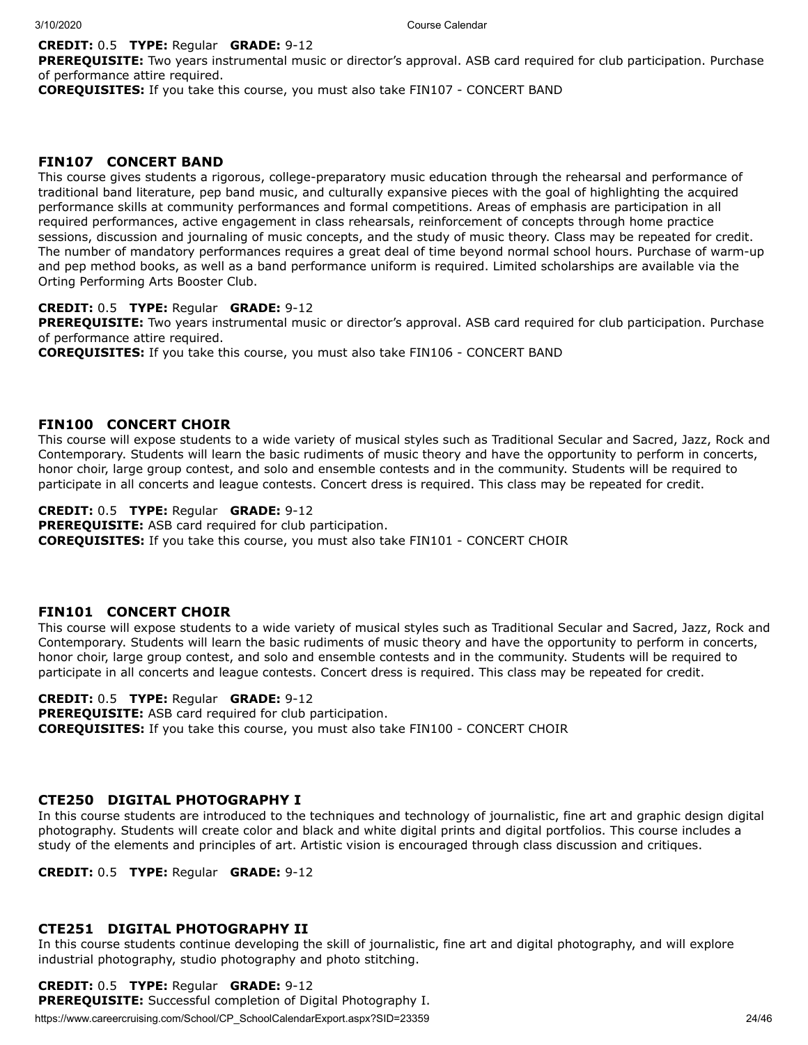**CREDIT:** 0.5 **TYPE:** Regular **GRADE:** 9-12
**PREREQUISITE:** Two years instrumental music or director's approval. ASB card required for club participation. Purchase of performance attire required.
**COREQUISITES:** If you take this course, you must also take FIN107 - CONCERT BAND

### FIN107 CONCERT BAND

This course gives students a rigorous, college-preparatory music education through the rehearsal and performance of traditional band literature, pep band music, and culturally expansive pieces with the goal of highlighting the acquired performance skills at community performances and formal competitions. Areas of emphasis are participation in all required performances, active engagement in class rehearsals, reinforcement of concepts through home practice sessions, discussion and journaling of music concepts, and the study of music theory. Class may be repeated for credit. The number of mandatory performances requires a great deal of time beyond normal school hours. Purchase of warm-up and pep method books, as well as a band performance uniform is required. Limited scholarships are available via the Orting Performing Arts Booster Club.

**CREDIT:** 0.5 **TYPE:** Regular **GRADE:** 9-12
**PREREQUISITE:** Two years instrumental music or director's approval. ASB card required for club participation. Purchase of performance attire required.
**COREQUISITES:** If you take this course, you must also take FIN106 - CONCERT BAND

### FIN100 CONCERT CHOIR

This course will expose students to a wide variety of musical styles such as Traditional Secular and Sacred, Jazz, Rock and Contemporary. Students will learn the basic rudiments of music theory and have the opportunity to perform in concerts, honor choir, large group contest, and solo and ensemble contests and in the community. Students will be required to participate in all concerts and league contests. Concert dress is required. This class may be repeated for credit.

**CREDIT:** 0.5 **TYPE:** Regular **GRADE:** 9-12
**PREREQUISITE:** ASB card required for club participation.
**COREQUISITES:** If you take this course, you must also take FIN101 - CONCERT CHOIR

### FIN101 CONCERT CHOIR

This course will expose students to a wide variety of musical styles such as Traditional Secular and Sacred, Jazz, Rock and Contemporary. Students will learn the basic rudiments of music theory and have the opportunity to perform in concerts, honor choir, large group contest, and solo and ensemble contests and in the community. Students will be required to participate in all concerts and league contests. Concert dress is required. This class may be repeated for credit.

**CREDIT:** 0.5 **TYPE:** Regular **GRADE:** 9-12
**PREREQUISITE:** ASB card required for club participation.
**COREQUISITES:** If you take this course, you must also take FIN100 - CONCERT CHOIR

### CTE250 DIGITAL PHOTOGRAPHY I

In this course students are introduced to the techniques and technology of journalistic, fine art and graphic design digital photography. Students will create color and black and white digital prints and digital portfolios. This course includes a study of the elements and principles of art. Artistic vision is encouraged through class discussion and critiques.

**CREDIT:** 0.5 **TYPE:** Regular **GRADE:** 9-12

### CTE251 DIGITAL PHOTOGRAPHY II

In this course students continue developing the skill of journalistic, fine art and digital photography, and will explore industrial photography, studio photography and photo stitching.

**CREDIT:** 0.5 **TYPE:** Regular **GRADE:** 9-12
**PREREQUISITE:** Successful completion of Digital Photography I.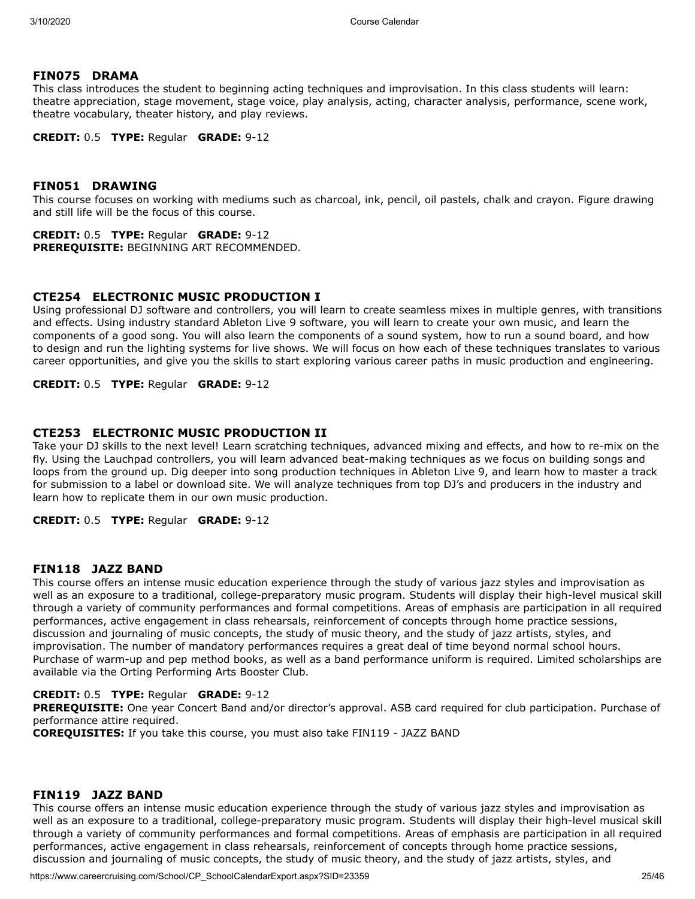### FIN075 DRAMA

This class introduces the student to beginning acting techniques and improvisation. In this class students will learn: theatre appreciation, stage movement, stage voice, play analysis, acting, character analysis, performance, scene work, theatre vocabulary, theater history, and play reviews.

**CREDIT:** 0.5 **TYPE:** Regular **GRADE:** 9-12

### FIN051 DRAWING

This course focuses on working with mediums such as charcoal, ink, pencil, oil pastels, chalk and crayon. Figure drawing and still life will be the focus of this course.

**CREDIT:** 0.5 **TYPE:** Regular **GRADE:** 9-12
**PREREQUISITE:** BEGINNING ART RECOMMENDED.

### CTE254 ELECTRONIC MUSIC PRODUCTION I

Using professional DJ software and controllers, you will learn to create seamless mixes in multiple genres, with transitions and effects. Using industry standard Ableton Live 9 software, you will learn to create your own music, and learn the components of a good song. You will also learn the components of a sound system, how to run a sound board, and how to design and run the lighting systems for live shows. We will focus on how each of these techniques translates to various career opportunities, and give you the skills to start exploring various career paths in music production and engineering.

**CREDIT:** 0.5 **TYPE:** Regular **GRADE:** 9-12

### CTE253 ELECTRONIC MUSIC PRODUCTION II

Take your DJ skills to the next level! Learn scratching techniques, advanced mixing and effects, and how to re-mix on the fly. Using the Lauchpad controllers, you will learn advanced beat-making techniques as we focus on building songs and loops from the ground up. Dig deeper into song production techniques in Ableton Live 9, and learn how to master a track for submission to a label or download site. We will analyze techniques from top DJ's and producers in the industry and learn how to replicate them in our own music production.

**CREDIT:** 0.5 **TYPE:** Regular **GRADE:** 9-12

### FIN118 JAZZ BAND

This course offers an intense music education experience through the study of various jazz styles and improvisation as well as an exposure to a traditional, college-preparatory music program. Students will display their high-level musical skill through a variety of community performances and formal competitions. Areas of emphasis are participation in all required performances, active engagement in class rehearsals, reinforcement of concepts through home practice sessions, discussion and journaling of music concepts, the study of music theory, and the study of jazz artists, styles, and improvisation. The number of mandatory performances requires a great deal of time beyond normal school hours. Purchase of warm-up and pep method books, as well as a band performance uniform is required. Limited scholarships are available via the Orting Performing Arts Booster Club.

**CREDIT:** 0.5 **TYPE:** Regular **GRADE:** 9-12
**PREREQUISITE:** One year Concert Band and/or director's approval. ASB card required for club participation. Purchase of performance attire required.
**COREQUISITES:** If you take this course, you must also take FIN119 - JAZZ BAND

### FIN119 JAZZ BAND

This course offers an intense music education experience through the study of various jazz styles and improvisation as well as an exposure to a traditional, college-preparatory music program. Students will display their high-level musical skill through a variety of community performances and formal competitions. Areas of emphasis are participation in all required performances, active engagement in class rehearsals, reinforcement of concepts through home practice sessions, discussion and journaling of music concepts, the study of music theory, and the study of jazz artists, styles, and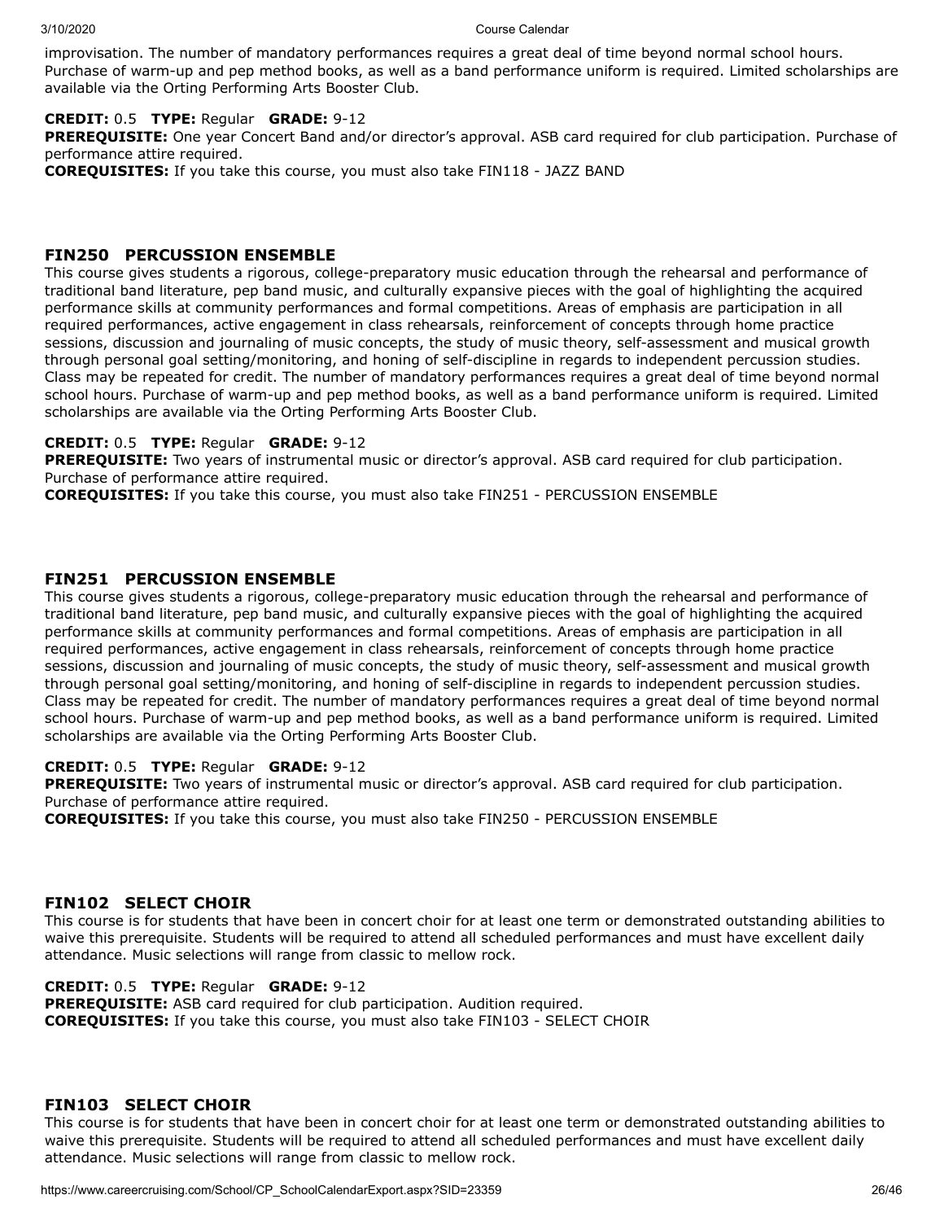improvisation. The number of mandatory performances requires a great deal of time beyond normal school hours. Purchase of warm-up and pep method books, as well as a band performance uniform is required. Limited scholarships are available via the Orting Performing Arts Booster Club.

**CREDIT:** 0.5 **TYPE:** Regular **GRADE:** 9-12
**PREREQUISITE:** One year Concert Band and/or director's approval. ASB card required for club participation. Purchase of performance attire required.
**COREQUISITES:** If you take this course, you must also take FIN118 - JAZZ BAND

### FIN250 PERCUSSION ENSEMBLE

This course gives students a rigorous, college-preparatory music education through the rehearsal and performance of traditional band literature, pep band music, and culturally expansive pieces with the goal of highlighting the acquired performance skills at community performances and formal competitions. Areas of emphasis are participation in all required performances, active engagement in class rehearsals, reinforcement of concepts through home practice sessions, discussion and journaling of music concepts, the study of music theory, self-assessment and musical growth through personal goal setting/monitoring, and honing of self-discipline in regards to independent percussion studies. Class may be repeated for credit. The number of mandatory performances requires a great deal of time beyond normal school hours. Purchase of warm-up and pep method books, as well as a band performance uniform is required. Limited scholarships are available via the Orting Performing Arts Booster Club.

**CREDIT:** 0.5 **TYPE:** Regular **GRADE:** 9-12
**PREREQUISITE:** Two years of instrumental music or director's approval. ASB card required for club participation. Purchase of performance attire required.
**COREQUISITES:** If you take this course, you must also take FIN251 - PERCUSSION ENSEMBLE

### FIN251 PERCUSSION ENSEMBLE

This course gives students a rigorous, college-preparatory music education through the rehearsal and performance of traditional band literature, pep band music, and culturally expansive pieces with the goal of highlighting the acquired performance skills at community performances and formal competitions. Areas of emphasis are participation in all required performances, active engagement in class rehearsals, reinforcement of concepts through home practice sessions, discussion and journaling of music concepts, the study of music theory, self-assessment and musical growth through personal goal setting/monitoring, and honing of self-discipline in regards to independent percussion studies. Class may be repeated for credit. The number of mandatory performances requires a great deal of time beyond normal school hours. Purchase of warm-up and pep method books, as well as a band performance uniform is required. Limited scholarships are available via the Orting Performing Arts Booster Club.

**CREDIT:** 0.5 **TYPE:** Regular **GRADE:** 9-12
**PREREQUISITE:** Two years of instrumental music or director's approval. ASB card required for club participation. Purchase of performance attire required.
**COREQUISITES:** If you take this course, you must also take FIN250 - PERCUSSION ENSEMBLE

### FIN102 SELECT CHOIR

This course is for students that have been in concert choir for at least one term or demonstrated outstanding abilities to waive this prerequisite. Students will be required to attend all scheduled performances and must have excellent daily attendance. Music selections will range from classic to mellow rock.

**CREDIT:** 0.5 **TYPE:** Regular **GRADE:** 9-12
**PREREQUISITE:** ASB card required for club participation. Audition required.
**COREQUISITES:** If you take this course, you must also take FIN103 - SELECT CHOIR

### FIN103 SELECT CHOIR

This course is for students that have been in concert choir for at least one term or demonstrated outstanding abilities to waive this prerequisite. Students will be required to attend all scheduled performances and must have excellent daily attendance. Music selections will range from classic to mellow rock.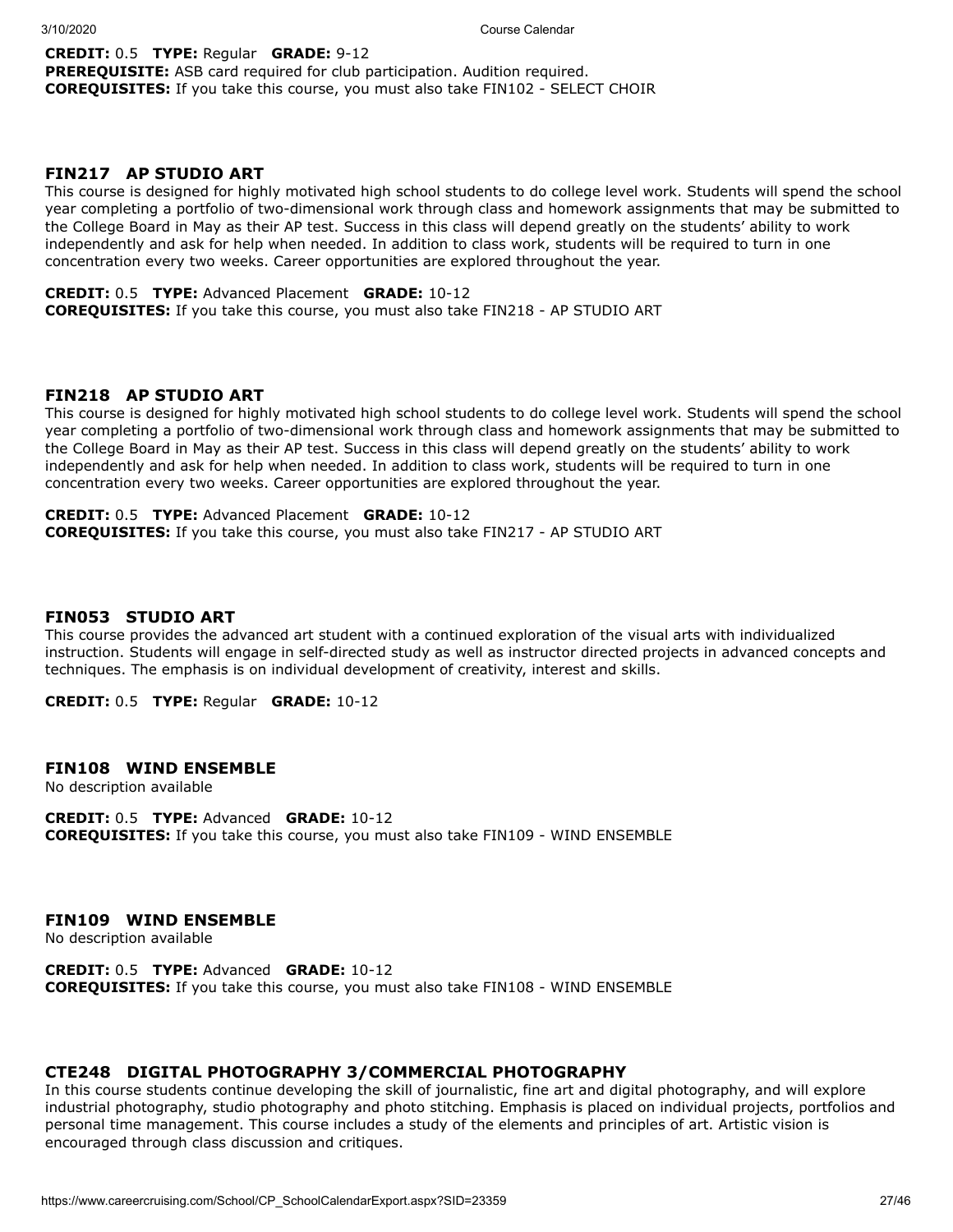**CREDIT:** 0.5 **TYPE:** Regular **GRADE:** 9-12
**PREREQUISITE:** ASB card required for club participation. Audition required.
**COREQUISITES:** If you take this course, you must also take FIN102 - SELECT CHOIR

### FIN217 AP STUDIO ART

This course is designed for highly motivated high school students to do college level work. Students will spend the school year completing a portfolio of two-dimensional work through class and homework assignments that may be submitted to the College Board in May as their AP test. Success in this class will depend greatly on the students' ability to work independently and ask for help when needed. In addition to class work, students will be required to turn in one concentration every two weeks. Career opportunities are explored throughout the year.

**CREDIT:** 0.5 **TYPE:** Advanced Placement **GRADE:** 10-12
**COREQUISITES:** If you take this course, you must also take FIN218 - AP STUDIO ART

### FIN218 AP STUDIO ART

This course is designed for highly motivated high school students to do college level work. Students will spend the school year completing a portfolio of two-dimensional work through class and homework assignments that may be submitted to the College Board in May as their AP test. Success in this class will depend greatly on the students' ability to work independently and ask for help when needed. In addition to class work, students will be required to turn in one concentration every two weeks. Career opportunities are explored throughout the year.

**CREDIT:** 0.5 **TYPE:** Advanced Placement **GRADE:** 10-12
**COREQUISITES:** If you take this course, you must also take FIN217 - AP STUDIO ART

### FIN053 STUDIO ART

This course provides the advanced art student with a continued exploration of the visual arts with individualized instruction. Students will engage in self-directed study as well as instructor directed projects in advanced concepts and techniques. The emphasis is on individual development of creativity, interest and skills.

**CREDIT:** 0.5 **TYPE:** Regular **GRADE:** 10-12

### FIN108 WIND ENSEMBLE

No description available

**CREDIT:** 0.5 **TYPE:** Advanced **GRADE:** 10-12
**COREQUISITES:** If you take this course, you must also take FIN109 - WIND ENSEMBLE

### FIN109 WIND ENSEMBLE

No description available

**CREDIT:** 0.5 **TYPE:** Advanced **GRADE:** 10-12
**COREQUISITES:** If you take this course, you must also take FIN108 - WIND ENSEMBLE

### CTE248 DIGITAL PHOTOGRAPHY 3/COMMERCIAL PHOTOGRAPHY

In this course students continue developing the skill of journalistic, fine art and digital photography, and will explore industrial photography, studio photography and photo stitching. Emphasis is placed on individual projects, portfolios and personal time management. This course includes a study of the elements and principles of art. Artistic vision is encouraged through class discussion and critiques.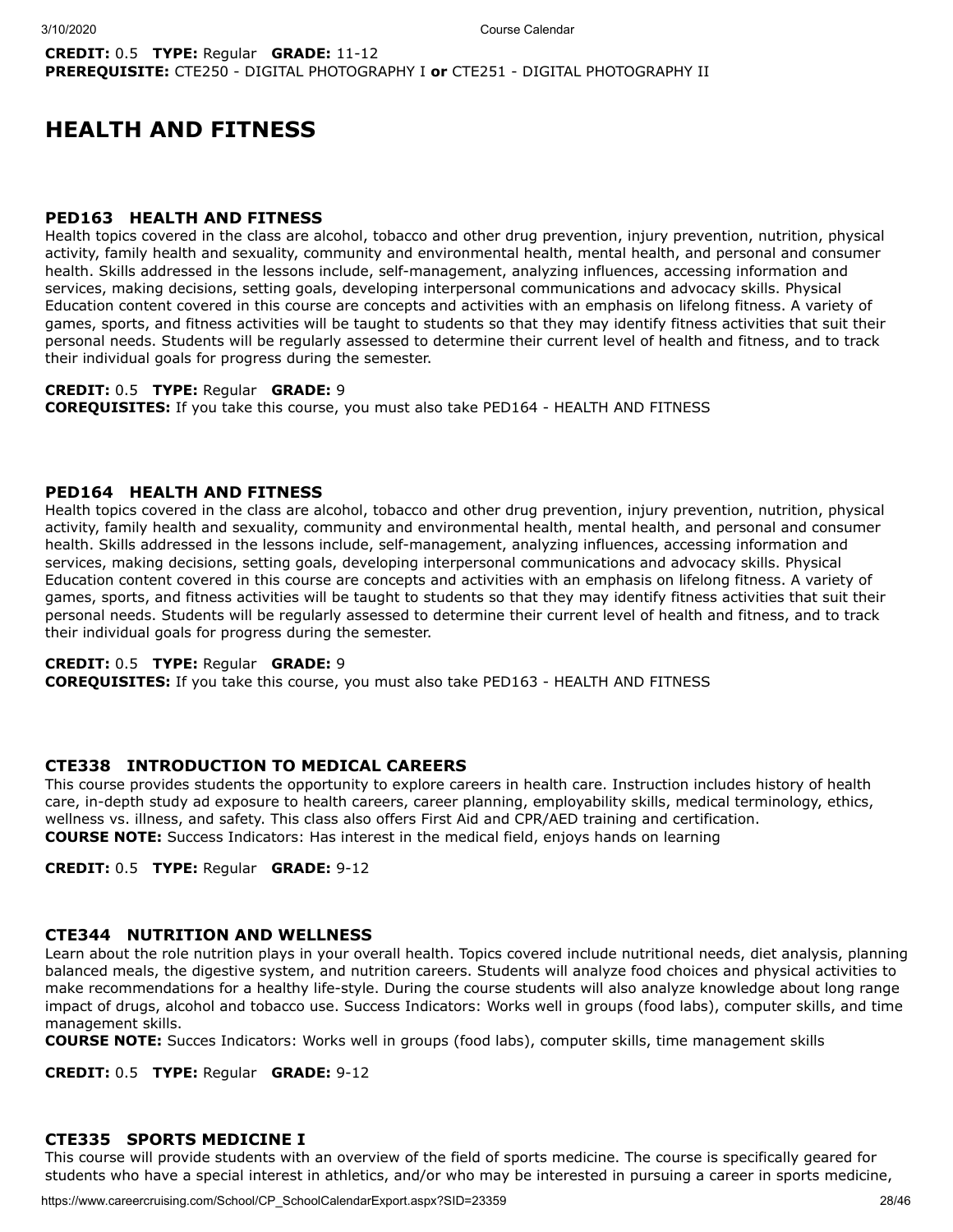**CREDIT:** 0.5 **TYPE:** Regular **GRADE:** 11-12
**PREREQUISITE:** CTE250 - DIGITAL PHOTOGRAPHY I **or** CTE251 - DIGITAL PHOTOGRAPHY II

# HEALTH AND FITNESS

### PED163 HEALTH AND FITNESS

Health topics covered in the class are alcohol, tobacco and other drug prevention, injury prevention, nutrition, physical activity, family health and sexuality, community and environmental health, mental health, and personal and consumer health. Skills addressed in the lessons include, self-management, analyzing influences, accessing information and services, making decisions, setting goals, developing interpersonal communications and advocacy skills. Physical Education content covered in this course are concepts and activities with an emphasis on lifelong fitness. A variety of games, sports, and fitness activities will be taught to students so that they may identify fitness activities that suit their personal needs. Students will be regularly assessed to determine their current level of health and fitness, and to track their individual goals for progress during the semester.

**CREDIT:** 0.5 **TYPE:** Regular **GRADE:** 9
**COREQUISITES:** If you take this course, you must also take PED164 - HEALTH AND FITNESS

### PED164 HEALTH AND FITNESS

Health topics covered in the class are alcohol, tobacco and other drug prevention, injury prevention, nutrition, physical activity, family health and sexuality, community and environmental health, mental health, and personal and consumer health. Skills addressed in the lessons include, self-management, analyzing influences, accessing information and services, making decisions, setting goals, developing interpersonal communications and advocacy skills. Physical Education content covered in this course are concepts and activities with an emphasis on lifelong fitness. A variety of games, sports, and fitness activities will be taught to students so that they may identify fitness activities that suit their personal needs. Students will be regularly assessed to determine their current level of health and fitness, and to track their individual goals for progress during the semester.

**CREDIT:** 0.5 **TYPE:** Regular **GRADE:** 9
**COREQUISITES:** If you take this course, you must also take PED163 - HEALTH AND FITNESS

### CTE338 INTRODUCTION TO MEDICAL CAREERS

This course provides students the opportunity to explore careers in health care. Instruction includes history of health care, in-depth study ad exposure to health careers, career planning, employability skills, medical terminology, ethics, wellness vs. illness, and safety. This class also offers First Aid and CPR/AED training and certification.
**COURSE NOTE:** Success Indicators: Has interest in the medical field, enjoys hands on learning

**CREDIT:** 0.5 **TYPE:** Regular **GRADE:** 9-12

### CTE344 NUTRITION AND WELLNESS

Learn about the role nutrition plays in your overall health. Topics covered include nutritional needs, diet analysis, planning balanced meals, the digestive system, and nutrition careers. Students will analyze food choices and physical activities to make recommendations for a healthy life-style. During the course students will also analyze knowledge about long range impact of drugs, alcohol and tobacco use. Success Indicators: Works well in groups (food labs), computer skills, and time management skills.
**COURSE NOTE:** Succes Indicators: Works well in groups (food labs), computer skills, time management skills

**CREDIT:** 0.5 **TYPE:** Regular **GRADE:** 9-12

### CTE335 SPORTS MEDICINE I

This course will provide students with an overview of the field of sports medicine. The course is specifically geared for students who have a special interest in athletics, and/or who may be interested in pursuing a career in sports medicine,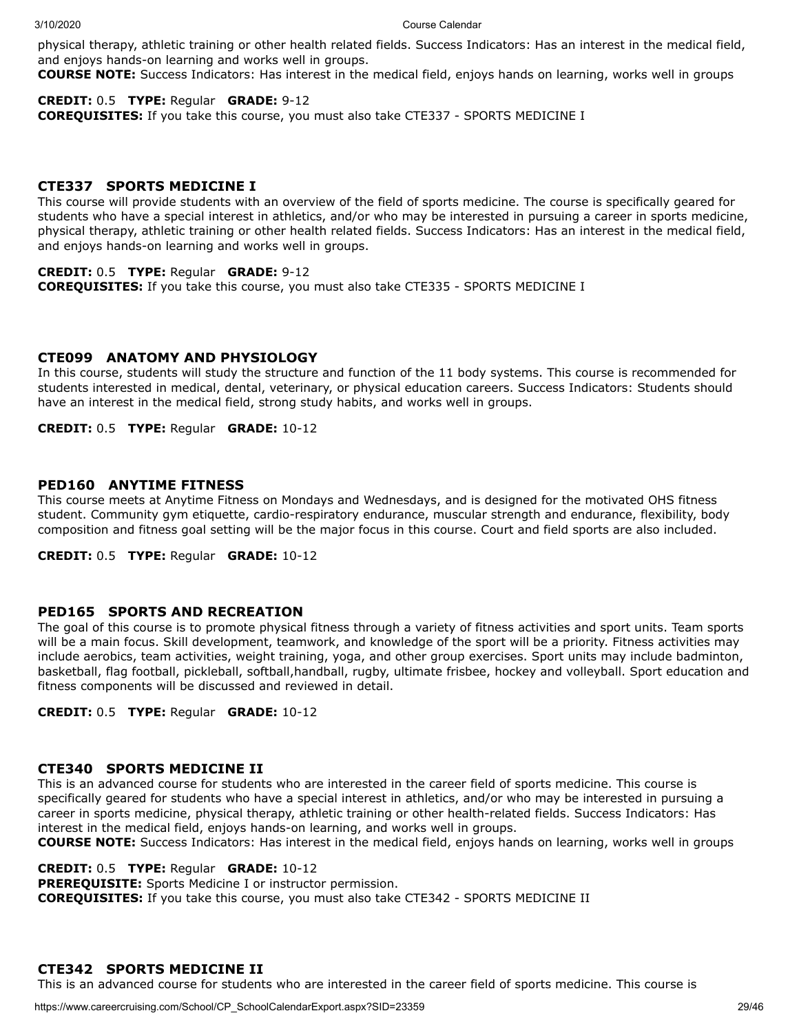physical therapy, athletic training or other health related fields. Success Indicators: Has an interest in the medical field, and enjoys hands-on learning and works well in groups.
**COURSE NOTE:** Success Indicators: Has interest in the medical field, enjoys hands on learning, works well in groups

**CREDIT:** 0.5 **TYPE:** Regular **GRADE:** 9-12
**COREQUISITES:** If you take this course, you must also take CTE337 - SPORTS MEDICINE I

### CTE337 SPORTS MEDICINE I

This course will provide students with an overview of the field of sports medicine. The course is specifically geared for students who have a special interest in athletics, and/or who may be interested in pursuing a career in sports medicine, physical therapy, athletic training or other health related fields. Success Indicators: Has an interest in the medical field, and enjoys hands-on learning and works well in groups.

**CREDIT:** 0.5 **TYPE:** Regular **GRADE:** 9-12
**COREQUISITES:** If you take this course, you must also take CTE335 - SPORTS MEDICINE I

### CTE099 ANATOMY AND PHYSIOLOGY

In this course, students will study the structure and function of the 11 body systems. This course is recommended for students interested in medical, dental, veterinary, or physical education careers. Success Indicators: Students should have an interest in the medical field, strong study habits, and works well in groups.

**CREDIT:** 0.5 **TYPE:** Regular **GRADE:** 10-12

### PED160 ANYTIME FITNESS

This course meets at Anytime Fitness on Mondays and Wednesdays, and is designed for the motivated OHS fitness student. Community gym etiquette, cardio-respiratory endurance, muscular strength and endurance, flexibility, body composition and fitness goal setting will be the major focus in this course. Court and field sports are also included.

**CREDIT:** 0.5 **TYPE:** Regular **GRADE:** 10-12

### PED165 SPORTS AND RECREATION

The goal of this course is to promote physical fitness through a variety of fitness activities and sport units. Team sports will be a main focus. Skill development, teamwork, and knowledge of the sport will be a priority. Fitness activities may include aerobics, team activities, weight training, yoga, and other group exercises. Sport units may include badminton, basketball, flag football, pickleball, softball,handball, rugby, ultimate frisbee, hockey and volleyball. Sport education and fitness components will be discussed and reviewed in detail.

**CREDIT:** 0.5 **TYPE:** Regular **GRADE:** 10-12

### CTE340 SPORTS MEDICINE II

This is an advanced course for students who are interested in the career field of sports medicine. This course is specifically geared for students who have a special interest in athletics, and/or who may be interested in pursuing a career in sports medicine, physical therapy, athletic training or other health-related fields. Success Indicators: Has interest in the medical field, enjoys hands-on learning, and works well in groups.
**COURSE NOTE:** Success Indicators: Has interest in the medical field, enjoys hands on learning, works well in groups

**CREDIT:** 0.5 **TYPE:** Regular **GRADE:** 10-12
**PREREQUISITE:** Sports Medicine I or instructor permission.
**COREQUISITES:** If you take this course, you must also take CTE342 - SPORTS MEDICINE II

### CTE342 SPORTS MEDICINE II

This is an advanced course for students who are interested in the career field of sports medicine. This course is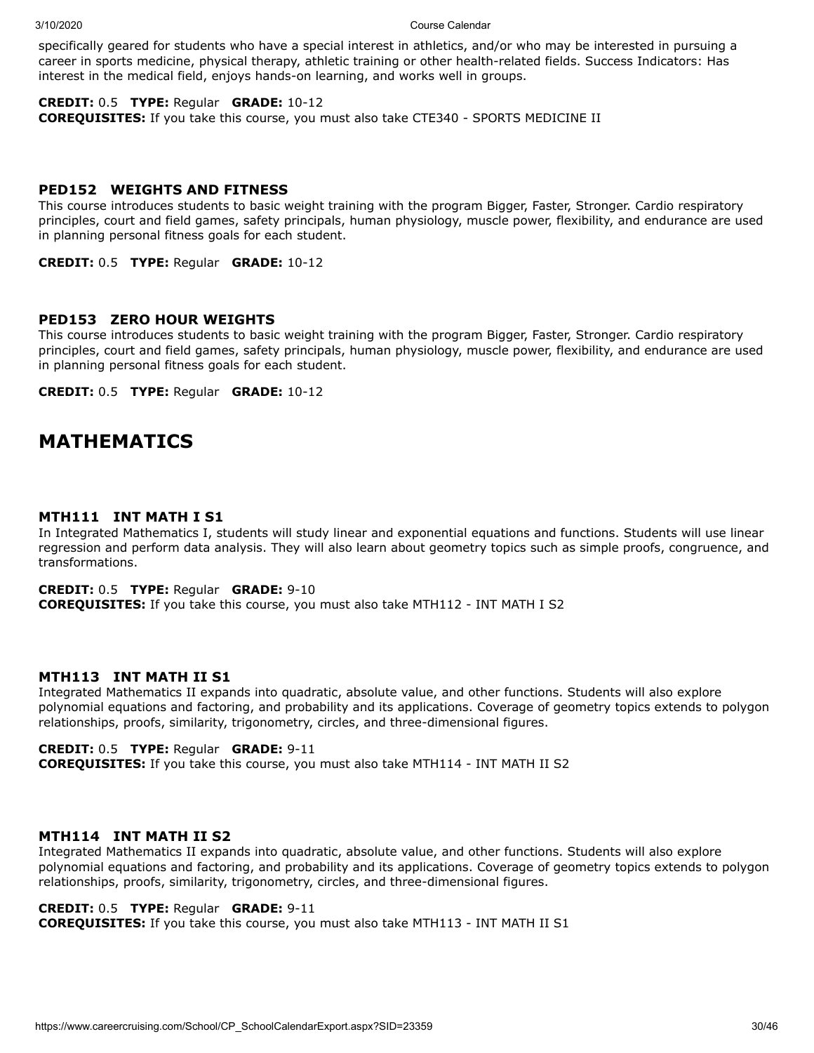specifically geared for students who have a special interest in athletics, and/or who may be interested in pursuing a career in sports medicine, physical therapy, athletic training or other health-related fields. Success Indicators: Has interest in the medical field, enjoys hands-on learning, and works well in groups.

**CREDIT:** 0.5 **TYPE:** Regular **GRADE:** 10-12
**COREQUISITES:** If you take this course, you must also take CTE340 - SPORTS MEDICINE II

### PED152 WEIGHTS AND FITNESS

This course introduces students to basic weight training with the program Bigger, Faster, Stronger. Cardio respiratory principles, court and field games, safety principals, human physiology, muscle power, flexibility, and endurance are used in planning personal fitness goals for each student.

**CREDIT:** 0.5 **TYPE:** Regular **GRADE:** 10-12

### PED153 ZERO HOUR WEIGHTS

This course introduces students to basic weight training with the program Bigger, Faster, Stronger. Cardio respiratory principles, court and field games, safety principals, human physiology, muscle power, flexibility, and endurance are used in planning personal fitness goals for each student.

**CREDIT:** 0.5 **TYPE:** Regular **GRADE:** 10-12

## MATHEMATICS

### MTH111 INT MATH I S1

In Integrated Mathematics I, students will study linear and exponential equations and functions. Students will use linear regression and perform data analysis. They will also learn about geometry topics such as simple proofs, congruence, and transformations.

**CREDIT:** 0.5 **TYPE:** Regular **GRADE:** 9-10
**COREQUISITES:** If you take this course, you must also take MTH112 - INT MATH I S2

### MTH113 INT MATH II S1

Integrated Mathematics II expands into quadratic, absolute value, and other functions. Students will also explore polynomial equations and factoring, and probability and its applications. Coverage of geometry topics extends to polygon relationships, proofs, similarity, trigonometry, circles, and three-dimensional figures.

**CREDIT:** 0.5 **TYPE:** Regular **GRADE:** 9-11
**COREQUISITES:** If you take this course, you must also take MTH114 - INT MATH II S2

### MTH114 INT MATH II S2

Integrated Mathematics II expands into quadratic, absolute value, and other functions. Students will also explore polynomial equations and factoring, and probability and its applications. Coverage of geometry topics extends to polygon relationships, proofs, similarity, trigonometry, circles, and three-dimensional figures.

**CREDIT:** 0.5 **TYPE:** Regular **GRADE:** 9-11
**COREQUISITES:** If you take this course, you must also take MTH113 - INT MATH II S1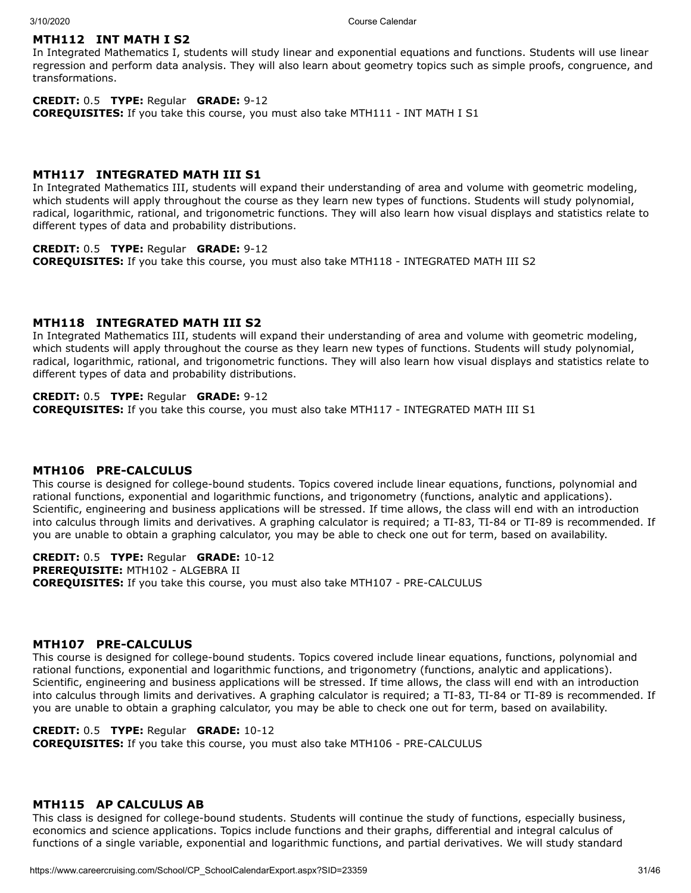### MTH112 INT MATH I S2

In Integrated Mathematics I, students will study linear and exponential equations and functions. Students will use linear regression and perform data analysis. They will also learn about geometry topics such as simple proofs, congruence, and transformations.

**CREDIT:** 0.5 **TYPE:** Regular **GRADE:** 9-12
**COREQUISITES:** If you take this course, you must also take MTH111 - INT MATH I S1

### MTH117 INTEGRATED MATH III S1

In Integrated Mathematics III, students will expand their understanding of area and volume with geometric modeling, which students will apply throughout the course as they learn new types of functions. Students will study polynomial, radical, logarithmic, rational, and trigonometric functions. They will also learn how visual displays and statistics relate to different types of data and probability distributions.

**CREDIT:** 0.5 **TYPE:** Regular **GRADE:** 9-12
**COREQUISITES:** If you take this course, you must also take MTH118 - INTEGRATED MATH III S2

### MTH118 INTEGRATED MATH III S2

In Integrated Mathematics III, students will expand their understanding of area and volume with geometric modeling, which students will apply throughout the course as they learn new types of functions. Students will study polynomial, radical, logarithmic, rational, and trigonometric functions. They will also learn how visual displays and statistics relate to different types of data and probability distributions.

**CREDIT:** 0.5 **TYPE:** Regular **GRADE:** 9-12
**COREQUISITES:** If you take this course, you must also take MTH117 - INTEGRATED MATH III S1

### MTH106 PRE-CALCULUS

This course is designed for college-bound students. Topics covered include linear equations, functions, polynomial and rational functions, exponential and logarithmic functions, and trigonometry (functions, analytic and applications). Scientific, engineering and business applications will be stressed. If time allows, the class will end with an introduction into calculus through limits and derivatives. A graphing calculator is required; a TI-83, TI-84 or TI-89 is recommended. If you are unable to obtain a graphing calculator, you may be able to check one out for term, based on availability.

**CREDIT:** 0.5 **TYPE:** Regular **GRADE:** 10-12
**PREREQUISITE:** MTH102 - ALGEBRA II
**COREQUISITES:** If you take this course, you must also take MTH107 - PRE-CALCULUS

### MTH107 PRE-CALCULUS

This course is designed for college-bound students. Topics covered include linear equations, functions, polynomial and rational functions, exponential and logarithmic functions, and trigonometry (functions, analytic and applications). Scientific, engineering and business applications will be stressed. If time allows, the class will end with an introduction into calculus through limits and derivatives. A graphing calculator is required; a TI-83, TI-84 or TI-89 is recommended. If you are unable to obtain a graphing calculator, you may be able to check one out for term, based on availability.

**CREDIT:** 0.5 **TYPE:** Regular **GRADE:** 10-12
**COREQUISITES:** If you take this course, you must also take MTH106 - PRE-CALCULUS

### MTH115 AP CALCULUS AB

This class is designed for college-bound students. Students will continue the study of functions, especially business, economics and science applications. Topics include functions and their graphs, differential and integral calculus of functions of a single variable, exponential and logarithmic functions, and partial derivatives. We will study standard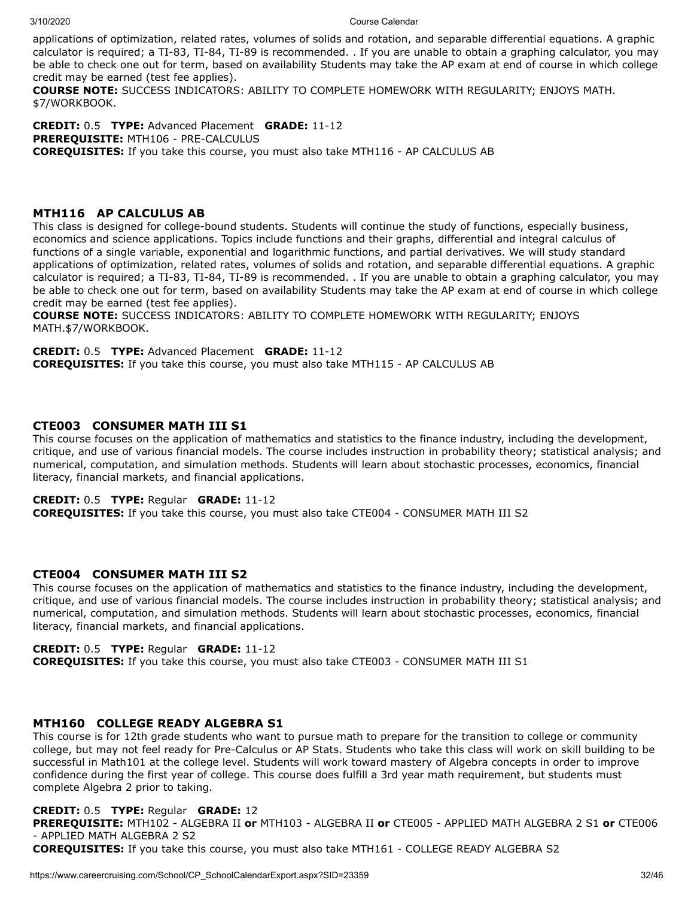applications of optimization, related rates, volumes of solids and rotation, and separable differential equations. A graphic calculator is required; a TI-83, TI-84, TI-89 is recommended. . If you are unable to obtain a graphing calculator, you may be able to check one out for term, based on availability Students may take the AP exam at end of course in which college credit may be earned (test fee applies).

**COURSE NOTE:** SUCCESS INDICATORS: ABILITY TO COMPLETE HOMEWORK WITH REGULARITY; ENJOYS MATH. $7/WORKBOOK.

**CREDIT:** 0.5 **TYPE:** Advanced Placement **GRADE:** 11-12
**PREREQUISITE:** MTH106 - PRE-CALCULUS
**COREQUISITES:** If you take this course, you must also take MTH116 - AP CALCULUS AB

### MTH116 AP CALCULUS AB

This class is designed for college-bound students. Students will continue the study of functions, especially business, economics and science applications. Topics include functions and their graphs, differential and integral calculus of functions of a single variable, exponential and logarithmic functions, and partial derivatives. We will study standard applications of optimization, related rates, volumes of solids and rotation, and separable differential equations. A graphic calculator is required; a TI-83, TI-84, TI-89 is recommended. . If you are unable to obtain a graphing calculator, you may be able to check one out for term, based on availability Students may take the AP exam at end of course in which college credit may be earned (test fee applies).

**COURSE NOTE:** SUCCESS INDICATORS: ABILITY TO COMPLETE HOMEWORK WITH REGULARITY; ENJOYS MATH.$7/WORKBOOK.

**CREDIT:** 0.5 **TYPE:** Advanced Placement **GRADE:** 11-12
**COREQUISITES:** If you take this course, you must also take MTH115 - AP CALCULUS AB

### CTE003 CONSUMER MATH III S1

This course focuses on the application of mathematics and statistics to the finance industry, including the development, critique, and use of various financial models. The course includes instruction in probability theory; statistical analysis; and numerical, computation, and simulation methods. Students will learn about stochastic processes, economics, financial literacy, financial markets, and financial applications.

**CREDIT:** 0.5 **TYPE:** Regular **GRADE:** 11-12
**COREQUISITES:** If you take this course, you must also take CTE004 - CONSUMER MATH III S2

### CTE004 CONSUMER MATH III S2

This course focuses on the application of mathematics and statistics to the finance industry, including the development, critique, and use of various financial models. The course includes instruction in probability theory; statistical analysis; and numerical, computation, and simulation methods. Students will learn about stochastic processes, economics, financial literacy, financial markets, and financial applications.

**CREDIT:** 0.5 **TYPE:** Regular **GRADE:** 11-12
**COREQUISITES:** If you take this course, you must also take CTE003 - CONSUMER MATH III S1

### MTH160 COLLEGE READY ALGEBRA S1

This course is for 12th grade students who want to pursue math to prepare for the transition to college or community college, but may not feel ready for Pre-Calculus or AP Stats. Students who take this class will work on skill building to be successful in Math101 at the college level. Students will work toward mastery of Algebra concepts in order to improve confidence during the first year of college. This course does fulfill a 3rd year math requirement, but students must complete Algebra 2 prior to taking.

**CREDIT:** 0.5 **TYPE:** Regular **GRADE:** 12
**PREREQUISITE:** MTH102 - ALGEBRA II **or** MTH103 - ALGEBRA II **or** CTE005 - APPLIED MATH ALGEBRA 2 S1 **or** CTE006 - APPLIED MATH ALGEBRA 2 S2
**COREQUISITES:** If you take this course, you must also take MTH161 - COLLEGE READY ALGEBRA S2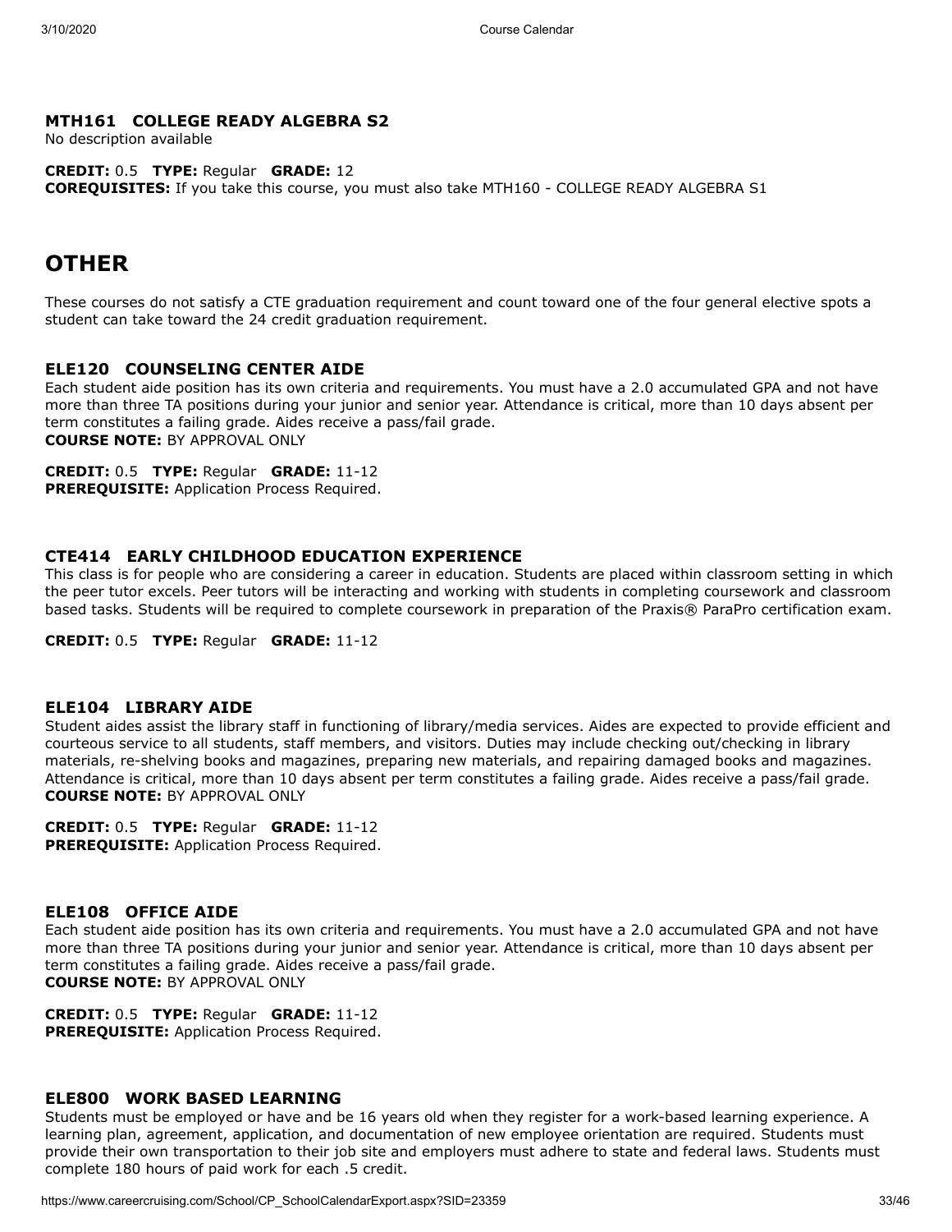### MTH161 COLLEGE READY ALGEBRA S2

No description available

**CREDIT:** 0.5 **TYPE:** Regular **GRADE:** 12
**COREQUISITES:** If you take this course, you must also take MTH160 - COLLEGE READY ALGEBRA S1

## OTHER

These courses do not satisfy a CTE graduation requirement and count toward one of the four general elective spots a student can take toward the 24 credit graduation requirement.

### ELE120 COUNSELING CENTER AIDE

Each student aide position has its own criteria and requirements. You must have a 2.0 accumulated GPA and not have more than three TA positions during your junior and senior year. Attendance is critical, more than 10 days absent per term constitutes a failing grade. Aides receive a pass/fail grade.
**COURSE NOTE:** BY APPROVAL ONLY

**CREDIT:** 0.5 **TYPE:** Regular **GRADE:** 11-12
**PREREQUISITE:** Application Process Required.

### CTE414 EARLY CHILDHOOD EDUCATION EXPERIENCE

This class is for people who are considering a career in education. Students are placed within classroom setting in which the peer tutor excels. Peer tutors will be interacting and working with students in completing coursework and classroom based tasks. Students will be required to complete coursework in preparation of the Praxis® ParaPro certification exam.

**CREDIT:** 0.5 **TYPE:** Regular **GRADE:** 11-12

### ELE104 LIBRARY AIDE

Student aides assist the library staff in functioning of library/media services. Aides are expected to provide efficient and courteous service to all students, staff members, and visitors. Duties may include checking out/checking in library materials, re-shelving books and magazines, preparing new materials, and repairing damaged books and magazines. Attendance is critical, more than 10 days absent per term constitutes a failing grade. Aides receive a pass/fail grade.
**COURSE NOTE:** BY APPROVAL ONLY

**CREDIT:** 0.5 **TYPE:** Regular **GRADE:** 11-12
**PREREQUISITE:** Application Process Required.

### ELE108 OFFICE AIDE

Each student aide position has its own criteria and requirements. You must have a 2.0 accumulated GPA and not have more than three TA positions during your junior and senior year. Attendance is critical, more than 10 days absent per term constitutes a failing grade. Aides receive a pass/fail grade.
**COURSE NOTE:** BY APPROVAL ONLY

**CREDIT:** 0.5 **TYPE:** Regular **GRADE:** 11-12
**PREREQUISITE:** Application Process Required.

### ELE800 WORK BASED LEARNING

Students must be employed or have and be 16 years old when they register for a work-based learning experience. A learning plan, agreement, application, and documentation of new employee orientation are required. Students must provide their own transportation to their job site and employers must adhere to state and federal laws. Students must complete 180 hours of paid work for each .5 credit.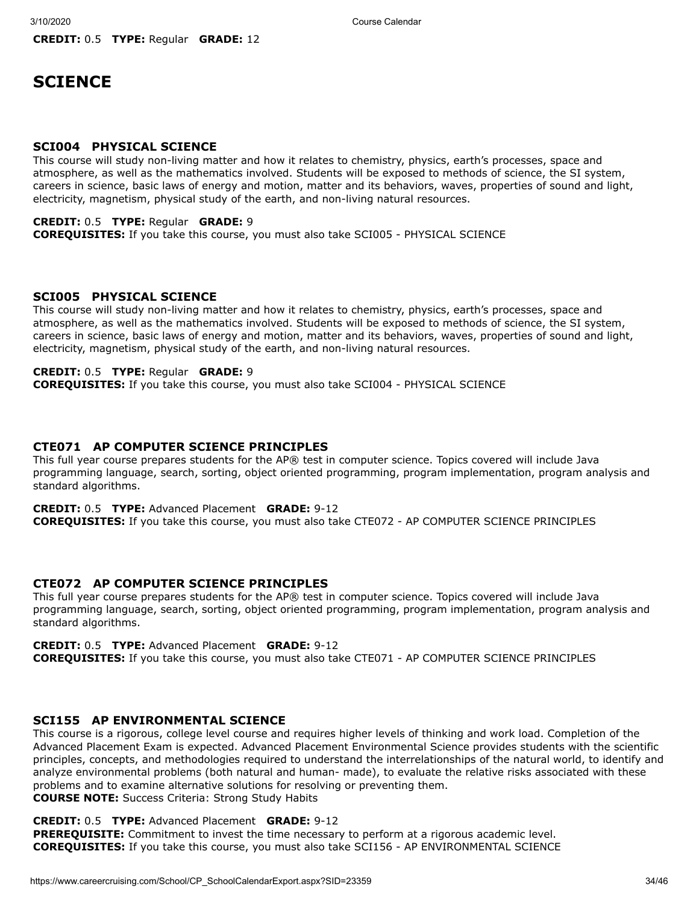**CREDIT:** 0.5 **TYPE:** Regular **GRADE:** 12

# SCIENCE

### SCI004 PHYSICAL SCIENCE

This course will study non-living matter and how it relates to chemistry, physics, earth's processes, space and atmosphere, as well as the mathematics involved. Students will be exposed to methods of science, the SI system, careers in science, basic laws of energy and motion, matter and its behaviors, waves, properties of sound and light, electricity, magnetism, physical study of the earth, and non-living natural resources.

**CREDIT:** 0.5 **TYPE:** Regular **GRADE:** 9
**COREQUISITES:** If you take this course, you must also take SCI005 - PHYSICAL SCIENCE

### SCI005 PHYSICAL SCIENCE

This course will study non-living matter and how it relates to chemistry, physics, earth's processes, space and atmosphere, as well as the mathematics involved. Students will be exposed to methods of science, the SI system, careers in science, basic laws of energy and motion, matter and its behaviors, waves, properties of sound and light, electricity, magnetism, physical study of the earth, and non-living natural resources.

**CREDIT:** 0.5 **TYPE:** Regular **GRADE:** 9
**COREQUISITES:** If you take this course, you must also take SCI004 - PHYSICAL SCIENCE

### CTE071 AP COMPUTER SCIENCE PRINCIPLES

This full year course prepares students for the AP® test in computer science. Topics covered will include Java programming language, search, sorting, object oriented programming, program implementation, program analysis and standard algorithms.

**CREDIT:** 0.5 **TYPE:** Advanced Placement **GRADE:** 9-12
**COREQUISITES:** If you take this course, you must also take CTE072 - AP COMPUTER SCIENCE PRINCIPLES

### CTE072 AP COMPUTER SCIENCE PRINCIPLES

This full year course prepares students for the AP® test in computer science. Topics covered will include Java programming language, search, sorting, object oriented programming, program implementation, program analysis and standard algorithms.

**CREDIT:** 0.5 **TYPE:** Advanced Placement **GRADE:** 9-12
**COREQUISITES:** If you take this course, you must also take CTE071 - AP COMPUTER SCIENCE PRINCIPLES

### SCI155 AP ENVIRONMENTAL SCIENCE

This course is a rigorous, college level course and requires higher levels of thinking and work load. Completion of the Advanced Placement Exam is expected. Advanced Placement Environmental Science provides students with the scientific principles, concepts, and methodologies required to understand the interrelationships of the natural world, to identify and analyze environmental problems (both natural and human- made), to evaluate the relative risks associated with these problems and to examine alternative solutions for resolving or preventing them.
**COURSE NOTE:** Success Criteria: Strong Study Habits

**CREDIT:** 0.5 **TYPE:** Advanced Placement **GRADE:** 9-12
**PREREQUISITE:** Commitment to invest the time necessary to perform at a rigorous academic level.
**COREQUISITES:** If you take this course, you must also take SCI156 - AP ENVIRONMENTAL SCIENCE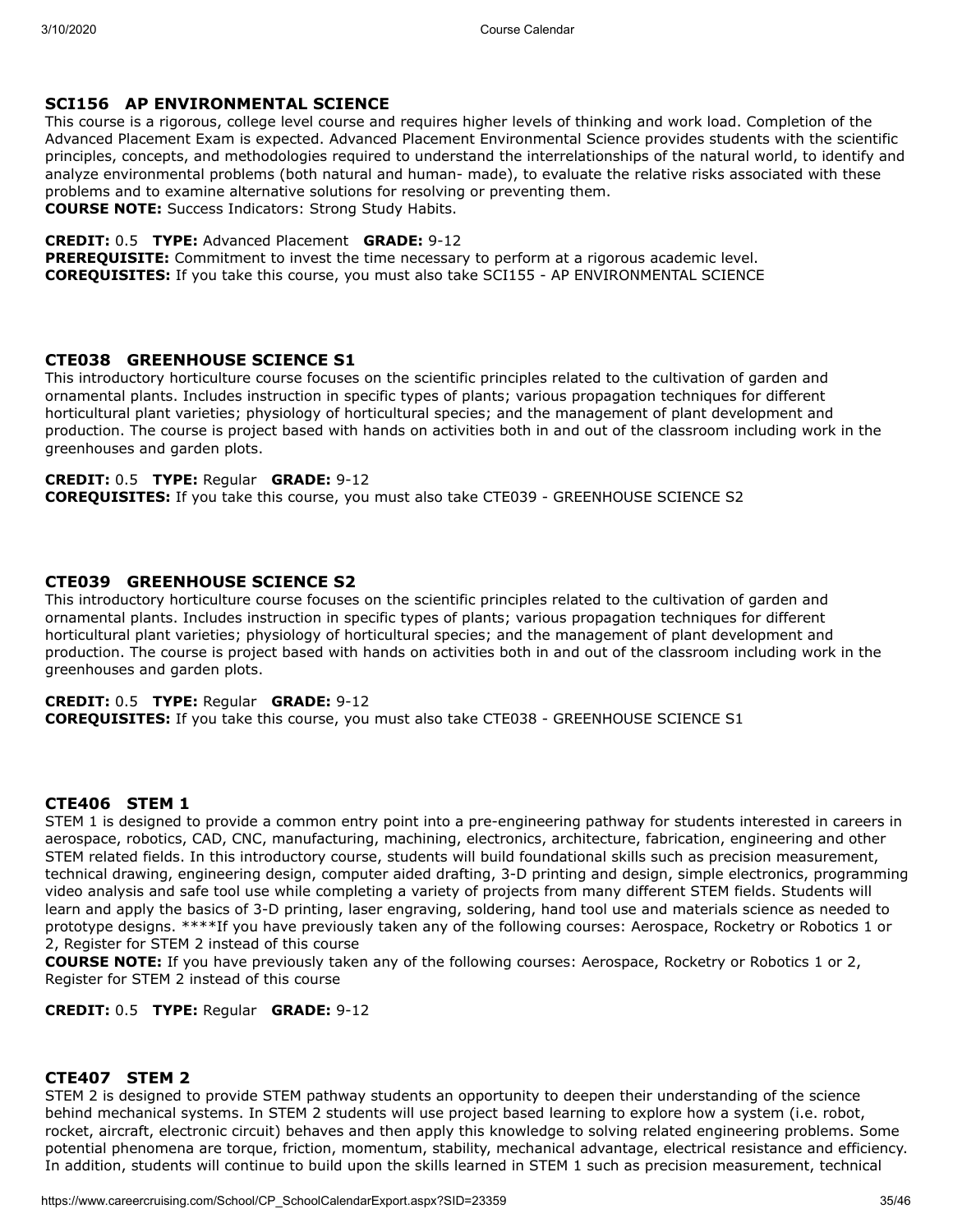### SCI156 AP ENVIRONMENTAL SCIENCE

This course is a rigorous, college level course and requires higher levels of thinking and work load. Completion of the Advanced Placement Exam is expected. Advanced Placement Environmental Science provides students with the scientific principles, concepts, and methodologies required to understand the interrelationships of the natural world, to identify and analyze environmental problems (both natural and human- made), to evaluate the relative risks associated with these problems and to examine alternative solutions for resolving or preventing them.
**COURSE NOTE:** Success Indicators: Strong Study Habits.

**CREDIT:** 0.5 **TYPE:** Advanced Placement **GRADE:** 9-12
**PREREQUISITE:** Commitment to invest the time necessary to perform at a rigorous academic level.
**COREQUISITES:** If you take this course, you must also take SCI155 - AP ENVIRONMENTAL SCIENCE

### CTE038 GREENHOUSE SCIENCE S1

This introductory horticulture course focuses on the scientific principles related to the cultivation of garden and ornamental plants. Includes instruction in specific types of plants; various propagation techniques for different horticultural plant varieties; physiology of horticultural species; and the management of plant development and production. The course is project based with hands on activities both in and out of the classroom including work in the greenhouses and garden plots.

**CREDIT:** 0.5 **TYPE:** Regular **GRADE:** 9-12
**COREQUISITES:** If you take this course, you must also take CTE039 - GREENHOUSE SCIENCE S2

### CTE039 GREENHOUSE SCIENCE S2

This introductory horticulture course focuses on the scientific principles related to the cultivation of garden and ornamental plants. Includes instruction in specific types of plants; various propagation techniques for different horticultural plant varieties; physiology of horticultural species; and the management of plant development and production. The course is project based with hands on activities both in and out of the classroom including work in the greenhouses and garden plots.

**CREDIT:** 0.5 **TYPE:** Regular **GRADE:** 9-12
**COREQUISITES:** If you take this course, you must also take CTE038 - GREENHOUSE SCIENCE S1

### CTE406 STEM 1

STEM 1 is designed to provide a common entry point into a pre-engineering pathway for students interested in careers in aerospace, robotics, CAD, CNC, manufacturing, machining, electronics, architecture, fabrication, engineering and other STEM related fields. In this introductory course, students will build foundational skills such as precision measurement, technical drawing, engineering design, computer aided drafting, 3-D printing and design, simple electronics, programming video analysis and safe tool use while completing a variety of projects from many different STEM fields. Students will learn and apply the basics of 3-D printing, laser engraving, soldering, hand tool use and materials science as needed to prototype designs. ****If you have previously taken any of the following courses: Aerospace, Rocketry or Robotics 1 or 2, Register for STEM 2 instead of this course
**COURSE NOTE:** If you have previously taken any of the following courses: Aerospace, Rocketry or Robotics 1 or 2, Register for STEM 2 instead of this course

**CREDIT:** 0.5 **TYPE:** Regular **GRADE:** 9-12

### CTE407 STEM 2

STEM 2 is designed to provide STEM pathway students an opportunity to deepen their understanding of the science behind mechanical systems. In STEM 2 students will use project based learning to explore how a system (i.e. robot, rocket, aircraft, electronic circuit) behaves and then apply this knowledge to solving related engineering problems. Some potential phenomena are torque, friction, momentum, stability, mechanical advantage, electrical resistance and efficiency. In addition, students will continue to build upon the skills learned in STEM 1 such as precision measurement, technical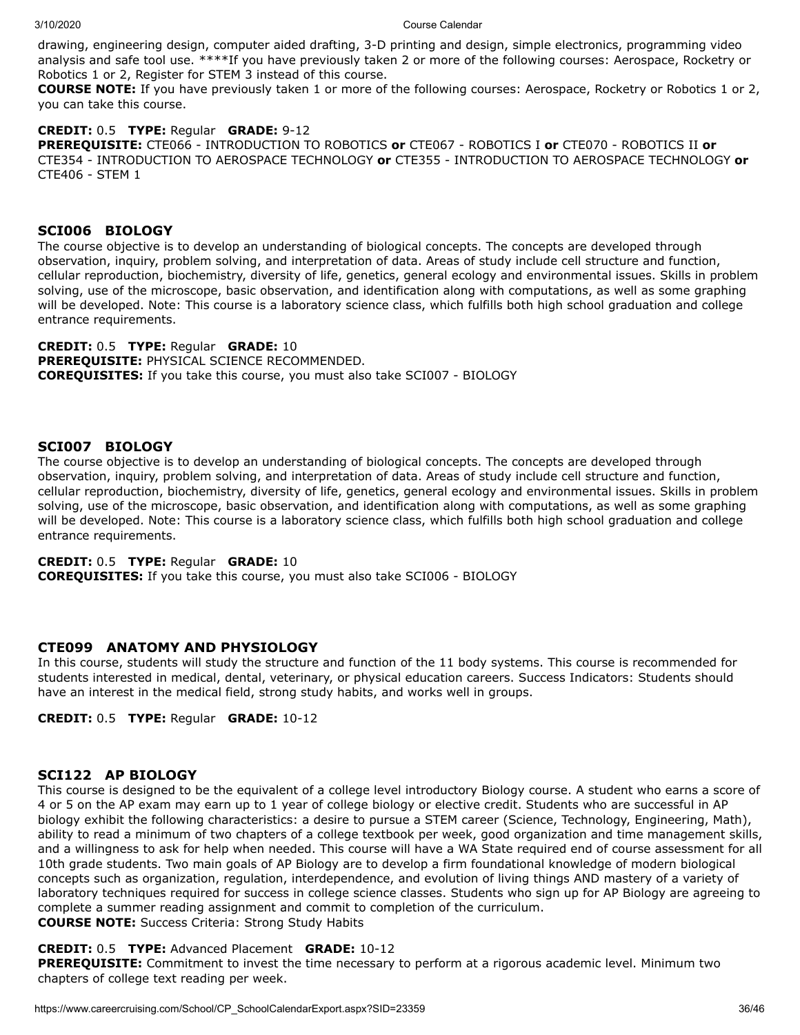drawing, engineering design, computer aided drafting, 3-D printing and design, simple electronics, programming video analysis and safe tool use. ****If you have previously taken 2 or more of the following courses: Aerospace, Rocketry or Robotics 1 or 2, Register for STEM 3 instead of this course.
**COURSE NOTE:** If you have previously taken 1 or more of the following courses: Aerospace, Rocketry or Robotics 1 or 2, you can take this course.

**CREDIT:** 0.5 **TYPE:** Regular **GRADE:** 9-12
**PREREQUISITE:** CTE066 - INTRODUCTION TO ROBOTICS **or** CTE067 - ROBOTICS I **or** CTE070 - ROBOTICS II **or** CTE354 - INTRODUCTION TO AEROSPACE TECHNOLOGY **or** CTE355 - INTRODUCTION TO AEROSPACE TECHNOLOGY **or** CTE406 - STEM 1

### SCI006 BIOLOGY

The course objective is to develop an understanding of biological concepts. The concepts are developed through observation, inquiry, problem solving, and interpretation of data. Areas of study include cell structure and function, cellular reproduction, biochemistry, diversity of life, genetics, general ecology and environmental issues. Skills in problem solving, use of the microscope, basic observation, and identification along with computations, as well as some graphing will be developed. Note: This course is a laboratory science class, which fulfills both high school graduation and college entrance requirements.

**CREDIT:** 0.5 **TYPE:** Regular **GRADE:** 10
**PREREQUISITE:** PHYSICAL SCIENCE RECOMMENDED.
**COREQUISITES:** If you take this course, you must also take SCI007 - BIOLOGY

### SCI007 BIOLOGY

The course objective is to develop an understanding of biological concepts. The concepts are developed through observation, inquiry, problem solving, and interpretation of data. Areas of study include cell structure and function, cellular reproduction, biochemistry, diversity of life, genetics, general ecology and environmental issues. Skills in problem solving, use of the microscope, basic observation, and identification along with computations, as well as some graphing will be developed. Note: This course is a laboratory science class, which fulfills both high school graduation and college entrance requirements.

**CREDIT:** 0.5 **TYPE:** Regular **GRADE:** 10
**COREQUISITES:** If you take this course, you must also take SCI006 - BIOLOGY

### CTE099 ANATOMY AND PHYSIOLOGY

In this course, students will study the structure and function of the 11 body systems. This course is recommended for students interested in medical, dental, veterinary, or physical education careers. Success Indicators: Students should have an interest in the medical field, strong study habits, and works well in groups.

**CREDIT:** 0.5 **TYPE:** Regular **GRADE:** 10-12

### SCI122 AP BIOLOGY

This course is designed to be the equivalent of a college level introductory Biology course. A student who earns a score of 4 or 5 on the AP exam may earn up to 1 year of college biology or elective credit. Students who are successful in AP biology exhibit the following characteristics: a desire to pursue a STEM career (Science, Technology, Engineering, Math), ability to read a minimum of two chapters of a college textbook per week, good organization and time management skills, and a willingness to ask for help when needed. This course will have a WA State required end of course assessment for all 10th grade students. Two main goals of AP Biology are to develop a firm foundational knowledge of modern biological concepts such as organization, regulation, interdependence, and evolution of living things AND mastery of a variety of laboratory techniques required for success in college science classes. Students who sign up for AP Biology are agreeing to complete a summer reading assignment and commit to completion of the curriculum.
**COURSE NOTE:** Success Criteria: Strong Study Habits

**CREDIT:** 0.5 **TYPE:** Advanced Placement **GRADE:** 10-12
**PREREQUISITE:** Commitment to invest the time necessary to perform at a rigorous academic level. Minimum two chapters of college text reading per week.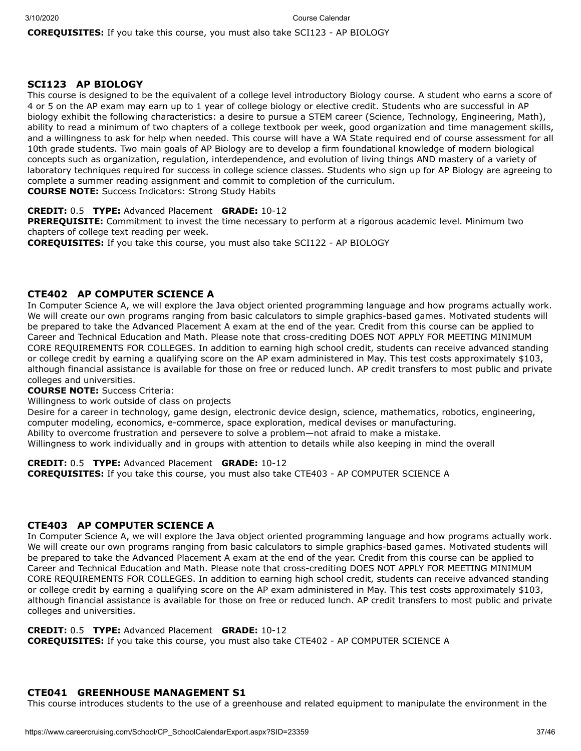**COREQUISITES:** If you take this course, you must also take SCI123 - AP BIOLOGY

### SCI123 AP BIOLOGY

This course is designed to be the equivalent of a college level introductory Biology course. A student who earns a score of 4 or 5 on the AP exam may earn up to 1 year of college biology or elective credit. Students who are successful in AP biology exhibit the following characteristics: a desire to pursue a STEM career (Science, Technology, Engineering, Math), ability to read a minimum of two chapters of a college textbook per week, good organization and time management skills, and a willingness to ask for help when needed. This course will have a WA State required end of course assessment for all 10th grade students. Two main goals of AP Biology are to develop a firm foundational knowledge of modern biological concepts such as organization, regulation, interdependence, and evolution of living things AND mastery of a variety of laboratory techniques required for success in college science classes. Students who sign up for AP Biology are agreeing to complete a summer reading assignment and commit to completion of the curriculum.

**COURSE NOTE:** Success Indicators: Strong Study Habits

**CREDIT:** 0.5 **TYPE:** Advanced Placement **GRADE:** 10-12

**PREREQUISITE:** Commitment to invest the time necessary to perform at a rigorous academic level. Minimum two chapters of college text reading per week.

**COREQUISITES:** If you take this course, you must also take SCI122 - AP BIOLOGY

### CTE402 AP COMPUTER SCIENCE A

In Computer Science A, we will explore the Java object oriented programming language and how programs actually work. We will create our own programs ranging from basic calculators to simple graphics-based games. Motivated students will be prepared to take the Advanced Placement A exam at the end of the year. Credit from this course can be applied to Career and Technical Education and Math. Please note that cross-crediting DOES NOT APPLY FOR MEETING MINIMUM CORE REQUIREMENTS FOR COLLEGES. In addition to earning high school credit, students can receive advanced standing or college credit by earning a qualifying score on the AP exam administered in May. This test costs approximately $103, although financial assistance is available for those on free or reduced lunch. AP credit transfers to most public and private colleges and universities.

**COURSE NOTE:** Success Criteria:
Willingness to work outside of class on projects
Desire for a career in technology, game design, electronic device design, science, mathematics, robotics, engineering, computer modeling, economics, e-commerce, space exploration, medical devises or manufacturing.
Ability to overcome frustration and persevere to solve a problem—not afraid to make a mistake.
Willingness to work individually and in groups with attention to details while also keeping in mind the overall

**CREDIT:** 0.5 **TYPE:** Advanced Placement **GRADE:** 10-12

**COREQUISITES:** If you take this course, you must also take CTE403 - AP COMPUTER SCIENCE A

### CTE403 AP COMPUTER SCIENCE A

In Computer Science A, we will explore the Java object oriented programming language and how programs actually work. We will create our own programs ranging from basic calculators to simple graphics-based games. Motivated students will be prepared to take the Advanced Placement A exam at the end of the year. Credit from this course can be applied to Career and Technical Education and Math. Please note that cross-crediting DOES NOT APPLY FOR MEETING MINIMUM CORE REQUIREMENTS FOR COLLEGES. In addition to earning high school credit, students can receive advanced standing or college credit by earning a qualifying score on the AP exam administered in May. This test costs approximately $103, although financial assistance is available for those on free or reduced lunch. AP credit transfers to most public and private colleges and universities.

**CREDIT:** 0.5 **TYPE:** Advanced Placement **GRADE:** 10-12

**COREQUISITES:** If you take this course, you must also take CTE402 - AP COMPUTER SCIENCE A

### CTE041 GREENHOUSE MANAGEMENT S1

This course introduces students to the use of a greenhouse and related equipment to manipulate the environment in the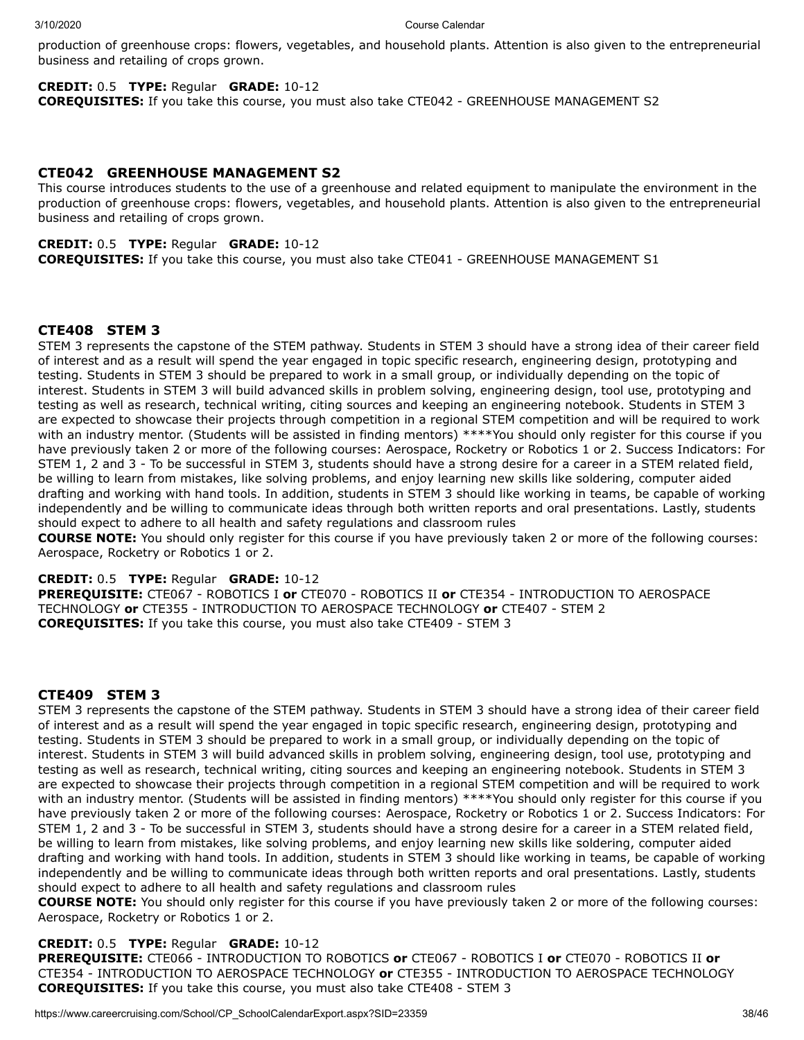production of greenhouse crops: flowers, vegetables, and household plants. Attention is also given to the entrepreneurial business and retailing of crops grown.

**CREDIT:** 0.5 **TYPE:** Regular **GRADE:** 10-12
**COREQUISITES:** If you take this course, you must also take CTE042 - GREENHOUSE MANAGEMENT S2

### CTE042 GREENHOUSE MANAGEMENT S2

This course introduces students to the use of a greenhouse and related equipment to manipulate the environment in the production of greenhouse crops: flowers, vegetables, and household plants. Attention is also given to the entrepreneurial business and retailing of crops grown.

**CREDIT:** 0.5 **TYPE:** Regular **GRADE:** 10-12
**COREQUISITES:** If you take this course, you must also take CTE041 - GREENHOUSE MANAGEMENT S1

### CTE408 STEM 3

STEM 3 represents the capstone of the STEM pathway. Students in STEM 3 should have a strong idea of their career field of interest and as a result will spend the year engaged in topic specific research, engineering design, prototyping and testing. Students in STEM 3 should be prepared to work in a small group, or individually depending on the topic of interest. Students in STEM 3 will build advanced skills in problem solving, engineering design, tool use, prototyping and testing as well as research, technical writing, citing sources and keeping an engineering notebook. Students in STEM 3 are expected to showcase their projects through competition in a regional STEM competition and will be required to work with an industry mentor. (Students will be assisted in finding mentors) ****You should only register for this course if you have previously taken 2 or more of the following courses: Aerospace, Rocketry or Robotics 1 or 2. Success Indicators: For STEM 1, 2 and 3 - To be successful in STEM 3, students should have a strong desire for a career in a STEM related field, be willing to learn from mistakes, like solving problems, and enjoy learning new skills like soldering, computer aided drafting and working with hand tools. In addition, students in STEM 3 should like working in teams, be capable of working independently and be willing to communicate ideas through both written reports and oral presentations. Lastly, students should expect to adhere to all health and safety regulations and classroom rules

**COURSE NOTE:** You should only register for this course if you have previously taken 2 or more of the following courses: Aerospace, Rocketry or Robotics 1 or 2.

**CREDIT:** 0.5 **TYPE:** Regular **GRADE:** 10-12
**PREREQUISITE:** CTE067 - ROBOTICS I **or** CTE070 - ROBOTICS II **or** CTE354 - INTRODUCTION TO AEROSPACE TECHNOLOGY **or** CTE355 - INTRODUCTION TO AEROSPACE TECHNOLOGY **or** CTE407 - STEM 2
**COREQUISITES:** If you take this course, you must also take CTE409 - STEM 3

### CTE409 STEM 3

STEM 3 represents the capstone of the STEM pathway. Students in STEM 3 should have a strong idea of their career field of interest and as a result will spend the year engaged in topic specific research, engineering design, prototyping and testing. Students in STEM 3 should be prepared to work in a small group, or individually depending on the topic of interest. Students in STEM 3 will build advanced skills in problem solving, engineering design, tool use, prototyping and testing as well as research, technical writing, citing sources and keeping an engineering notebook. Students in STEM 3 are expected to showcase their projects through competition in a regional STEM competition and will be required to work with an industry mentor. (Students will be assisted in finding mentors) ****You should only register for this course if you have previously taken 2 or more of the following courses: Aerospace, Rocketry or Robotics 1 or 2. Success Indicators: For STEM 1, 2 and 3 - To be successful in STEM 3, students should have a strong desire for a career in a STEM related field, be willing to learn from mistakes, like solving problems, and enjoy learning new skills like soldering, computer aided drafting and working with hand tools. In addition, students in STEM 3 should like working in teams, be capable of working independently and be willing to communicate ideas through both written reports and oral presentations. Lastly, students should expect to adhere to all health and safety regulations and classroom rules

**COURSE NOTE:** You should only register for this course if you have previously taken 2 or more of the following courses: Aerospace, Rocketry or Robotics 1 or 2.

**CREDIT:** 0.5 **TYPE:** Regular **GRADE:** 10-12
**PREREQUISITE:** CTE066 - INTRODUCTION TO ROBOTICS **or** CTE067 - ROBOTICS I **or** CTE070 - ROBOTICS II **or** CTE354 - INTRODUCTION TO AEROSPACE TECHNOLOGY **or** CTE355 - INTRODUCTION TO AEROSPACE TECHNOLOGY
**COREQUISITES:** If you take this course, you must also take CTE408 - STEM 3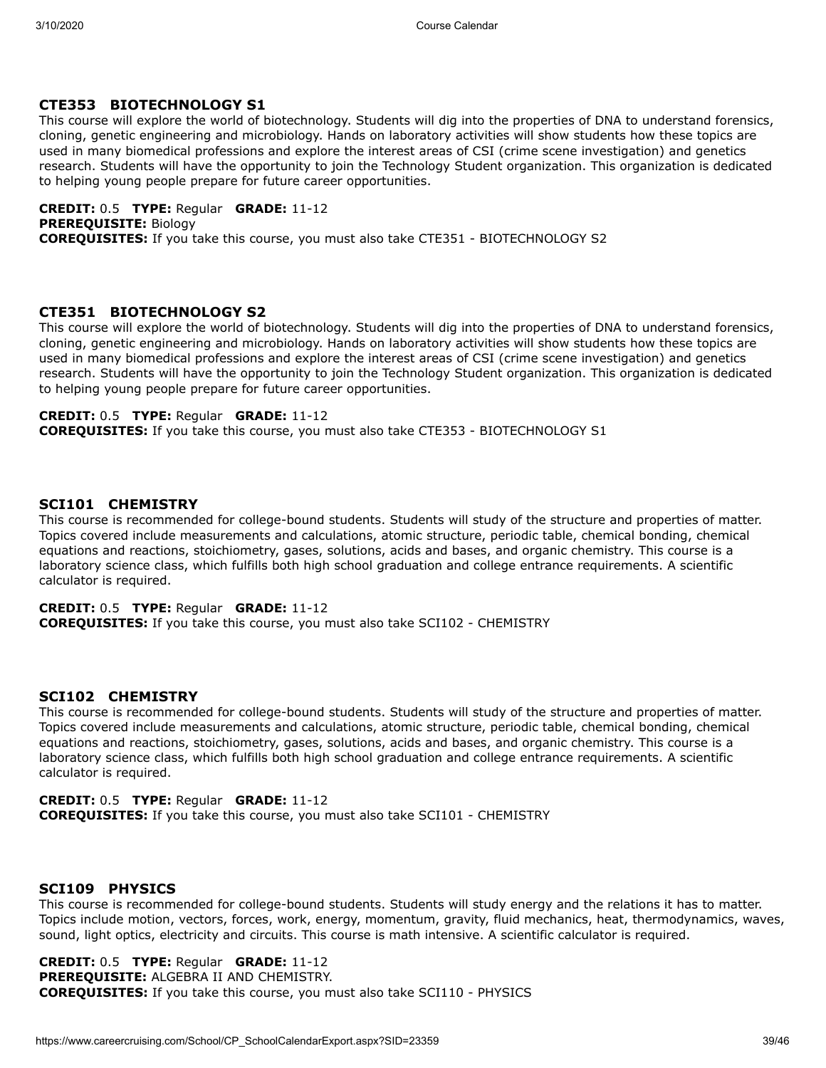### CTE353 BIOTECHNOLOGY S1

This course will explore the world of biotechnology. Students will dig into the properties of DNA to understand forensics, cloning, genetic engineering and microbiology. Hands on laboratory activities will show students how these topics are used in many biomedical professions and explore the interest areas of CSI (crime scene investigation) and genetics research. Students will have the opportunity to join the Technology Student organization. This organization is dedicated to helping young people prepare for future career opportunities.

**CREDIT:** 0.5 **TYPE:** Regular **GRADE:** 11-12
**PREREQUISITE:** Biology
**COREQUISITES:** If you take this course, you must also take CTE351 - BIOTECHNOLOGY S2

### CTE351 BIOTECHNOLOGY S2

This course will explore the world of biotechnology. Students will dig into the properties of DNA to understand forensics, cloning, genetic engineering and microbiology. Hands on laboratory activities will show students how these topics are used in many biomedical professions and explore the interest areas of CSI (crime scene investigation) and genetics research. Students will have the opportunity to join the Technology Student organization. This organization is dedicated to helping young people prepare for future career opportunities.

**CREDIT:** 0.5 **TYPE:** Regular **GRADE:** 11-12
**COREQUISITES:** If you take this course, you must also take CTE353 - BIOTECHNOLOGY S1

### SCI101 CHEMISTRY

This course is recommended for college-bound students. Students will study of the structure and properties of matter. Topics covered include measurements and calculations, atomic structure, periodic table, chemical bonding, chemical equations and reactions, stoichiometry, gases, solutions, acids and bases, and organic chemistry. This course is a laboratory science class, which fulfills both high school graduation and college entrance requirements. A scientific calculator is required.

**CREDIT:** 0.5 **TYPE:** Regular **GRADE:** 11-12
**COREQUISITES:** If you take this course, you must also take SCI102 - CHEMISTRY

### SCI102 CHEMISTRY

This course is recommended for college-bound students. Students will study of the structure and properties of matter. Topics covered include measurements and calculations, atomic structure, periodic table, chemical bonding, chemical equations and reactions, stoichiometry, gases, solutions, acids and bases, and organic chemistry. This course is a laboratory science class, which fulfills both high school graduation and college entrance requirements. A scientific calculator is required.

**CREDIT:** 0.5 **TYPE:** Regular **GRADE:** 11-12
**COREQUISITES:** If you take this course, you must also take SCI101 - CHEMISTRY

### SCI109 PHYSICS

This course is recommended for college-bound students. Students will study energy and the relations it has to matter. Topics include motion, vectors, forces, work, energy, momentum, gravity, fluid mechanics, heat, thermodynamics, waves, sound, light optics, electricity and circuits. This course is math intensive. A scientific calculator is required.

**CREDIT:** 0.5 **TYPE:** Regular **GRADE:** 11-12
**PREREQUISITE:** ALGEBRA II AND CHEMISTRY.
**COREQUISITES:** If you take this course, you must also take SCI110 - PHYSICS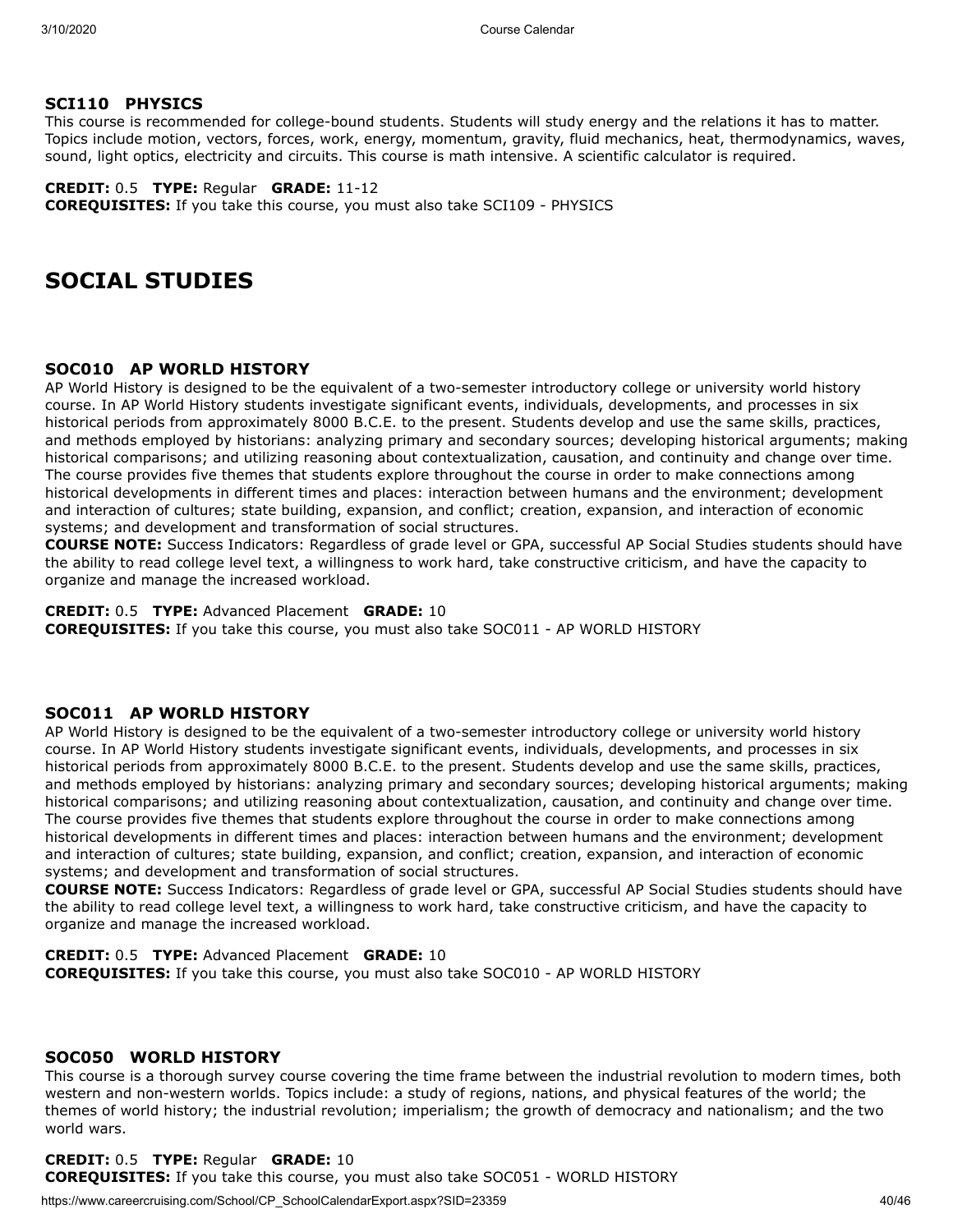### SCI110 PHYSICS

This course is recommended for college-bound students. Students will study energy and the relations it has to matter. Topics include motion, vectors, forces, work, energy, momentum, gravity, fluid mechanics, heat, thermodynamics, waves, sound, light optics, electricity and circuits. This course is math intensive. A scientific calculator is required.

**CREDIT:** 0.5 **TYPE:** Regular **GRADE:** 11-12
**COREQUISITES:** If you take this course, you must also take SCI109 - PHYSICS

## SOCIAL STUDIES

### SOC010 AP WORLD HISTORY

AP World History is designed to be the equivalent of a two-semester introductory college or university world history course. In AP World History students investigate significant events, individuals, developments, and processes in six historical periods from approximately 8000 B.C.E. to the present. Students develop and use the same skills, practices, and methods employed by historians: analyzing primary and secondary sources; developing historical arguments; making historical comparisons; and utilizing reasoning about contextualization, causation, and continuity and change over time. The course provides five themes that students explore throughout the course in order to make connections among historical developments in different times and places: interaction between humans and the environment; development and interaction of cultures; state building, expansion, and conflict; creation, expansion, and interaction of economic systems; and development and transformation of social structures.
**COURSE NOTE:** Success Indicators: Regardless of grade level or GPA, successful AP Social Studies students should have the ability to read college level text, a willingness to work hard, take constructive criticism, and have the capacity to organize and manage the increased workload.

**CREDIT:** 0.5 **TYPE:** Advanced Placement **GRADE:** 10
**COREQUISITES:** If you take this course, you must also take SOC011 - AP WORLD HISTORY

### SOC011 AP WORLD HISTORY

AP World History is designed to be the equivalent of a two-semester introductory college or university world history course. In AP World History students investigate significant events, individuals, developments, and processes in six historical periods from approximately 8000 B.C.E. to the present. Students develop and use the same skills, practices, and methods employed by historians: analyzing primary and secondary sources; developing historical arguments; making historical comparisons; and utilizing reasoning about contextualization, causation, and continuity and change over time. The course provides five themes that students explore throughout the course in order to make connections among historical developments in different times and places: interaction between humans and the environment; development and interaction of cultures; state building, expansion, and conflict; creation, expansion, and interaction of economic systems; and development and transformation of social structures.
**COURSE NOTE:** Success Indicators: Regardless of grade level or GPA, successful AP Social Studies students should have the ability to read college level text, a willingness to work hard, take constructive criticism, and have the capacity to organize and manage the increased workload.

**CREDIT:** 0.5 **TYPE:** Advanced Placement **GRADE:** 10
**COREQUISITES:** If you take this course, you must also take SOC010 - AP WORLD HISTORY

### SOC050 WORLD HISTORY

This course is a thorough survey course covering the time frame between the industrial revolution to modern times, both western and non-western worlds. Topics include: a study of regions, nations, and physical features of the world; the themes of world history; the industrial revolution; imperialism; the growth of democracy and nationalism; and the two world wars.

**CREDIT:** 0.5 **TYPE:** Regular **GRADE:** 10
**COREQUISITES:** If you take this course, you must also take SOC051 - WORLD HISTORY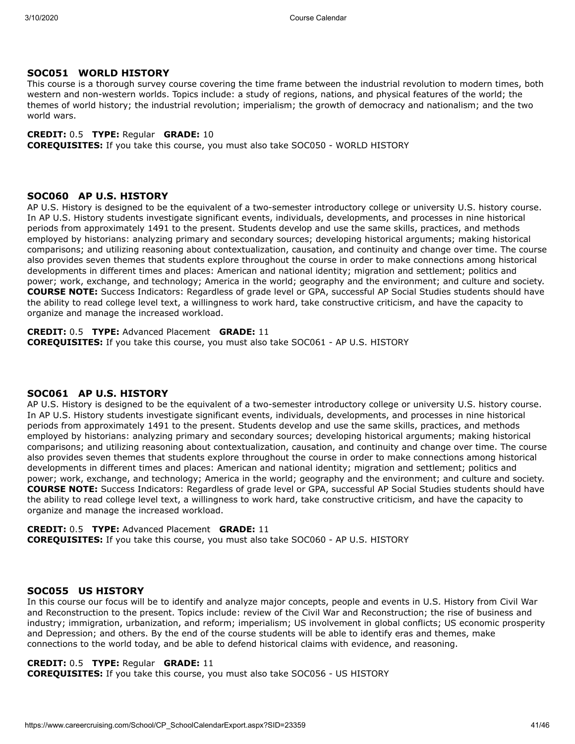### SOC051 WORLD HISTORY

This course is a thorough survey course covering the time frame between the industrial revolution to modern times, both western and non-western worlds. Topics include: a study of regions, nations, and physical features of the world; the themes of world history; the industrial revolution; imperialism; the growth of democracy and nationalism; and the two world wars.

**CREDIT:** 0.5 **TYPE:** Regular **GRADE:** 10
**COREQUISITES:** If you take this course, you must also take SOC050 - WORLD HISTORY

### SOC060 AP U.S. HISTORY

AP U.S. History is designed to be the equivalent of a two-semester introductory college or university U.S. history course. In AP U.S. History students investigate significant events, individuals, developments, and processes in nine historical periods from approximately 1491 to the present. Students develop and use the same skills, practices, and methods employed by historians: analyzing primary and secondary sources; developing historical arguments; making historical comparisons; and utilizing reasoning about contextualization, causation, and continuity and change over time. The course also provides seven themes that students explore throughout the course in order to make connections among historical developments in different times and places: American and national identity; migration and settlement; politics and power; work, exchange, and technology; America in the world; geography and the environment; and culture and society. **COURSE NOTE:** Success Indicators: Regardless of grade level or GPA, successful AP Social Studies students should have the ability to read college level text, a willingness to work hard, take constructive criticism, and have the capacity to organize and manage the increased workload.

**CREDIT:** 0.5 **TYPE:** Advanced Placement **GRADE:** 11
**COREQUISITES:** If you take this course, you must also take SOC061 - AP U.S. HISTORY

### SOC061 AP U.S. HISTORY

AP U.S. History is designed to be the equivalent of a two-semester introductory college or university U.S. history course. In AP U.S. History students investigate significant events, individuals, developments, and processes in nine historical periods from approximately 1491 to the present. Students develop and use the same skills, practices, and methods employed by historians: analyzing primary and secondary sources; developing historical arguments; making historical comparisons; and utilizing reasoning about contextualization, causation, and continuity and change over time. The course also provides seven themes that students explore throughout the course in order to make connections among historical developments in different times and places: American and national identity; migration and settlement; politics and power; work, exchange, and technology; America in the world; geography and the environment; and culture and society. **COURSE NOTE:** Success Indicators: Regardless of grade level or GPA, successful AP Social Studies students should have the ability to read college level text, a willingness to work hard, take constructive criticism, and have the capacity to organize and manage the increased workload.

**CREDIT:** 0.5 **TYPE:** Advanced Placement **GRADE:** 11
**COREQUISITES:** If you take this course, you must also take SOC060 - AP U.S. HISTORY

### SOC055 US HISTORY

In this course our focus will be to identify and analyze major concepts, people and events in U.S. History from Civil War and Reconstruction to the present. Topics include: review of the Civil War and Reconstruction; the rise of business and industry; immigration, urbanization, and reform; imperialism; US involvement in global conflicts; US economic prosperity and Depression; and others. By the end of the course students will be able to identify eras and themes, make connections to the world today, and be able to defend historical claims with evidence, and reasoning.

**CREDIT:** 0.5 **TYPE:** Regular **GRADE:** 11
**COREQUISITES:** If you take this course, you must also take SOC056 - US HISTORY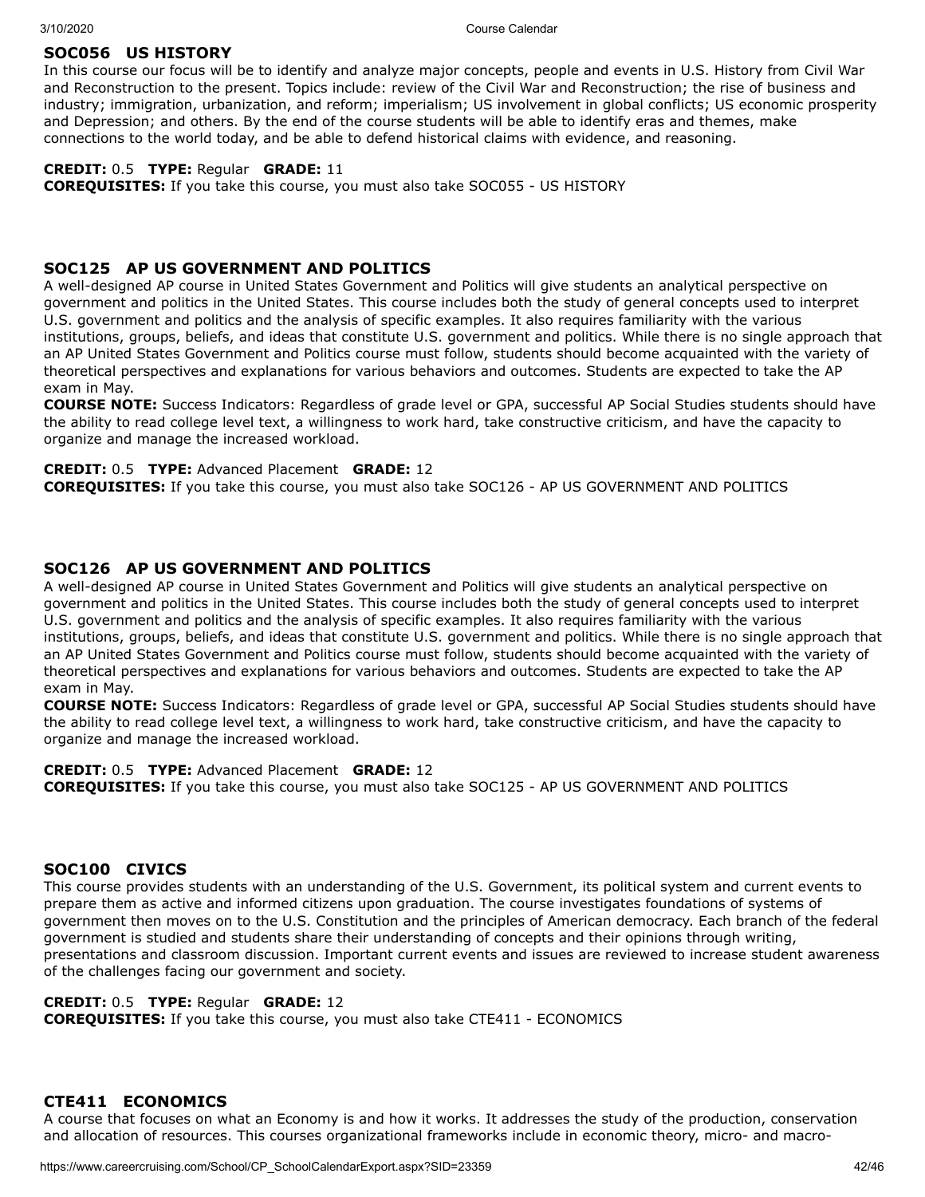## SOC056 US HISTORY

In this course our focus will be to identify and analyze major concepts, people and events in U.S. History from Civil War and Reconstruction to the present. Topics include: review of the Civil War and Reconstruction; the rise of business and industry; immigration, urbanization, and reform; imperialism; US involvement in global conflicts; US economic prosperity and Depression; and others. By the end of the course students will be able to identify eras and themes, make connections to the world today, and be able to defend historical claims with evidence, and reasoning.

**CREDIT:** 0.5 **TYPE:** Regular **GRADE:** 11
**COREQUISITES:** If you take this course, you must also take SOC055 - US HISTORY

## SOC125 AP US GOVERNMENT AND POLITICS

A well-designed AP course in United States Government and Politics will give students an analytical perspective on government and politics in the United States. This course includes both the study of general concepts used to interpret U.S. government and politics and the analysis of specific examples. It also requires familiarity with the various institutions, groups, beliefs, and ideas that constitute U.S. government and politics. While there is no single approach that an AP United States Government and Politics course must follow, students should become acquainted with the variety of theoretical perspectives and explanations for various behaviors and outcomes. Students are expected to take the AP exam in May.

**COURSE NOTE:** Success Indicators: Regardless of grade level or GPA, successful AP Social Studies students should have the ability to read college level text, a willingness to work hard, take constructive criticism, and have the capacity to organize and manage the increased workload.

**CREDIT:** 0.5 **TYPE:** Advanced Placement **GRADE:** 12
**COREQUISITES:** If you take this course, you must also take SOC126 - AP US GOVERNMENT AND POLITICS

## SOC126 AP US GOVERNMENT AND POLITICS

A well-designed AP course in United States Government and Politics will give students an analytical perspective on government and politics in the United States. This course includes both the study of general concepts used to interpret U.S. government and politics and the analysis of specific examples. It also requires familiarity with the various institutions, groups, beliefs, and ideas that constitute U.S. government and politics. While there is no single approach that an AP United States Government and Politics course must follow, students should become acquainted with the variety of theoretical perspectives and explanations for various behaviors and outcomes. Students are expected to take the AP exam in May.

**COURSE NOTE:** Success Indicators: Regardless of grade level or GPA, successful AP Social Studies students should have the ability to read college level text, a willingness to work hard, take constructive criticism, and have the capacity to organize and manage the increased workload.

**CREDIT:** 0.5 **TYPE:** Advanced Placement **GRADE:** 12
**COREQUISITES:** If you take this course, you must also take SOC125 - AP US GOVERNMENT AND POLITICS

## SOC100 CIVICS

This course provides students with an understanding of the U.S. Government, its political system and current events to prepare them as active and informed citizens upon graduation. The course investigates foundations of systems of government then moves on to the U.S. Constitution and the principles of American democracy. Each branch of the federal government is studied and students share their understanding of concepts and their opinions through writing, presentations and classroom discussion. Important current events and issues are reviewed to increase student awareness of the challenges facing our government and society.

**CREDIT:** 0.5 **TYPE:** Regular **GRADE:** 12
**COREQUISITES:** If you take this course, you must also take CTE411 - ECONOMICS

## CTE411 ECONOMICS

A course that focuses on what an Economy is and how it works. It addresses the study of the production, conservation and allocation of resources. This courses organizational frameworks include in economic theory, micro- and macro-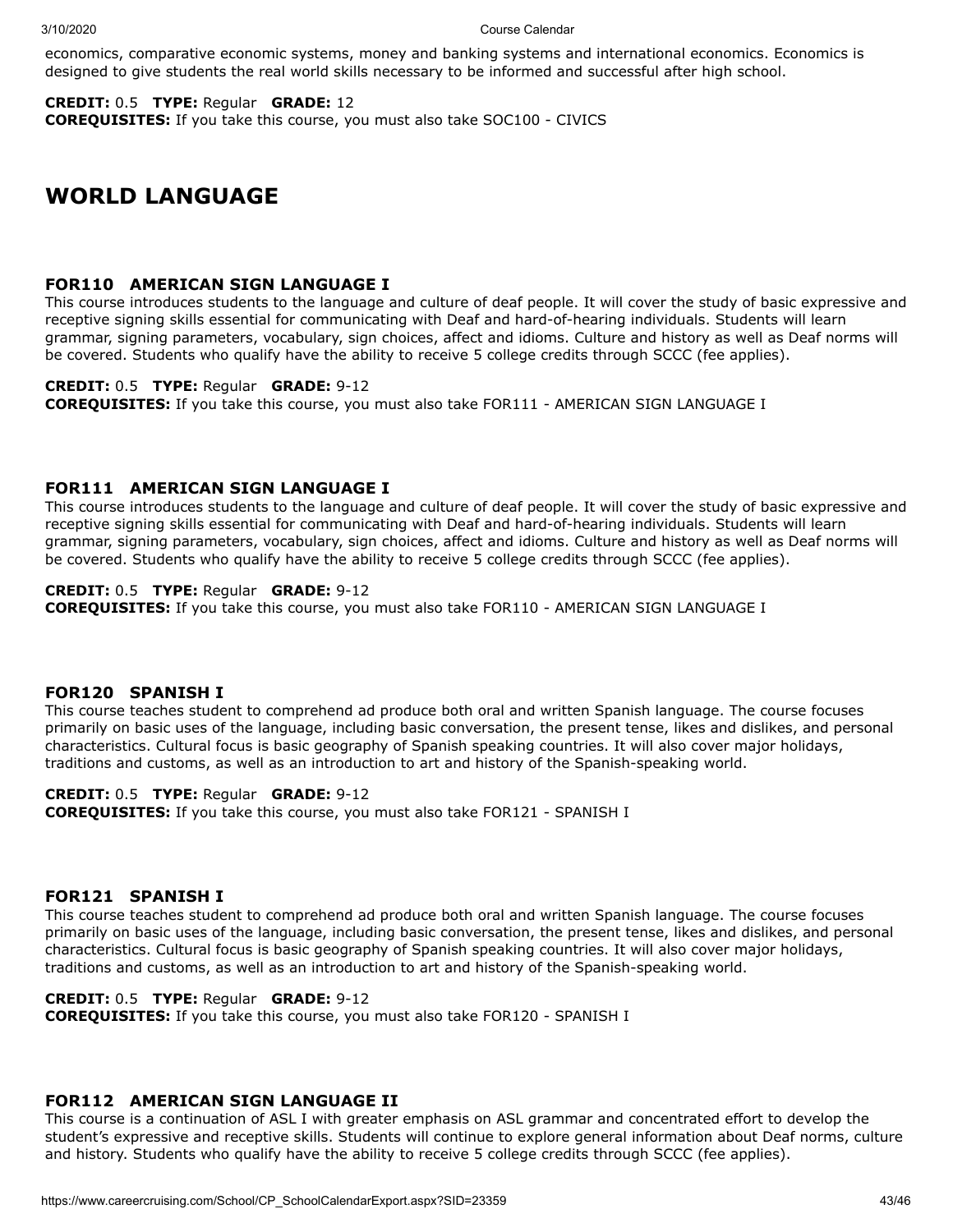economics, comparative economic systems, money and banking systems and international economics. Economics is designed to give students the real world skills necessary to be informed and successful after high school.

**CREDIT:** 0.5 **TYPE:** Regular **GRADE:** 12
**COREQUISITES:** If you take this course, you must also take SOC100 - CIVICS

# WORLD LANGUAGE

### FOR110 AMERICAN SIGN LANGUAGE I

This course introduces students to the language and culture of deaf people. It will cover the study of basic expressive and receptive signing skills essential for communicating with Deaf and hard-of-hearing individuals. Students will learn grammar, signing parameters, vocabulary, sign choices, affect and idioms. Culture and history as well as Deaf norms will be covered. Students who qualify have the ability to receive 5 college credits through SCCC (fee applies).

**CREDIT:** 0.5 **TYPE:** Regular **GRADE:** 9-12
**COREQUISITES:** If you take this course, you must also take FOR111 - AMERICAN SIGN LANGUAGE I

### FOR111 AMERICAN SIGN LANGUAGE I

This course introduces students to the language and culture of deaf people. It will cover the study of basic expressive and receptive signing skills essential for communicating with Deaf and hard-of-hearing individuals. Students will learn grammar, signing parameters, vocabulary, sign choices, affect and idioms. Culture and history as well as Deaf norms will be covered. Students who qualify have the ability to receive 5 college credits through SCCC (fee applies).

**CREDIT:** 0.5 **TYPE:** Regular **GRADE:** 9-12
**COREQUISITES:** If you take this course, you must also take FOR110 - AMERICAN SIGN LANGUAGE I

### FOR120 SPANISH I

This course teaches student to comprehend ad produce both oral and written Spanish language. The course focuses primarily on basic uses of the language, including basic conversation, the present tense, likes and dislikes, and personal characteristics. Cultural focus is basic geography of Spanish speaking countries. It will also cover major holidays, traditions and customs, as well as an introduction to art and history of the Spanish-speaking world.

**CREDIT:** 0.5 **TYPE:** Regular **GRADE:** 9-12
**COREQUISITES:** If you take this course, you must also take FOR121 - SPANISH I

### FOR121 SPANISH I

This course teaches student to comprehend ad produce both oral and written Spanish language. The course focuses primarily on basic uses of the language, including basic conversation, the present tense, likes and dislikes, and personal characteristics. Cultural focus is basic geography of Spanish speaking countries. It will also cover major holidays, traditions and customs, as well as an introduction to art and history of the Spanish-speaking world.

**CREDIT:** 0.5 **TYPE:** Regular **GRADE:** 9-12
**COREQUISITES:** If you take this course, you must also take FOR120 - SPANISH I

### FOR112 AMERICAN SIGN LANGUAGE II

This course is a continuation of ASL I with greater emphasis on ASL grammar and concentrated effort to develop the student's expressive and receptive skills. Students will continue to explore general information about Deaf norms, culture and history. Students who qualify have the ability to receive 5 college credits through SCCC (fee applies).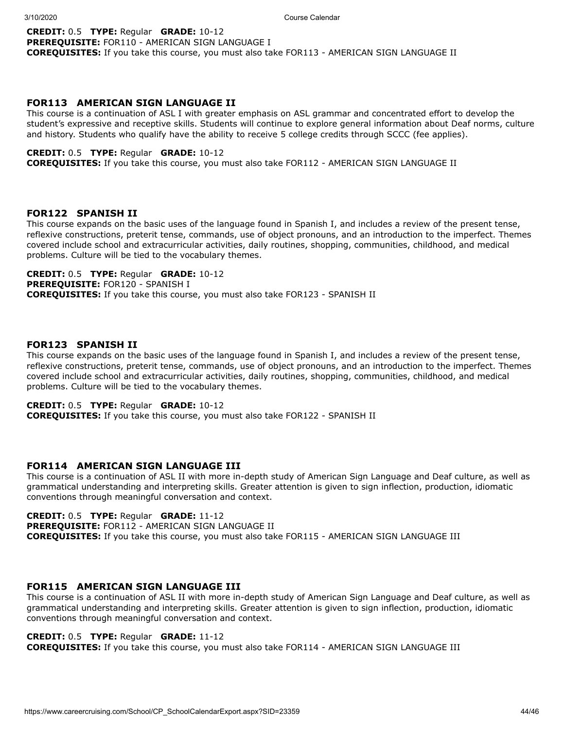**CREDIT:** 0.5 **TYPE:** Regular **GRADE:** 10-12
**PREREQUISITE:** FOR110 - AMERICAN SIGN LANGUAGE I
**COREQUISITES:** If you take this course, you must also take FOR113 - AMERICAN SIGN LANGUAGE II

### FOR113 AMERICAN SIGN LANGUAGE II

This course is a continuation of ASL I with greater emphasis on ASL grammar and concentrated effort to develop the student's expressive and receptive skills. Students will continue to explore general information about Deaf norms, culture and history. Students who qualify have the ability to receive 5 college credits through SCCC (fee applies).

**CREDIT:** 0.5 **TYPE:** Regular **GRADE:** 10-12
**COREQUISITES:** If you take this course, you must also take FOR112 - AMERICAN SIGN LANGUAGE II

### FOR122 SPANISH II

This course expands on the basic uses of the language found in Spanish I, and includes a review of the present tense, reflexive constructions, preterit tense, commands, use of object pronouns, and an introduction to the imperfect. Themes covered include school and extracurricular activities, daily routines, shopping, communities, childhood, and medical problems. Culture will be tied to the vocabulary themes.

**CREDIT:** 0.5 **TYPE:** Regular **GRADE:** 10-12
**PREREQUISITE:** FOR120 - SPANISH I
**COREQUISITES:** If you take this course, you must also take FOR123 - SPANISH II

### FOR123 SPANISH II

This course expands on the basic uses of the language found in Spanish I, and includes a review of the present tense, reflexive constructions, preterit tense, commands, use of object pronouns, and an introduction to the imperfect. Themes covered include school and extracurricular activities, daily routines, shopping, communities, childhood, and medical problems. Culture will be tied to the vocabulary themes.

**CREDIT:** 0.5 **TYPE:** Regular **GRADE:** 10-12
**COREQUISITES:** If you take this course, you must also take FOR122 - SPANISH II

### FOR114 AMERICAN SIGN LANGUAGE III

This course is a continuation of ASL II with more in-depth study of American Sign Language and Deaf culture, as well as grammatical understanding and interpreting skills. Greater attention is given to sign inflection, production, idiomatic conventions through meaningful conversation and context.

**CREDIT:** 0.5 **TYPE:** Regular **GRADE:** 11-12
**PREREQUISITE:** FOR112 - AMERICAN SIGN LANGUAGE II
**COREQUISITES:** If you take this course, you must also take FOR115 - AMERICAN SIGN LANGUAGE III

### FOR115 AMERICAN SIGN LANGUAGE III

This course is a continuation of ASL II with more in-depth study of American Sign Language and Deaf culture, as well as grammatical understanding and interpreting skills. Greater attention is given to sign inflection, production, idiomatic conventions through meaningful conversation and context.

**CREDIT:** 0.5 **TYPE:** Regular **GRADE:** 11-12
**COREQUISITES:** If you take this course, you must also take FOR114 - AMERICAN SIGN LANGUAGE III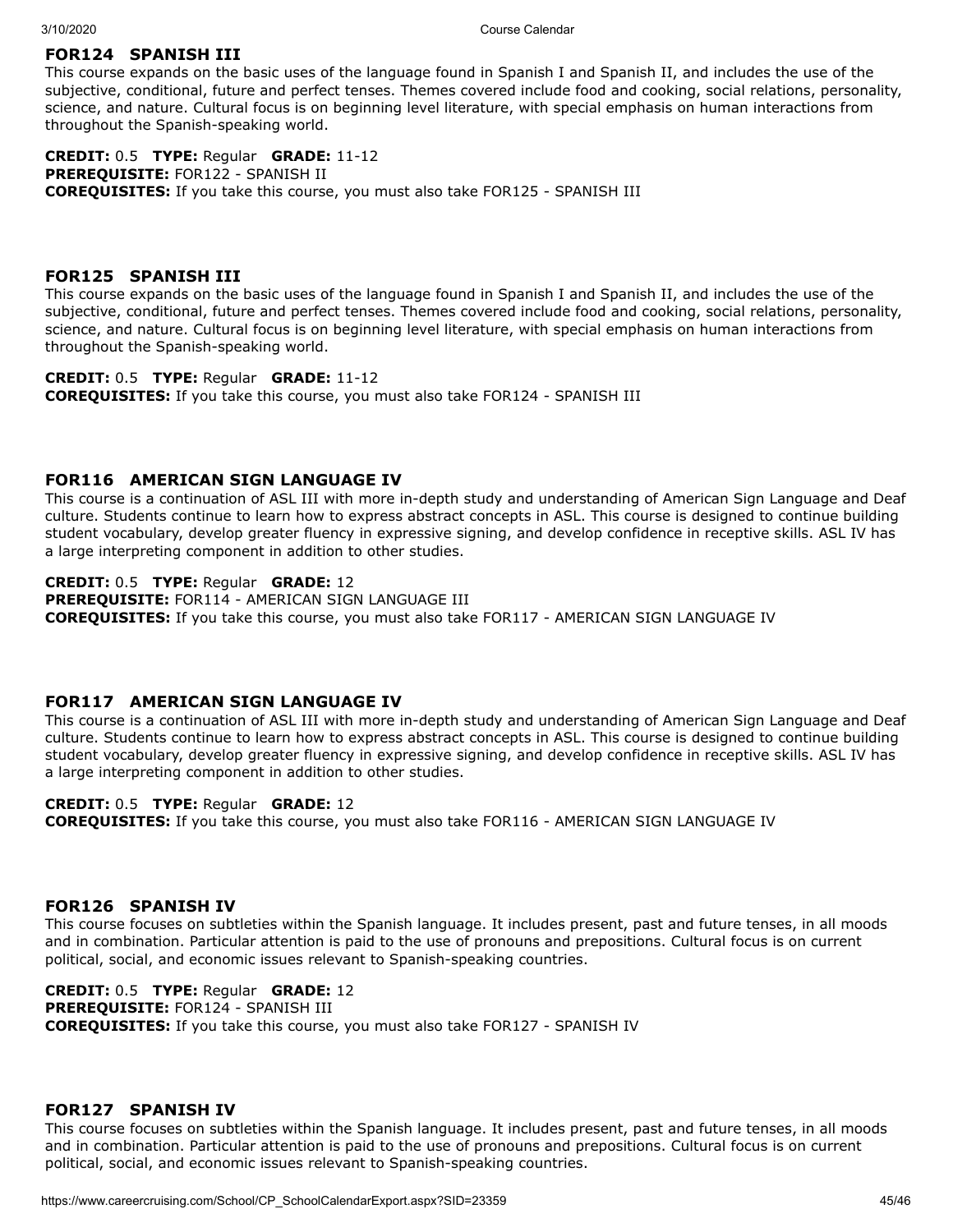### FOR124 SPANISH III

This course expands on the basic uses of the language found in Spanish I and Spanish II, and includes the use of the subjective, conditional, future and perfect tenses. Themes covered include food and cooking, social relations, personality, science, and nature. Cultural focus is on beginning level literature, with special emphasis on human interactions from throughout the Spanish-speaking world.

**CREDIT:** 0.5 **TYPE:** Regular **GRADE:** 11-12
**PREREQUISITE:** FOR122 - SPANISH II
**COREQUISITES:** If you take this course, you must also take FOR125 - SPANISH III

### FOR125 SPANISH III

This course expands on the basic uses of the language found in Spanish I and Spanish II, and includes the use of the subjective, conditional, future and perfect tenses. Themes covered include food and cooking, social relations, personality, science, and nature. Cultural focus is on beginning level literature, with special emphasis on human interactions from throughout the Spanish-speaking world.

**CREDIT:** 0.5 **TYPE:** Regular **GRADE:** 11-12
**COREQUISITES:** If you take this course, you must also take FOR124 - SPANISH III

### FOR116 AMERICAN SIGN LANGUAGE IV

This course is a continuation of ASL III with more in-depth study and understanding of American Sign Language and Deaf culture. Students continue to learn how to express abstract concepts in ASL. This course is designed to continue building student vocabulary, develop greater fluency in expressive signing, and develop confidence in receptive skills. ASL IV has a large interpreting component in addition to other studies.

**CREDIT:** 0.5 **TYPE:** Regular **GRADE:** 12
**PREREQUISITE:** FOR114 - AMERICAN SIGN LANGUAGE III
**COREQUISITES:** If you take this course, you must also take FOR117 - AMERICAN SIGN LANGUAGE IV

### FOR117 AMERICAN SIGN LANGUAGE IV

This course is a continuation of ASL III with more in-depth study and understanding of American Sign Language and Deaf culture. Students continue to learn how to express abstract concepts in ASL. This course is designed to continue building student vocabulary, develop greater fluency in expressive signing, and develop confidence in receptive skills. ASL IV has a large interpreting component in addition to other studies.

**CREDIT:** 0.5 **TYPE:** Regular **GRADE:** 12
**COREQUISITES:** If you take this course, you must also take FOR116 - AMERICAN SIGN LANGUAGE IV

### FOR126 SPANISH IV

This course focuses on subtleties within the Spanish language. It includes present, past and future tenses, in all moods and in combination. Particular attention is paid to the use of pronouns and prepositions. Cultural focus is on current political, social, and economic issues relevant to Spanish-speaking countries.

**CREDIT:** 0.5 **TYPE:** Regular **GRADE:** 12
**PREREQUISITE:** FOR124 - SPANISH III
**COREQUISITES:** If you take this course, you must also take FOR127 - SPANISH IV

### FOR127 SPANISH IV

This course focuses on subtleties within the Spanish language. It includes present, past and future tenses, in all moods and in combination. Particular attention is paid to the use of pronouns and prepositions. Cultural focus is on current political, social, and economic issues relevant to Spanish-speaking countries.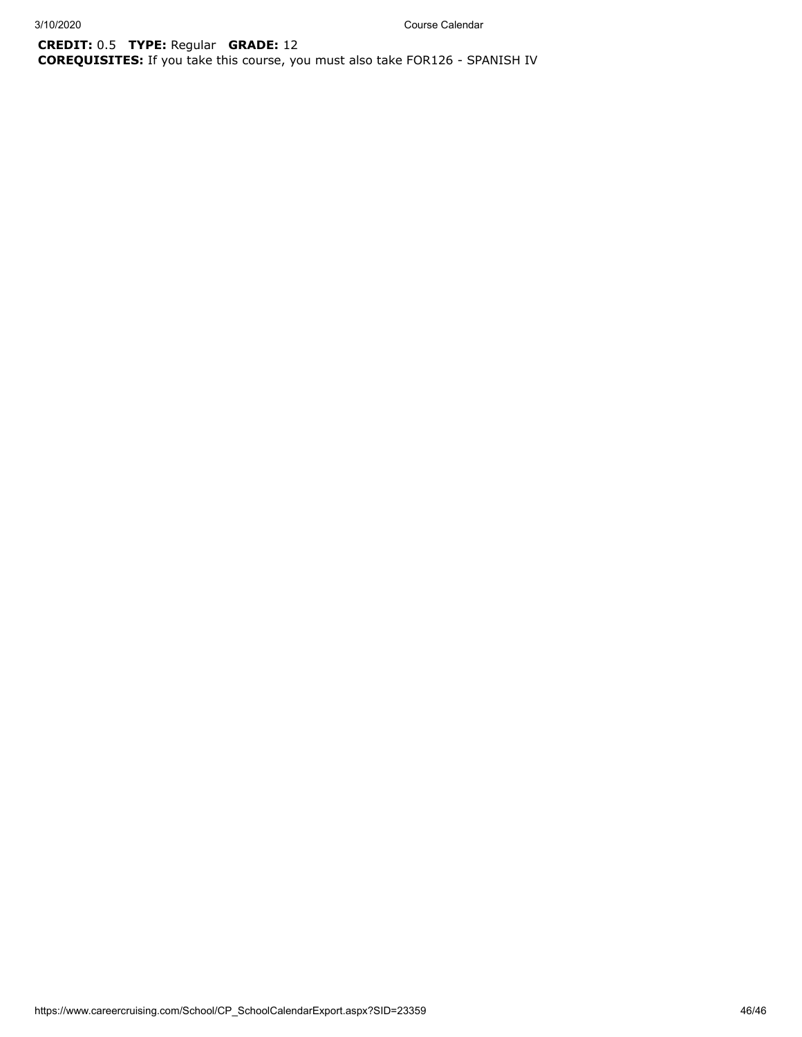**CREDIT:** 0.5 **TYPE:** Regular **GRADE:** 12
**COREQUISITES:** If you take this course, you must also take FOR126 - SPANISH IV